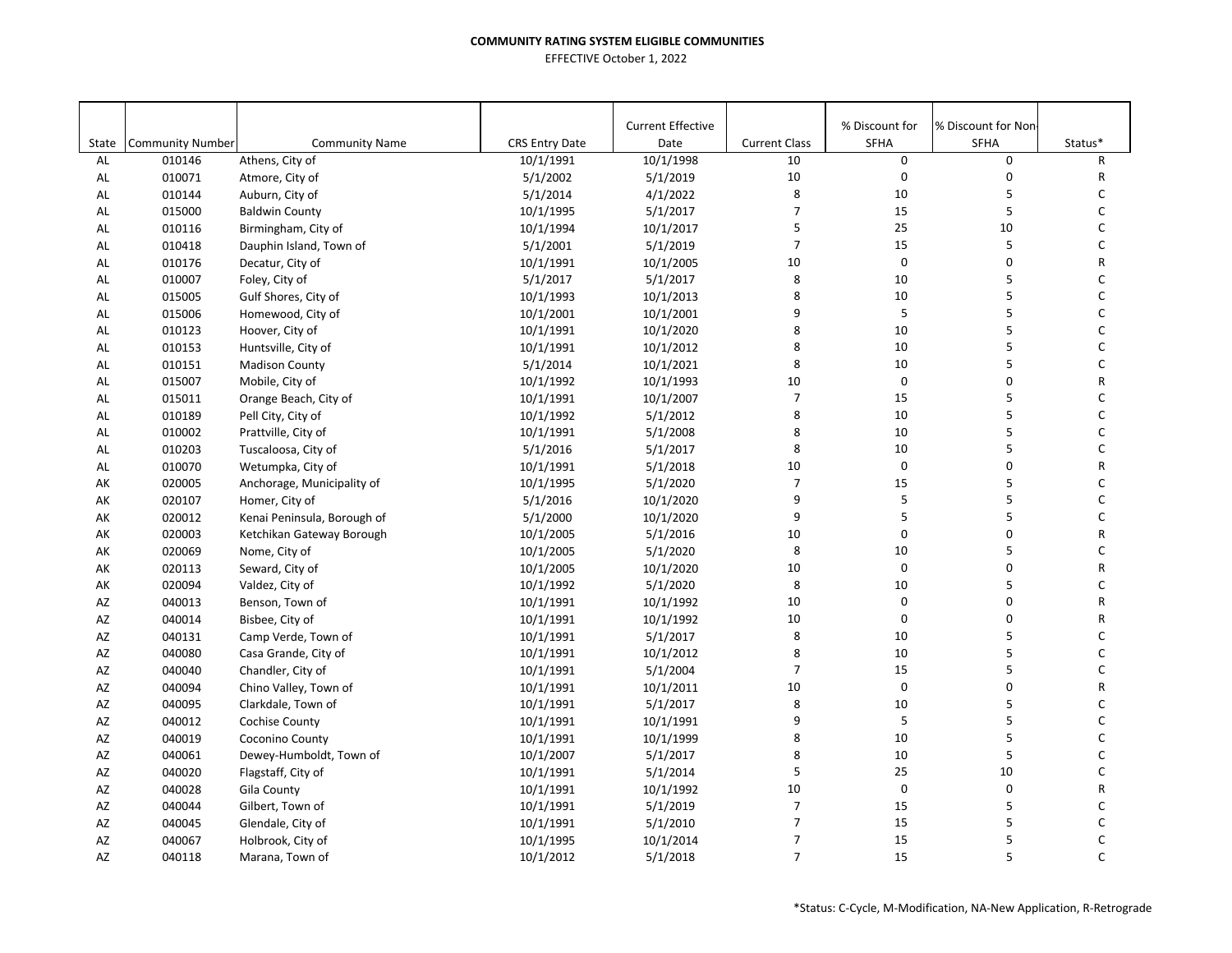**COMMUNITY RATING SYSTEM ELIGIBLE COMMUNITIES**

EFFECTIVE October 1, 2022

| State | Community Number | Community Name | CRS Entry Date | Current Effective Date | Current Class | % Discount for SFHA | % Discount for Non-SFHA | Status* |
|---|---|---|---|---|---|---|---|---|
| AL | 010146 | Athens, City of | 10/1/1991 | 10/1/1998 | 10 | 0 | 0 | R |
| AL | 010071 | Atmore, City of | 5/1/2002 | 5/1/2019 | 10 | 0 | 0 | R |
| AL | 010144 | Auburn, City of | 5/1/2014 | 4/1/2022 | 8 | 10 | 5 | C |
| AL | 015000 | Baldwin County | 10/1/1995 | 5/1/2017 | 7 | 15 | 5 | C |
| AL | 010116 | Birmingham, City of | 10/1/1994 | 10/1/2017 | 5 | 25 | 10 | C |
| AL | 010418 | Dauphin Island, Town of | 5/1/2001 | 5/1/2019 | 7 | 15 | 5 | C |
| AL | 010176 | Decatur, City of | 10/1/1991 | 10/1/2005 | 10 | 0 | 0 | R |
| AL | 010007 | Foley, City of | 5/1/2017 | 5/1/2017 | 8 | 10 | 5 | C |
| AL | 015005 | Gulf Shores, City of | 10/1/1993 | 10/1/2013 | 8 | 10 | 5 | C |
| AL | 015006 | Homewood, City of | 10/1/2001 | 10/1/2001 | 9 | 5 | 5 | C |
| AL | 010123 | Hoover, City of | 10/1/1991 | 10/1/2020 | 8 | 10 | 5 | C |
| AL | 010153 | Huntsville, City of | 10/1/1991 | 10/1/2012 | 8 | 10 | 5 | C |
| AL | 010151 | Madison County | 5/1/2014 | 10/1/2021 | 8 | 10 | 5 | C |
| AL | 015007 | Mobile, City of | 10/1/1992 | 10/1/1993 | 10 | 0 | 0 | R |
| AL | 015011 | Orange Beach, City of | 10/1/1991 | 10/1/2007 | 7 | 15 | 5 | C |
| AL | 010189 | Pell City, City of | 10/1/1992 | 5/1/2012 | 8 | 10 | 5 | C |
| AL | 010002 | Prattville, City of | 10/1/1991 | 5/1/2008 | 8 | 10 | 5 | C |
| AL | 010203 | Tuscaloosa, City of | 5/1/2016 | 5/1/2017 | 8 | 10 | 5 | C |
| AL | 010070 | Wetumpka, City of | 10/1/1991 | 5/1/2018 | 10 | 0 | 0 | R |
| AK | 020005 | Anchorage, Municipality of | 10/1/1995 | 5/1/2020 | 7 | 15 | 5 | C |
| AK | 020107 | Homer, City of | 5/1/2016 | 10/1/2020 | 9 | 5 | 5 | C |
| AK | 020012 | Kenai Peninsula, Borough of | 5/1/2000 | 10/1/2020 | 9 | 5 | 5 | C |
| AK | 020003 | Ketchikan Gateway Borough | 10/1/2005 | 5/1/2016 | 10 | 0 | 0 | R |
| AK | 020069 | Nome, City of | 10/1/2005 | 5/1/2020 | 8 | 10 | 5 | C |
| AK | 020113 | Seward, City of | 10/1/2005 | 10/1/2020 | 10 | 0 | 0 | R |
| AK | 020094 | Valdez, City of | 10/1/1992 | 5/1/2020 | 8 | 10 | 5 | C |
| AZ | 040013 | Benson, Town of | 10/1/1991 | 10/1/1992 | 10 | 0 | 0 | R |
| AZ | 040014 | Bisbee, City of | 10/1/1991 | 10/1/1992 | 10 | 0 | 0 | R |
| AZ | 040131 | Camp Verde, Town of | 10/1/1991 | 5/1/2017 | 8 | 10 | 5 | C |
| AZ | 040080 | Casa Grande, City of | 10/1/1991 | 10/1/2012 | 8 | 10 | 5 | C |
| AZ | 040040 | Chandler, City of | 10/1/1991 | 5/1/2004 | 7 | 15 | 5 | C |
| AZ | 040094 | Chino Valley, Town of | 10/1/1991 | 10/1/2011 | 10 | 0 | 0 | R |
| AZ | 040095 | Clarkdale, Town of | 10/1/1991 | 5/1/2017 | 8 | 10 | 5 | C |
| AZ | 040012 | Cochise County | 10/1/1991 | 10/1/1991 | 9 | 5 | 5 | C |
| AZ | 040019 | Coconino County | 10/1/1991 | 10/1/1999 | 8 | 10 | 5 | C |
| AZ | 040061 | Dewey-Humboldt, Town of | 10/1/2007 | 5/1/2017 | 8 | 10 | 5 | C |
| AZ | 040020 | Flagstaff, City of | 10/1/1991 | 5/1/2014 | 5 | 25 | 10 | C |
| AZ | 040028 | Gila County | 10/1/1991 | 10/1/1992 | 10 | 0 | 0 | R |
| AZ | 040044 | Gilbert, Town of | 10/1/1991 | 5/1/2019 | 7 | 15 | 5 | C |
| AZ | 040045 | Glendale, City of | 10/1/1991 | 5/1/2010 | 7 | 15 | 5 | C |
| AZ | 040067 | Holbrook, City of | 10/1/1995 | 10/1/2014 | 7 | 15 | 5 | C |
| AZ | 040118 | Marana, Town of | 10/1/2012 | 5/1/2018 | 7 | 15 | 5 | C |

*Status: C-Cycle, M-Modification, NA-New Application, R-Retrograde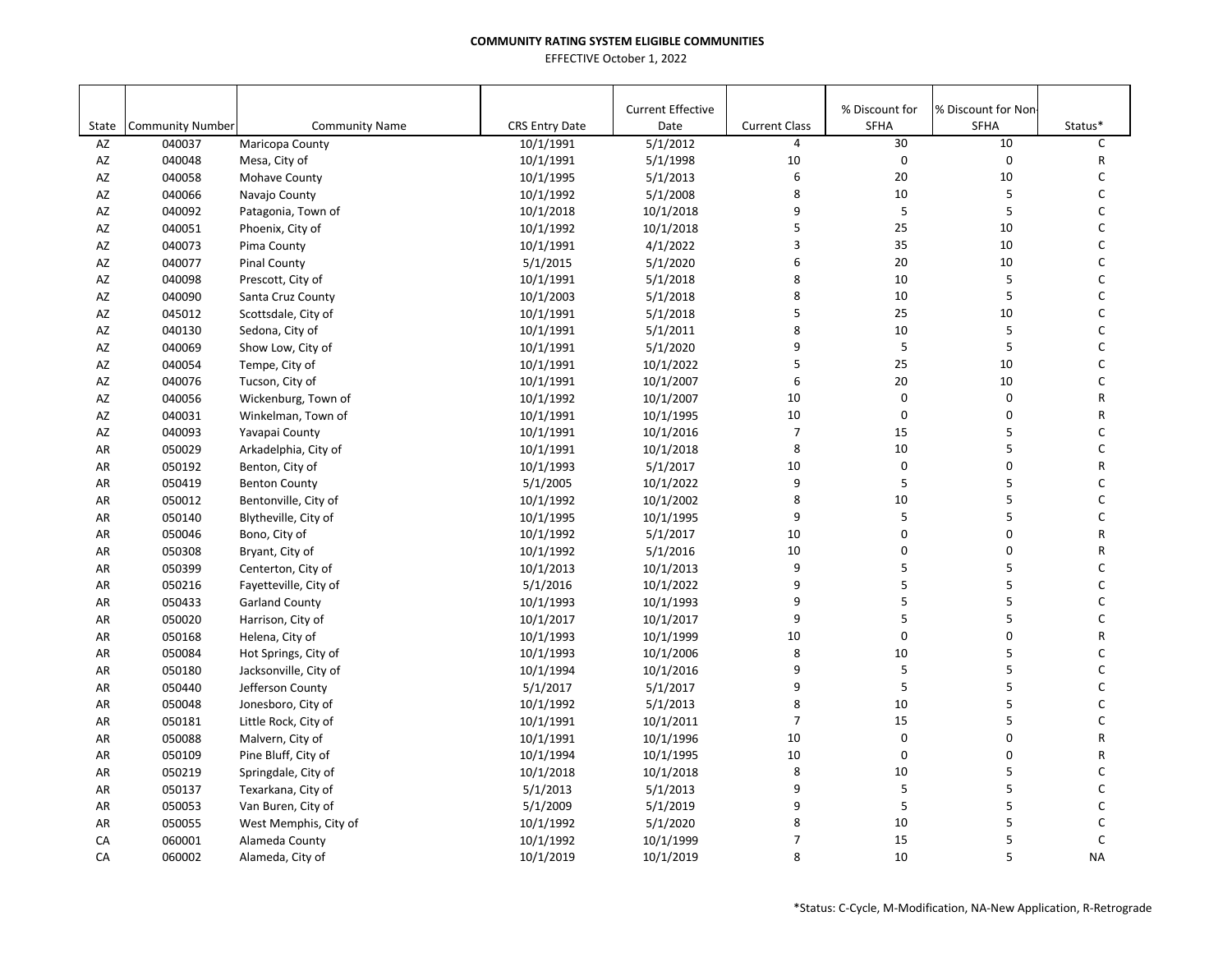**COMMUNITY RATING SYSTEM ELIGIBLE COMMUNITIES**

EFFECTIVE October 1, 2022

| State | Community Number | Community Name | CRS Entry Date | Current Effective Date | Current Class | % Discount for SFHA | % Discount for Non-SFHA | Status* |
|---|---|---|---|---|---|---|---|---|
| AZ | 040037 | Maricopa County | 10/1/1991 | 5/1/2012 | 4 | 30 | 10 | C |
| AZ | 040048 | Mesa, City of | 10/1/1991 | 5/1/1998 | 10 | 0 | 0 | R |
| AZ | 040058 | Mohave County | 10/1/1995 | 5/1/2013 | 6 | 20 | 10 | C |
| AZ | 040066 | Navajo County | 10/1/1992 | 5/1/2008 | 8 | 10 | 5 | C |
| AZ | 040092 | Patagonia, Town of | 10/1/2018 | 10/1/2018 | 9 | 5 | 5 | C |
| AZ | 040051 | Phoenix, City of | 10/1/1992 | 10/1/2018 | 5 | 25 | 10 | C |
| AZ | 040073 | Pima County | 10/1/1991 | 4/1/2022 | 3 | 35 | 10 | C |
| AZ | 040077 | Pinal County | 5/1/2015 | 5/1/2020 | 6 | 20 | 10 | C |
| AZ | 040098 | Prescott, City of | 10/1/1991 | 5/1/2018 | 8 | 10 | 5 | C |
| AZ | 040090 | Santa Cruz County | 10/1/2003 | 5/1/2018 | 8 | 10 | 5 | C |
| AZ | 045012 | Scottsdale, City of | 10/1/1991 | 5/1/2018 | 5 | 25 | 10 | C |
| AZ | 040130 | Sedona, City of | 10/1/1991 | 5/1/2011 | 8 | 10 | 5 | C |
| AZ | 040069 | Show Low, City of | 10/1/1991 | 5/1/2020 | 9 | 5 | 5 | C |
| AZ | 040054 | Tempe, City of | 10/1/1991 | 10/1/2022 | 5 | 25 | 10 | C |
| AZ | 040076 | Tucson, City of | 10/1/1991 | 10/1/2007 | 6 | 20 | 10 | C |
| AZ | 040056 | Wickenburg, Town of | 10/1/1992 | 10/1/2007 | 10 | 0 | 0 | R |
| AZ | 040031 | Winkelman, Town of | 10/1/1991 | 10/1/1995 | 10 | 0 | 0 | R |
| AZ | 040093 | Yavapai County | 10/1/1991 | 10/1/2016 | 7 | 15 | 5 | C |
| AR | 050029 | Arkadelphia, City of | 10/1/1991 | 10/1/2018 | 8 | 10 | 5 | C |
| AR | 050192 | Benton, City of | 10/1/1993 | 5/1/2017 | 10 | 0 | 0 | R |
| AR | 050419 | Benton County | 5/1/2005 | 10/1/2022 | 9 | 5 | 5 | C |
| AR | 050012 | Bentonville, City of | 10/1/1992 | 10/1/2002 | 8 | 10 | 5 | C |
| AR | 050140 | Blytheville, City of | 10/1/1995 | 10/1/1995 | 9 | 5 | 5 | C |
| AR | 050046 | Bono, City of | 10/1/1992 | 5/1/2017 | 10 | 0 | 0 | R |
| AR | 050308 | Bryant, City of | 10/1/1992 | 5/1/2016 | 10 | 0 | 0 | R |
| AR | 050399 | Centerton, City of | 10/1/2013 | 10/1/2013 | 9 | 5 | 5 | C |
| AR | 050216 | Fayetteville, City of | 5/1/2016 | 10/1/2022 | 9 | 5 | 5 | C |
| AR | 050433 | Garland County | 10/1/1993 | 10/1/1993 | 9 | 5 | 5 | C |
| AR | 050020 | Harrison, City of | 10/1/2017 | 10/1/2017 | 9 | 5 | 5 | C |
| AR | 050168 | Helena, City of | 10/1/1993 | 10/1/1999 | 10 | 0 | 0 | R |
| AR | 050084 | Hot Springs, City of | 10/1/1993 | 10/1/2006 | 8 | 10 | 5 | C |
| AR | 050180 | Jacksonville, City of | 10/1/1994 | 10/1/2016 | 9 | 5 | 5 | C |
| AR | 050440 | Jefferson County | 5/1/2017 | 5/1/2017 | 9 | 5 | 5 | C |
| AR | 050048 | Jonesboro, City of | 10/1/1992 | 5/1/2013 | 8 | 10 | 5 | C |
| AR | 050181 | Little Rock, City of | 10/1/1991 | 10/1/2011 | 7 | 15 | 5 | C |
| AR | 050088 | Malvern, City of | 10/1/1991 | 10/1/1996 | 10 | 0 | 0 | R |
| AR | 050109 | Pine Bluff, City of | 10/1/1994 | 10/1/1995 | 10 | 0 | 0 | R |
| AR | 050219 | Springdale, City of | 10/1/2018 | 10/1/2018 | 8 | 10 | 5 | C |
| AR | 050137 | Texarkana, City of | 5/1/2013 | 5/1/2013 | 9 | 5 | 5 | C |
| AR | 050053 | Van Buren, City of | 5/1/2009 | 5/1/2019 | 9 | 5 | 5 | C |
| AR | 050055 | West Memphis, City of | 10/1/1992 | 5/1/2020 | 8 | 10 | 5 | C |
| CA | 060001 | Alameda County | 10/1/1992 | 10/1/1999 | 7 | 15 | 5 | C |
| CA | 060002 | Alameda, City of | 10/1/2019 | 10/1/2019 | 8 | 10 | 5 | NA |

*Status: C-Cycle, M-Modification, NA-New Application, R-Retrograde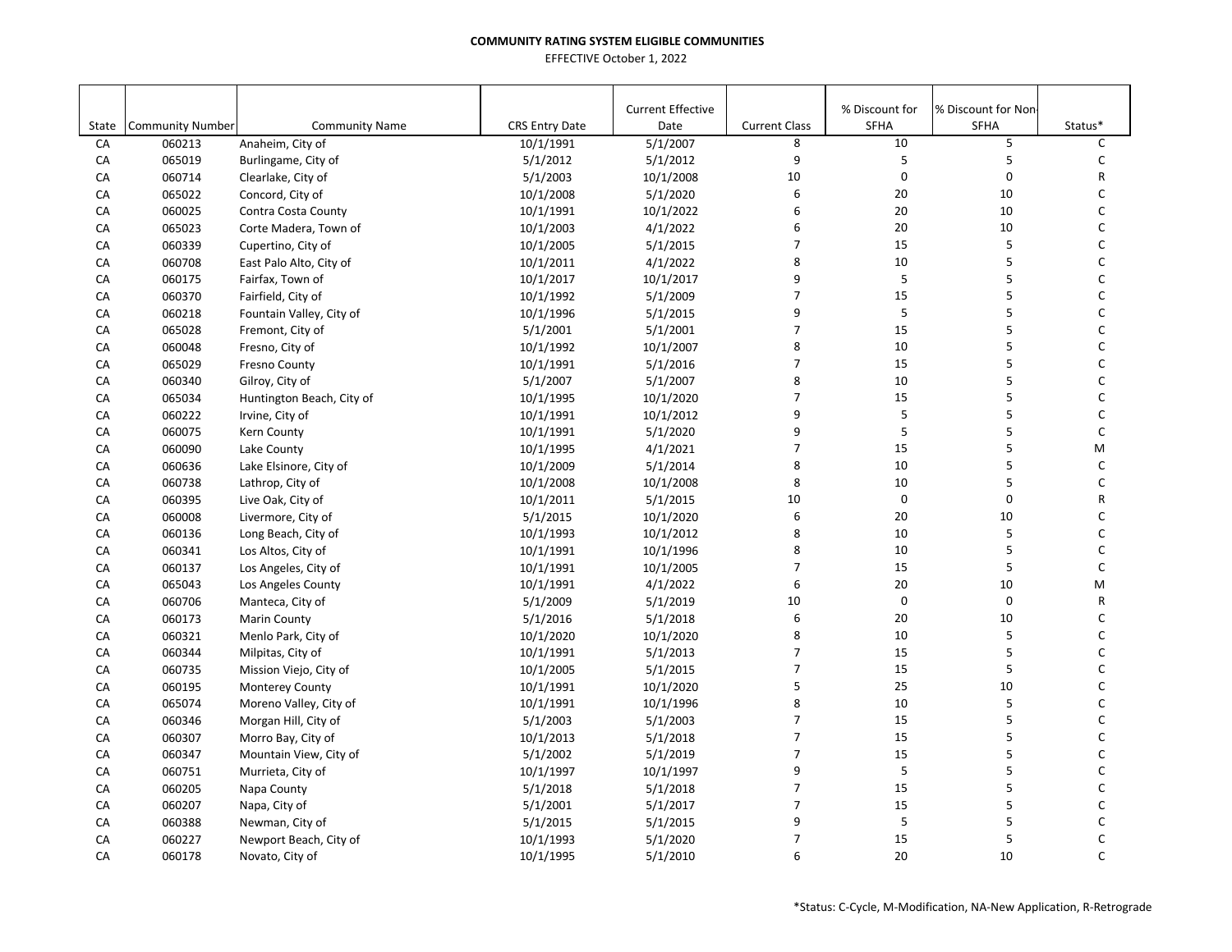**COMMUNITY RATING SYSTEM ELIGIBLE COMMUNITIES**

EFFECTIVE October 1, 2022

| State | Community Number | Community Name | CRS Entry Date | Current Effective Date | Current Class | % Discount for SFHA | % Discount for Non-SFHA | Status* |
|---|---|---|---|---|---|---|---|---|
| CA | 060213 | Anaheim, City of | 10/1/1991 | 5/1/2007 | 8 | 10 | 5 | C |
| CA | 065019 | Burlingame, City of | 5/1/2012 | 5/1/2012 | 9 | 5 | 5 | C |
| CA | 060714 | Clearlake, City of | 5/1/2003 | 10/1/2008 | 10 | 0 | 0 | R |
| CA | 065022 | Concord, City of | 10/1/2008 | 5/1/2020 | 6 | 20 | 10 | C |
| CA | 060025 | Contra Costa County | 10/1/1991 | 10/1/2022 | 6 | 20 | 10 | C |
| CA | 065023 | Corte Madera, Town of | 10/1/2003 | 4/1/2022 | 6 | 20 | 10 | C |
| CA | 060339 | Cupertino, City of | 10/1/2005 | 5/1/2015 | 7 | 15 | 5 | C |
| CA | 060708 | East Palo Alto, City of | 10/1/2011 | 4/1/2022 | 8 | 10 | 5 | C |
| CA | 060175 | Fairfax, Town of | 10/1/2017 | 10/1/2017 | 9 | 5 | 5 | C |
| CA | 060370 | Fairfield, City of | 10/1/1992 | 5/1/2009 | 7 | 15 | 5 | C |
| CA | 060218 | Fountain Valley, City of | 10/1/1996 | 5/1/2015 | 9 | 5 | 5 | C |
| CA | 065028 | Fremont, City of | 5/1/2001 | 5/1/2001 | 7 | 15 | 5 | C |
| CA | 060048 | Fresno, City of | 10/1/1992 | 10/1/2007 | 8 | 10 | 5 | C |
| CA | 065029 | Fresno County | 10/1/1991 | 5/1/2016 | 7 | 15 | 5 | C |
| CA | 060340 | Gilroy, City of | 5/1/2007 | 5/1/2007 | 8 | 10 | 5 | C |
| CA | 065034 | Huntington Beach, City of | 10/1/1995 | 10/1/2020 | 7 | 15 | 5 | C |
| CA | 060222 | Irvine, City of | 10/1/1991 | 10/1/2012 | 9 | 5 | 5 | C |
| CA | 060075 | Kern County | 10/1/1991 | 5/1/2020 | 9 | 5 | 5 | C |
| CA | 060090 | Lake County | 10/1/1995 | 4/1/2021 | 7 | 15 | 5 | M |
| CA | 060636 | Lake Elsinore, City of | 10/1/2009 | 5/1/2014 | 8 | 10 | 5 | C |
| CA | 060738 | Lathrop, City of | 10/1/2008 | 10/1/2008 | 8 | 10 | 5 | C |
| CA | 060395 | Live Oak, City of | 10/1/2011 | 5/1/2015 | 10 | 0 | 0 | R |
| CA | 060008 | Livermore, City of | 5/1/2015 | 10/1/2020 | 6 | 20 | 10 | C |
| CA | 060136 | Long Beach, City of | 10/1/1993 | 10/1/2012 | 8 | 10 | 5 | C |
| CA | 060341 | Los Altos, City of | 10/1/1991 | 10/1/1996 | 8 | 10 | 5 | C |
| CA | 060137 | Los Angeles, City of | 10/1/1991 | 10/1/2005 | 7 | 15 | 5 | C |
| CA | 065043 | Los Angeles County | 10/1/1991 | 4/1/2022 | 6 | 20 | 10 | M |
| CA | 060706 | Manteca, City of | 5/1/2009 | 5/1/2019 | 10 | 0 | 0 | R |
| CA | 060173 | Marin County | 5/1/2016 | 5/1/2018 | 6 | 20 | 10 | C |
| CA | 060321 | Menlo Park, City of | 10/1/2020 | 10/1/2020 | 8 | 10 | 5 | C |
| CA | 060344 | Milpitas, City of | 10/1/1991 | 5/1/2013 | 7 | 15 | 5 | C |
| CA | 060735 | Mission Viejo, City of | 10/1/2005 | 5/1/2015 | 7 | 15 | 5 | C |
| CA | 060195 | Monterey County | 10/1/1991 | 10/1/2020 | 5 | 25 | 10 | C |
| CA | 065074 | Moreno Valley, City of | 10/1/1991 | 10/1/1996 | 8 | 10 | 5 | C |
| CA | 060346 | Morgan Hill, City of | 5/1/2003 | 5/1/2003 | 7 | 15 | 5 | C |
| CA | 060307 | Morro Bay, City of | 10/1/2013 | 5/1/2018 | 7 | 15 | 5 | C |
| CA | 060347 | Mountain View, City of | 5/1/2002 | 5/1/2019 | 7 | 15 | 5 | C |
| CA | 060751 | Murrieta, City of | 10/1/1997 | 10/1/1997 | 9 | 5 | 5 | C |
| CA | 060205 | Napa County | 5/1/2018 | 5/1/2018 | 7 | 15 | 5 | C |
| CA | 060207 | Napa, City of | 5/1/2001 | 5/1/2017 | 7 | 15 | 5 | C |
| CA | 060388 | Newman, City of | 5/1/2015 | 5/1/2015 | 9 | 5 | 5 | C |
| CA | 060227 | Newport Beach, City of | 10/1/1993 | 5/1/2020 | 7 | 15 | 5 | C |
| CA | 060178 | Novato, City of | 10/1/1995 | 5/1/2010 | 6 | 20 | 10 | C |

*Status: C-Cycle, M-Modification, NA-New Application, R-Retrograde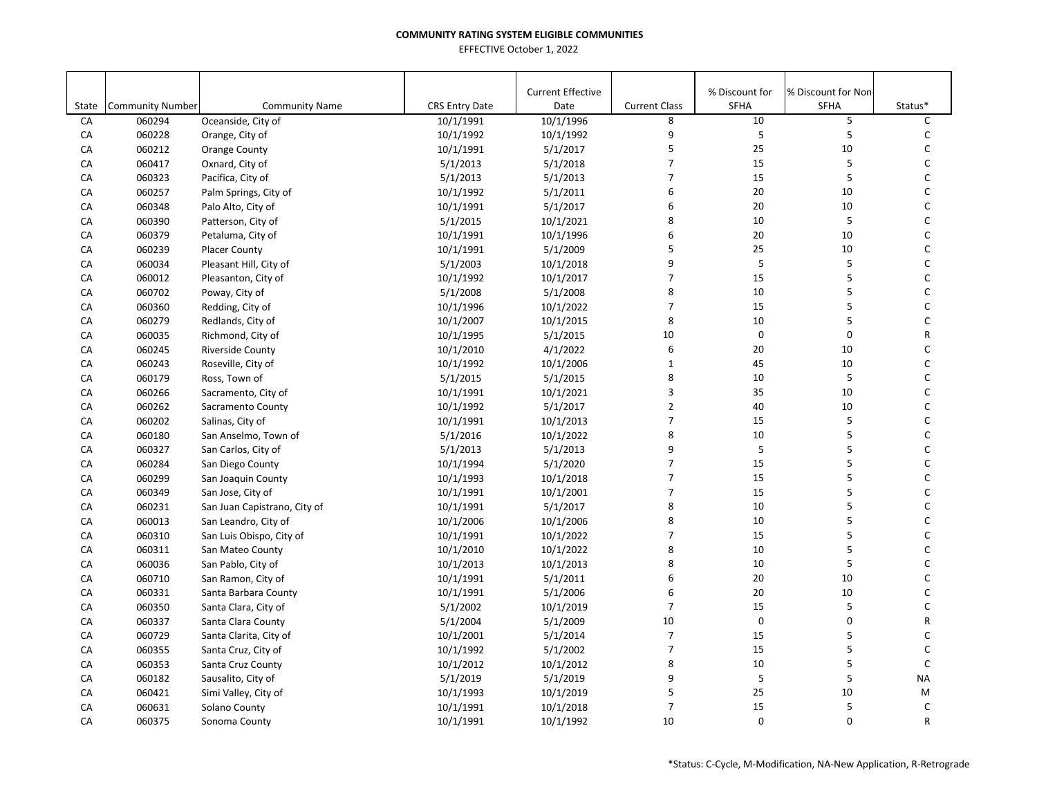**COMMUNITY RATING SYSTEM ELIGIBLE COMMUNITIES**

EFFECTIVE October 1, 2022

| State | Community Number | Community Name | CRS Entry Date | Current Effective Date | Current Class | % Discount for SFHA | % Discount for Non-SFHA | Status* |
|---|---|---|---|---|---|---|---|---|
| CA | 060294 | Oceanside, City of | 10/1/1991 | 10/1/1996 | 8 | 10 | 5 | C |
| CA | 060228 | Orange, City of | 10/1/1992 | 10/1/1992 | 9 | 5 | 5 | C |
| CA | 060212 | Orange County | 10/1/1991 | 5/1/2017 | 5 | 25 | 10 | C |
| CA | 060417 | Oxnard, City of | 5/1/2013 | 5/1/2018 | 7 | 15 | 5 | C |
| CA | 060323 | Pacifica, City of | 5/1/2013 | 5/1/2013 | 7 | 15 | 5 | C |
| CA | 060257 | Palm Springs, City of | 10/1/1992 | 5/1/2011 | 6 | 20 | 10 | C |
| CA | 060348 | Palo Alto, City of | 10/1/1991 | 5/1/2017 | 6 | 20 | 10 | C |
| CA | 060390 | Patterson, City of | 5/1/2015 | 10/1/2021 | 8 | 10 | 5 | C |
| CA | 060379 | Petaluma, City of | 10/1/1991 | 10/1/1996 | 6 | 20 | 10 | C |
| CA | 060239 | Placer County | 10/1/1991 | 5/1/2009 | 5 | 25 | 10 | C |
| CA | 060034 | Pleasant Hill, City of | 5/1/2003 | 10/1/2018 | 9 | 5 | 5 | C |
| CA | 060012 | Pleasanton, City of | 10/1/1992 | 10/1/2017 | 7 | 15 | 5 | C |
| CA | 060702 | Poway, City of | 5/1/2008 | 5/1/2008 | 8 | 10 | 5 | C |
| CA | 060360 | Redding, City of | 10/1/1996 | 10/1/2022 | 7 | 15 | 5 | C |
| CA | 060279 | Redlands, City of | 10/1/2007 | 10/1/2015 | 8 | 10 | 5 | C |
| CA | 060035 | Richmond, City of | 10/1/1995 | 5/1/2015 | 10 | 0 | 0 | R |
| CA | 060245 | Riverside County | 10/1/2010 | 4/1/2022 | 6 | 20 | 10 | C |
| CA | 060243 | Roseville, City of | 10/1/1992 | 10/1/2006 | 1 | 45 | 10 | C |
| CA | 060179 | Ross, Town of | 5/1/2015 | 5/1/2015 | 8 | 10 | 5 | C |
| CA | 060266 | Sacramento, City of | 10/1/1991 | 10/1/2021 | 3 | 35 | 10 | C |
| CA | 060262 | Sacramento County | 10/1/1992 | 5/1/2017 | 2 | 40 | 10 | C |
| CA | 060202 | Salinas, City of | 10/1/1991 | 10/1/2013 | 7 | 15 | 5 | C |
| CA | 060180 | San Anselmo, Town of | 5/1/2016 | 10/1/2022 | 8 | 10 | 5 | C |
| CA | 060327 | San Carlos, City of | 5/1/2013 | 5/1/2013 | 9 | 5 | 5 | C |
| CA | 060284 | San Diego County | 10/1/1994 | 5/1/2020 | 7 | 15 | 5 | C |
| CA | 060299 | San Joaquin County | 10/1/1993 | 10/1/2018 | 7 | 15 | 5 | C |
| CA | 060349 | San Jose, City of | 10/1/1991 | 10/1/2001 | 7 | 15 | 5 | C |
| CA | 060231 | San Juan Capistrano, City of | 10/1/1991 | 5/1/2017 | 8 | 10 | 5 | C |
| CA | 060013 | San Leandro, City of | 10/1/2006 | 10/1/2006 | 8 | 10 | 5 | C |
| CA | 060310 | San Luis Obispo, City of | 10/1/1991 | 10/1/2022 | 7 | 15 | 5 | C |
| CA | 060311 | San Mateo County | 10/1/2010 | 10/1/2022 | 8 | 10 | 5 | C |
| CA | 060036 | San Pablo, City of | 10/1/2013 | 10/1/2013 | 8 | 10 | 5 | C |
| CA | 060710 | San Ramon, City of | 10/1/1991 | 5/1/2011 | 6 | 20 | 10 | C |
| CA | 060331 | Santa Barbara County | 10/1/1991 | 5/1/2006 | 6 | 20 | 10 | C |
| CA | 060350 | Santa Clara, City of | 5/1/2002 | 10/1/2019 | 7 | 15 | 5 | C |
| CA | 060337 | Santa Clara County | 5/1/2004 | 5/1/2009 | 10 | 0 | 0 | R |
| CA | 060729 | Santa Clarita, City of | 10/1/2001 | 5/1/2014 | 7 | 15 | 5 | C |
| CA | 060355 | Santa Cruz, City of | 10/1/1992 | 5/1/2002 | 7 | 15 | 5 | C |
| CA | 060353 | Santa Cruz County | 10/1/2012 | 10/1/2012 | 8 | 10 | 5 | C |
| CA | 060182 | Sausalito, City of | 5/1/2019 | 5/1/2019 | 9 | 5 | 5 | NA |
| CA | 060421 | Simi Valley, City of | 10/1/1993 | 10/1/2019 | 5 | 25 | 10 | M |
| CA | 060631 | Solano County | 10/1/1991 | 10/1/2018 | 7 | 15 | 5 | C |
| CA | 060375 | Sonoma County | 10/1/1991 | 10/1/1992 | 10 | 0 | 0 | R |

*Status: C-Cycle, M-Modification, NA-New Application, R-Retrograde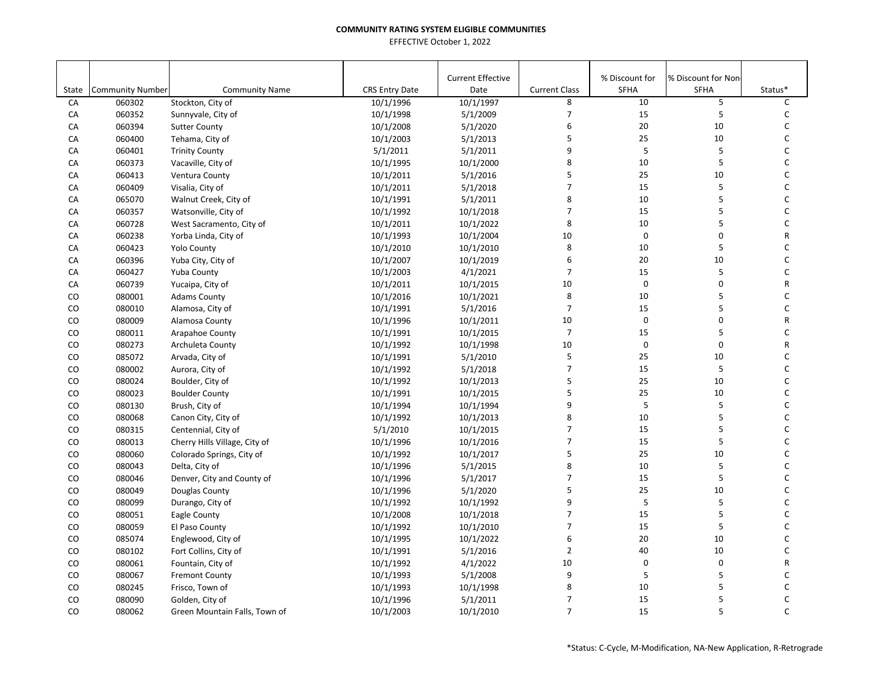**COMMUNITY RATING SYSTEM ELIGIBLE COMMUNITIES**

EFFECTIVE October 1, 2022

| State | Community Number | Community Name | CRS Entry Date | Current Effective Date | Current Class | % Discount for SFHA | % Discount for Non-SFHA | Status* |
|---|---|---|---|---|---|---|---|---|
| CA | 060302 | Stockton, City of | 10/1/1996 | 10/1/1997 | 8 | 10 | 5 | C |
| CA | 060352 | Sunnyvale, City of | 10/1/1998 | 5/1/2009 | 7 | 15 | 5 | C |
| CA | 060394 | Sutter County | 10/1/2008 | 5/1/2020 | 6 | 20 | 10 | C |
| CA | 060400 | Tehama, City of | 10/1/2003 | 5/1/2013 | 5 | 25 | 10 | C |
| CA | 060401 | Trinity County | 5/1/2011 | 5/1/2011 | 9 | 5 | 5 | C |
| CA | 060373 | Vacaville, City of | 10/1/1995 | 10/1/2000 | 8 | 10 | 5 | C |
| CA | 060413 | Ventura County | 10/1/2011 | 5/1/2016 | 5 | 25 | 10 | C |
| CA | 060409 | Visalia, City of | 10/1/2011 | 5/1/2018 | 7 | 15 | 5 | C |
| CA | 065070 | Walnut Creek, City of | 10/1/1991 | 5/1/2011 | 8 | 10 | 5 | C |
| CA | 060357 | Watsonville, City of | 10/1/1992 | 10/1/2018 | 7 | 15 | 5 | C |
| CA | 060728 | West Sacramento, City of | 10/1/2011 | 10/1/2022 | 8 | 10 | 5 | C |
| CA | 060238 | Yorba Linda, City of | 10/1/1993 | 10/1/2004 | 10 | 0 | 0 | R |
| CA | 060423 | Yolo County | 10/1/2010 | 10/1/2010 | 8 | 10 | 5 | C |
| CA | 060396 | Yuba City, City of | 10/1/2007 | 10/1/2019 | 6 | 20 | 10 | C |
| CA | 060427 | Yuba County | 10/1/2003 | 4/1/2021 | 7 | 15 | 5 | C |
| CA | 060739 | Yucaipa, City of | 10/1/2011 | 10/1/2015 | 10 | 0 | 0 | R |
| CO | 080001 | Adams County | 10/1/2016 | 10/1/2021 | 8 | 10 | 5 | C |
| CO | 080010 | Alamosa, City of | 10/1/1991 | 5/1/2016 | 7 | 15 | 5 | C |
| CO | 080009 | Alamosa County | 10/1/1996 | 10/1/2011 | 10 | 0 | 0 | R |
| CO | 080011 | Arapahoe County | 10/1/1991 | 10/1/2015 | 7 | 15 | 5 | C |
| CO | 080273 | Archuleta County | 10/1/1992 | 10/1/1998 | 10 | 0 | 0 | R |
| CO | 085072 | Arvada, City of | 10/1/1991 | 5/1/2010 | 5 | 25 | 10 | C |
| CO | 080002 | Aurora, City of | 10/1/1992 | 5/1/2018 | 7 | 15 | 5 | C |
| CO | 080024 | Boulder, City of | 10/1/1992 | 10/1/2013 | 5 | 25 | 10 | C |
| CO | 080023 | Boulder County | 10/1/1991 | 10/1/2015 | 5 | 25 | 10 | C |
| CO | 080130 | Brush, City of | 10/1/1994 | 10/1/1994 | 9 | 5 | 5 | C |
| CO | 080068 | Canon City, City of | 10/1/1992 | 10/1/2013 | 8 | 10 | 5 | C |
| CO | 080315 | Centennial, City of | 5/1/2010 | 10/1/2015 | 7 | 15 | 5 | C |
| CO | 080013 | Cherry Hills Village, City of | 10/1/1996 | 10/1/2016 | 7 | 15 | 5 | C |
| CO | 080060 | Colorado Springs, City of | 10/1/1992 | 10/1/2017 | 5 | 25 | 10 | C |
| CO | 080043 | Delta, City of | 10/1/1996 | 5/1/2015 | 8 | 10 | 5 | C |
| CO | 080046 | Denver, City and County of | 10/1/1996 | 5/1/2017 | 7 | 15 | 5 | C |
| CO | 080049 | Douglas County | 10/1/1996 | 5/1/2020 | 5 | 25 | 10 | C |
| CO | 080099 | Durango, City of | 10/1/1992 | 10/1/1992 | 9 | 5 | 5 | C |
| CO | 080051 | Eagle County | 10/1/2008 | 10/1/2018 | 7 | 15 | 5 | C |
| CO | 080059 | El Paso County | 10/1/1992 | 10/1/2010 | 7 | 15 | 5 | C |
| CO | 085074 | Englewood, City of | 10/1/1995 | 10/1/2022 | 6 | 20 | 10 | C |
| CO | 080102 | Fort Collins, City of | 10/1/1991 | 5/1/2016 | 2 | 40 | 10 | C |
| CO | 080061 | Fountain, City of | 10/1/1992 | 4/1/2022 | 10 | 0 | 0 | R |
| CO | 080067 | Fremont County | 10/1/1993 | 5/1/2008 | 9 | 5 | 5 | C |
| CO | 080245 | Frisco, Town of | 10/1/1993 | 10/1/1998 | 8 | 10 | 5 | C |
| CO | 080090 | Golden, City of | 10/1/1996 | 5/1/2011 | 7 | 15 | 5 | C |
| CO | 080062 | Green Mountain Falls, Town of | 10/1/2003 | 10/1/2010 | 7 | 15 | 5 | C |

*Status: C-Cycle, M-Modification, NA-New Application, R-Retrograde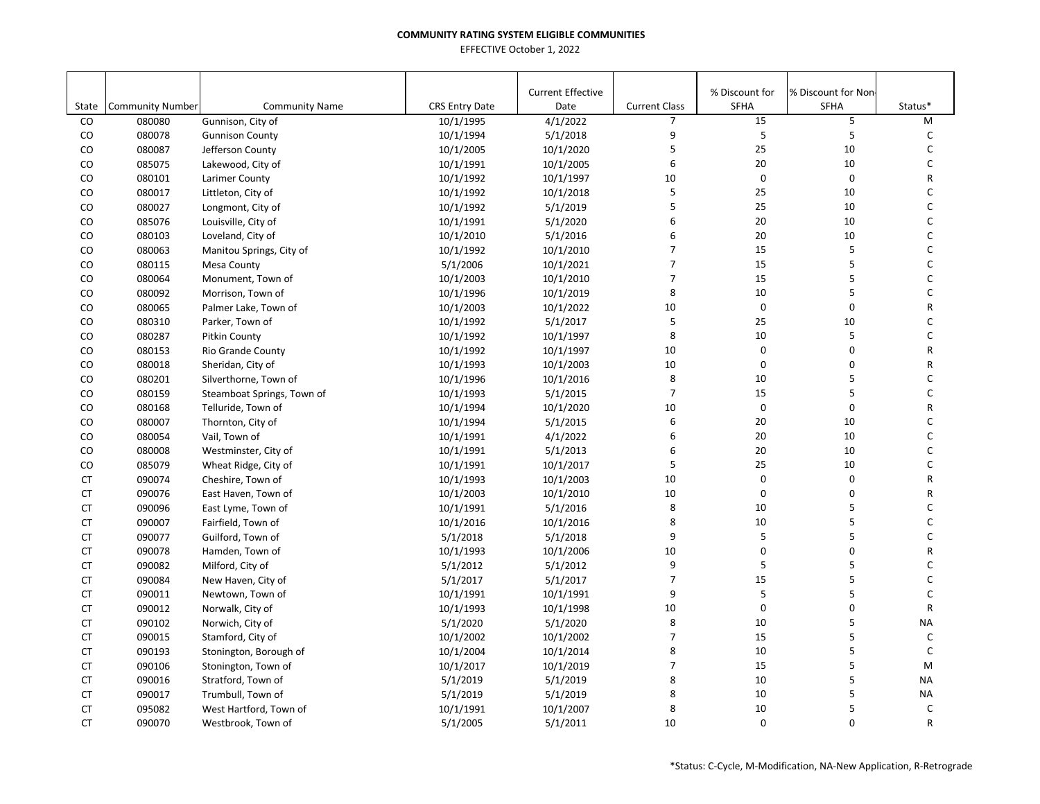**COMMUNITY RATING SYSTEM ELIGIBLE COMMUNITIES**

EFFECTIVE October 1, 2022

| State | Community Number | Community Name | CRS Entry Date | Current Effective Date | Current Class | % Discount for SFHA | % Discount for Non-SFHA | Status* |
|---|---|---|---|---|---|---|---|---|
| CO | 080080 | Gunnison, City of | 10/1/1995 | 4/1/2022 | 7 | 15 | 5 | M |
| CO | 080078 | Gunnison County | 10/1/1994 | 5/1/2018 | 9 | 5 | 5 | C |
| CO | 080087 | Jefferson County | 10/1/2005 | 10/1/2020 | 5 | 25 | 10 | C |
| CO | 085075 | Lakewood, City of | 10/1/1991 | 10/1/2005 | 6 | 20 | 10 | C |
| CO | 080101 | Larimer County | 10/1/1992 | 10/1/1997 | 10 | 0 | 0 | R |
| CO | 080017 | Littleton, City of | 10/1/1992 | 10/1/2018 | 5 | 25 | 10 | C |
| CO | 080027 | Longmont, City of | 10/1/1992 | 5/1/2019 | 5 | 25 | 10 | C |
| CO | 085076 | Louisville, City of | 10/1/1991 | 5/1/2020 | 6 | 20 | 10 | C |
| CO | 080103 | Loveland, City of | 10/1/2010 | 5/1/2016 | 6 | 20 | 10 | C |
| CO | 080063 | Manitou Springs, City of | 10/1/1992 | 10/1/2010 | 7 | 15 | 5 | C |
| CO | 080115 | Mesa County | 5/1/2006 | 10/1/2021 | 7 | 15 | 5 | C |
| CO | 080064 | Monument, Town of | 10/1/2003 | 10/1/2010 | 7 | 15 | 5 | C |
| CO | 080092 | Morrison, Town of | 10/1/1996 | 10/1/2019 | 8 | 10 | 5 | C |
| CO | 080065 | Palmer Lake, Town of | 10/1/2003 | 10/1/2022 | 10 | 0 | 0 | R |
| CO | 080310 | Parker, Town of | 10/1/1992 | 5/1/2017 | 5 | 25 | 10 | C |
| CO | 080287 | Pitkin County | 10/1/1992 | 10/1/1997 | 8 | 10 | 5 | C |
| CO | 080153 | Rio Grande County | 10/1/1992 | 10/1/1997 | 10 | 0 | 0 | R |
| CO | 080018 | Sheridan, City of | 10/1/1993 | 10/1/2003 | 10 | 0 | 0 | R |
| CO | 080201 | Silverthorne, Town of | 10/1/1996 | 10/1/2016 | 8 | 10 | 5 | C |
| CO | 080159 | Steamboat Springs, Town of | 10/1/1993 | 5/1/2015 | 7 | 15 | 5 | C |
| CO | 080168 | Telluride, Town of | 10/1/1994 | 10/1/2020 | 10 | 0 | 0 | R |
| CO | 080007 | Thornton, City of | 10/1/1994 | 5/1/2015 | 6 | 20 | 10 | C |
| CO | 080054 | Vail, Town of | 10/1/1991 | 4/1/2022 | 6 | 20 | 10 | C |
| CO | 080008 | Westminster, City of | 10/1/1991 | 5/1/2013 | 6 | 20 | 10 | C |
| CO | 085079 | Wheat Ridge, City of | 10/1/1991 | 10/1/2017 | 5 | 25 | 10 | C |
| CT | 090074 | Cheshire, Town of | 10/1/1993 | 10/1/2003 | 10 | 0 | 0 | R |
| CT | 090076 | East Haven, Town of | 10/1/2003 | 10/1/2010 | 10 | 0 | 0 | R |
| CT | 090096 | East Lyme, Town of | 10/1/1991 | 5/1/2016 | 8 | 10 | 5 | C |
| CT | 090007 | Fairfield, Town of | 10/1/2016 | 10/1/2016 | 8 | 10 | 5 | C |
| CT | 090077 | Guilford, Town of | 5/1/2018 | 5/1/2018 | 9 | 5 | 5 | C |
| CT | 090078 | Hamden, Town of | 10/1/1993 | 10/1/2006 | 10 | 0 | 0 | R |
| CT | 090082 | Milford, City of | 5/1/2012 | 5/1/2012 | 9 | 5 | 5 | C |
| CT | 090084 | New Haven, City of | 5/1/2017 | 5/1/2017 | 7 | 15 | 5 | C |
| CT | 090011 | Newtown, Town of | 10/1/1991 | 10/1/1991 | 9 | 5 | 5 | C |
| CT | 090012 | Norwalk, City of | 10/1/1993 | 10/1/1998 | 10 | 0 | 0 | R |
| CT | 090102 | Norwich, City of | 5/1/2020 | 5/1/2020 | 8 | 10 | 5 | NA |
| CT | 090015 | Stamford, City of | 10/1/2002 | 10/1/2002 | 7 | 15 | 5 | C |
| CT | 090193 | Stonington, Borough of | 10/1/2004 | 10/1/2014 | 8 | 10 | 5 | C |
| CT | 090106 | Stonington, Town of | 10/1/2017 | 10/1/2019 | 7 | 15 | 5 | M |
| CT | 090016 | Stratford, Town of | 5/1/2019 | 5/1/2019 | 8 | 10 | 5 | NA |
| CT | 090017 | Trumbull, Town of | 5/1/2019 | 5/1/2019 | 8 | 10 | 5 | NA |
| CT | 095082 | West Hartford, Town of | 10/1/1991 | 10/1/2007 | 8 | 10 | 5 | C |
| CT | 090070 | Westbrook, Town of | 5/1/2005 | 5/1/2011 | 10 | 0 | 0 | R |

*Status: C-Cycle, M-Modification, NA-New Application, R-Retrograde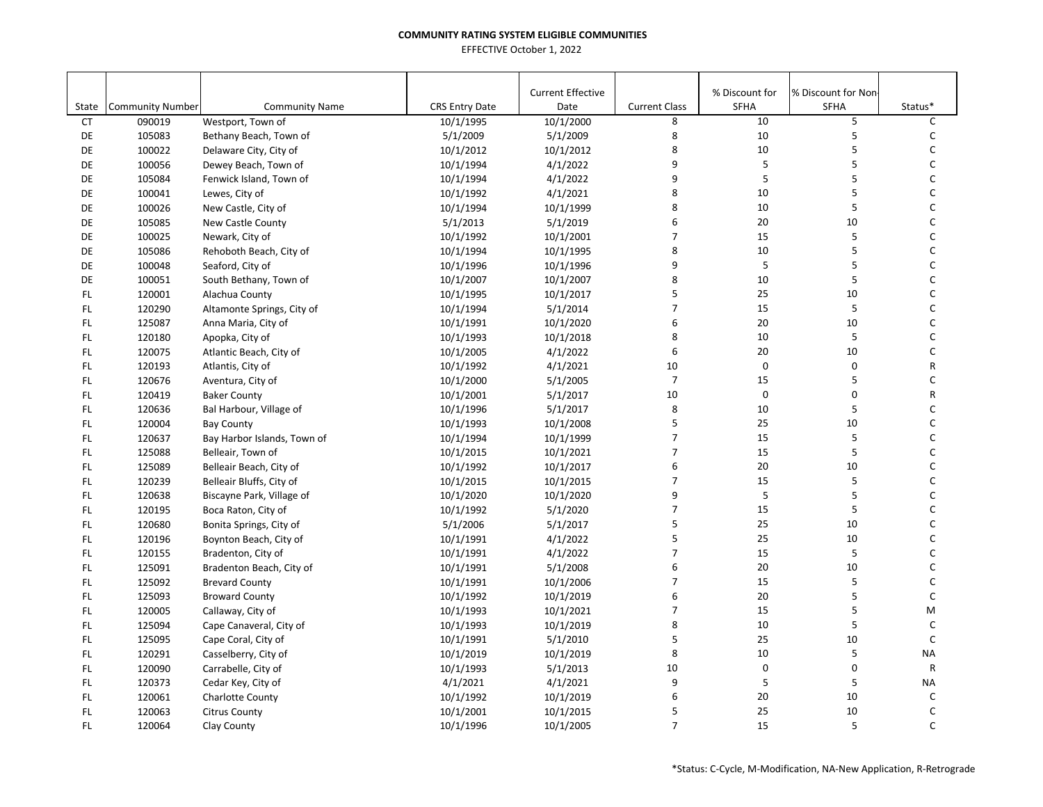**COMMUNITY RATING SYSTEM ELIGIBLE COMMUNITIES**

EFFECTIVE October 1, 2022

| State | Community Number | Community Name | CRS Entry Date | Current Effective Date | Current Class | % Discount for SFHA | % Discount for Non-SFHA | Status* |
|---|---|---|---|---|---|---|---|---|
| CT | 090019 | Westport, Town of | 10/1/1995 | 10/1/2000 | 8 | 10 | 5 | C |
| DE | 105083 | Bethany Beach, Town of | 5/1/2009 | 5/1/2009 | 8 | 10 | 5 | C |
| DE | 100022 | Delaware City, City of | 10/1/2012 | 10/1/2012 | 8 | 10 | 5 | C |
| DE | 100056 | Dewey Beach, Town of | 10/1/1994 | 4/1/2022 | 9 | 5 | 5 | C |
| DE | 105084 | Fenwick Island, Town of | 10/1/1994 | 4/1/2022 | 9 | 5 | 5 | C |
| DE | 100041 | Lewes, City of | 10/1/1992 | 4/1/2021 | 8 | 10 | 5 | C |
| DE | 100026 | New Castle, City of | 10/1/1994 | 10/1/1999 | 8 | 10 | 5 | C |
| DE | 105085 | New Castle County | 5/1/2013 | 5/1/2019 | 6 | 20 | 10 | C |
| DE | 100025 | Newark, City of | 10/1/1992 | 10/1/2001 | 7 | 15 | 5 | C |
| DE | 105086 | Rehoboth Beach, City of | 10/1/1994 | 10/1/1995 | 8 | 10 | 5 | C |
| DE | 100048 | Seaford, City of | 10/1/1996 | 10/1/1996 | 9 | 5 | 5 | C |
| DE | 100051 | South Bethany, Town of | 10/1/2007 | 10/1/2007 | 8 | 10 | 5 | C |
| FL | 120001 | Alachua County | 10/1/1995 | 10/1/2017 | 5 | 25 | 10 | C |
| FL | 120290 | Altamonte Springs, City of | 10/1/1994 | 5/1/2014 | 7 | 15 | 5 | C |
| FL | 125087 | Anna Maria, City of | 10/1/1991 | 10/1/2020 | 6 | 20 | 10 | C |
| FL | 120180 | Apopka, City of | 10/1/1993 | 10/1/2018 | 8 | 10 | 5 | C |
| FL | 120075 | Atlantic Beach, City of | 10/1/2005 | 4/1/2022 | 6 | 20 | 10 | C |
| FL | 120193 | Atlantis, City of | 10/1/1992 | 4/1/2021 | 10 | 0 | 0 | R |
| FL | 120676 | Aventura, City of | 10/1/2000 | 5/1/2005 | 7 | 15 | 5 | C |
| FL | 120419 | Baker County | 10/1/2001 | 5/1/2017 | 10 | 0 | 0 | R |
| FL | 120636 | Bal Harbour, Village of | 10/1/1996 | 5/1/2017 | 8 | 10 | 5 | C |
| FL | 120004 | Bay County | 10/1/1993 | 10/1/2008 | 5 | 25 | 10 | C |
| FL | 120637 | Bay Harbor Islands, Town of | 10/1/1994 | 10/1/1999 | 7 | 15 | 5 | C |
| FL | 125088 | Belleair, Town of | 10/1/2015 | 10/1/2021 | 7 | 15 | 5 | C |
| FL | 125089 | Belleair Beach, City of | 10/1/1992 | 10/1/2017 | 6 | 20 | 10 | C |
| FL | 120239 | Belleair Bluffs, City of | 10/1/2015 | 10/1/2015 | 7 | 15 | 5 | C |
| FL | 120638 | Biscayne Park, Village of | 10/1/2020 | 10/1/2020 | 9 | 5 | 5 | C |
| FL | 120195 | Boca Raton, City of | 10/1/1992 | 5/1/2020 | 7 | 15 | 5 | C |
| FL | 120680 | Bonita Springs, City of | 5/1/2006 | 5/1/2017 | 5 | 25 | 10 | C |
| FL | 120196 | Boynton Beach, City of | 10/1/1991 | 4/1/2022 | 5 | 25 | 10 | C |
| FL | 120155 | Bradenton, City of | 10/1/1991 | 4/1/2022 | 7 | 15 | 5 | C |
| FL | 125091 | Bradenton Beach, City of | 10/1/1991 | 5/1/2008 | 6 | 20 | 10 | C |
| FL | 125092 | Brevard County | 10/1/1991 | 10/1/2006 | 7 | 15 | 5 | C |
| FL | 125093 | Broward County | 10/1/1992 | 10/1/2019 | 6 | 20 | 5 | C |
| FL | 120005 | Callaway, City of | 10/1/1993 | 10/1/2021 | 7 | 15 | 5 | M |
| FL | 125094 | Cape Canaveral, City of | 10/1/1993 | 10/1/2019 | 8 | 10 | 5 | C |
| FL | 125095 | Cape Coral, City of | 10/1/1991 | 5/1/2010 | 5 | 25 | 10 | C |
| FL | 120291 | Casselberry, City of | 10/1/2019 | 10/1/2019 | 8 | 10 | 5 | NA |
| FL | 120090 | Carrabelle, City of | 10/1/1993 | 5/1/2013 | 10 | 0 | 0 | R |
| FL | 120373 | Cedar Key, City of | 4/1/2021 | 4/1/2021 | 9 | 5 | 5 | NA |
| FL | 120061 | Charlotte County | 10/1/1992 | 10/1/2019 | 6 | 20 | 10 | C |
| FL | 120063 | Citrus County | 10/1/2001 | 10/1/2015 | 5 | 25 | 10 | C |
| FL | 120064 | Clay County | 10/1/1996 | 10/1/2005 | 7 | 15 | 5 | C |

*Status: C-Cycle, M-Modification, NA-New Application, R-Retrograde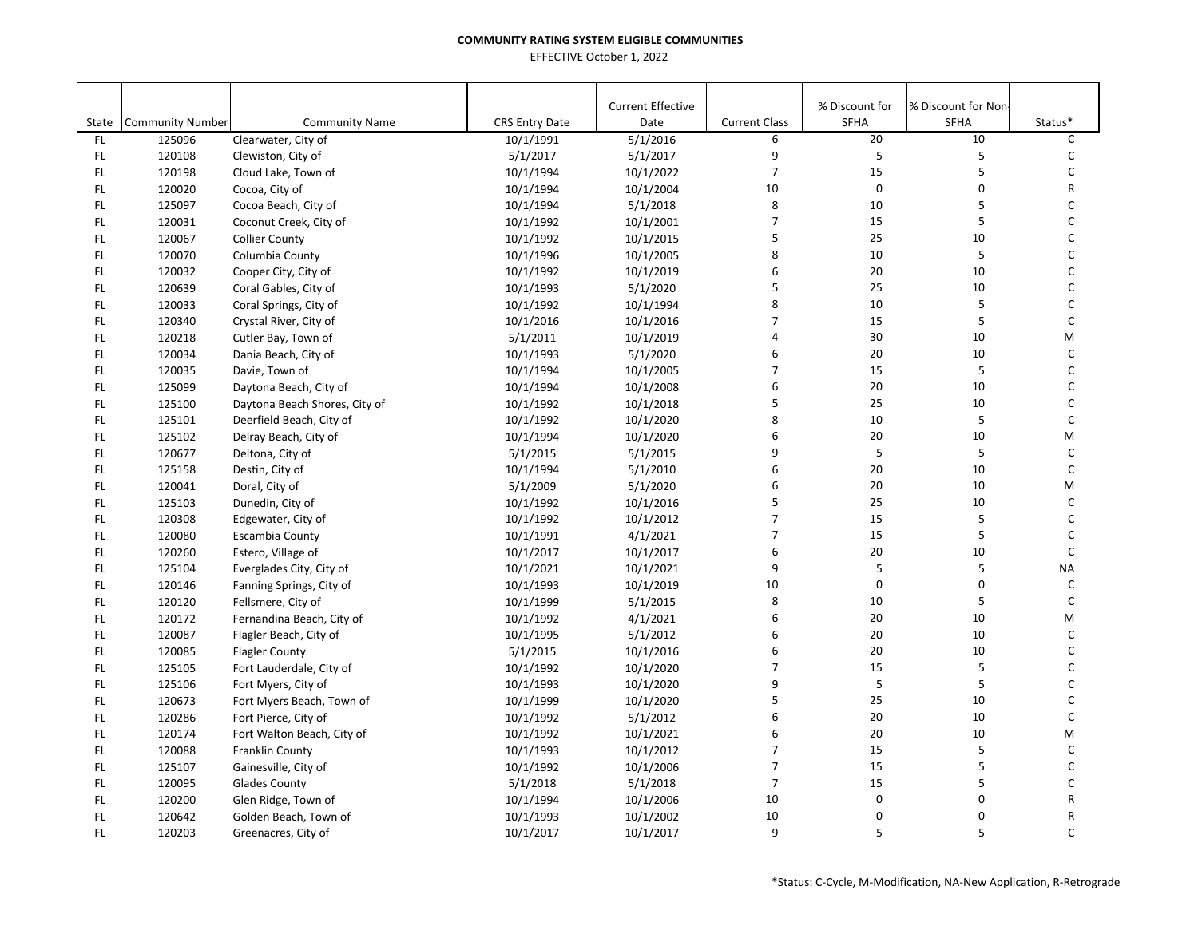**COMMUNITY RATING SYSTEM ELIGIBLE COMMUNITIES**

EFFECTIVE October 1, 2022

| State | Community Number | Community Name | CRS Entry Date | Current Effective Date | Current Class | % Discount for SFHA | % Discount for Non-SFHA | Status* |
|---|---|---|---|---|---|---|---|---|
| FL | 125096 | Clearwater, City of | 10/1/1991 | 5/1/2016 | 6 | 20 | 10 | C |
| FL | 120108 | Clewiston, City of | 5/1/2017 | 5/1/2017 | 9 | 5 | 5 | C |
| FL | 120198 | Cloud Lake, Town of | 10/1/1994 | 10/1/2022 | 7 | 15 | 5 | C |
| FL | 120020 | Cocoa, City of | 10/1/1994 | 10/1/2004 | 10 | 0 | 0 | R |
| FL | 125097 | Cocoa Beach, City of | 10/1/1994 | 5/1/2018 | 8 | 10 | 5 | C |
| FL | 120031 | Coconut Creek, City of | 10/1/1992 | 10/1/2001 | 7 | 15 | 5 | C |
| FL | 120067 | Collier County | 10/1/1992 | 10/1/2015 | 5 | 25 | 10 | C |
| FL | 120070 | Columbia County | 10/1/1996 | 10/1/2005 | 8 | 10 | 5 | C |
| FL | 120032 | Cooper City, City of | 10/1/1992 | 10/1/2019 | 6 | 20 | 10 | C |
| FL | 120639 | Coral Gables, City of | 10/1/1993 | 5/1/2020 | 5 | 25 | 10 | C |
| FL | 120033 | Coral Springs, City of | 10/1/1992 | 10/1/1994 | 8 | 10 | 5 | C |
| FL | 120340 | Crystal River, City of | 10/1/2016 | 10/1/2016 | 7 | 15 | 5 | C |
| FL | 120218 | Cutler Bay, Town of | 5/1/2011 | 10/1/2019 | 4 | 30 | 10 | M |
| FL | 120034 | Dania Beach, City of | 10/1/1993 | 5/1/2020 | 6 | 20 | 10 | C |
| FL | 120035 | Davie, Town of | 10/1/1994 | 10/1/2005 | 7 | 15 | 5 | C |
| FL | 125099 | Daytona Beach, City of | 10/1/1994 | 10/1/2008 | 6 | 20 | 10 | C |
| FL | 125100 | Daytona Beach Shores, City of | 10/1/1992 | 10/1/2018 | 5 | 25 | 10 | C |
| FL | 125101 | Deerfield Beach, City of | 10/1/1992 | 10/1/2020 | 8 | 10 | 5 | C |
| FL | 125102 | Delray Beach, City of | 10/1/1994 | 10/1/2020 | 6 | 20 | 10 | M |
| FL | 120677 | Deltona, City of | 5/1/2015 | 5/1/2015 | 9 | 5 | 5 | C |
| FL | 125158 | Destin, City of | 10/1/1994 | 5/1/2010 | 6 | 20 | 10 | C |
| FL | 120041 | Doral, City of | 5/1/2009 | 5/1/2020 | 6 | 20 | 10 | M |
| FL | 125103 | Dunedin, City of | 10/1/1992 | 10/1/2016 | 5 | 25 | 10 | C |
| FL | 120308 | Edgewater, City of | 10/1/1992 | 10/1/2012 | 7 | 15 | 5 | C |
| FL | 120080 | Escambia County | 10/1/1991 | 4/1/2021 | 7 | 15 | 5 | C |
| FL | 120260 | Estero, Village of | 10/1/2017 | 10/1/2017 | 6 | 20 | 10 | C |
| FL | 125104 | Everglades City, City of | 10/1/2021 | 10/1/2021 | 9 | 5 | 5 | NA |
| FL | 120146 | Fanning Springs, City of | 10/1/1993 | 10/1/2019 | 10 | 0 | 0 | C |
| FL | 120120 | Fellsmere, City of | 10/1/1999 | 5/1/2015 | 8 | 10 | 5 | C |
| FL | 120172 | Fernandina Beach, City of | 10/1/1992 | 4/1/2021 | 6 | 20 | 10 | M |
| FL | 120087 | Flagler Beach, City of | 10/1/1995 | 5/1/2012 | 6 | 20 | 10 | C |
| FL | 120085 | Flagler County | 5/1/2015 | 10/1/2016 | 6 | 20 | 10 | C |
| FL | 125105 | Fort Lauderdale, City of | 10/1/1992 | 10/1/2020 | 7 | 15 | 5 | C |
| FL | 125106 | Fort Myers, City of | 10/1/1993 | 10/1/2020 | 9 | 5 | 5 | C |
| FL | 120673 | Fort Myers Beach, Town of | 10/1/1999 | 10/1/2020 | 5 | 25 | 10 | C |
| FL | 120286 | Fort Pierce, City of | 10/1/1992 | 5/1/2012 | 6 | 20 | 10 | C |
| FL | 120174 | Fort Walton Beach, City of | 10/1/1992 | 10/1/2021 | 6 | 20 | 10 | M |
| FL | 120088 | Franklin County | 10/1/1993 | 10/1/2012 | 7 | 15 | 5 | C |
| FL | 125107 | Gainesville, City of | 10/1/1992 | 10/1/2006 | 7 | 15 | 5 | C |
| FL | 120095 | Glades County | 5/1/2018 | 5/1/2018 | 7 | 15 | 5 | C |
| FL | 120200 | Glen Ridge, Town of | 10/1/1994 | 10/1/2006 | 10 | 0 | 0 | R |
| FL | 120642 | Golden Beach, Town of | 10/1/1993 | 10/1/2002 | 10 | 0 | 0 | R |
| FL | 120203 | Greenacres, City of | 10/1/2017 | 10/1/2017 | 9 | 5 | 5 | C |

*Status: C-Cycle, M-Modification, NA-New Application, R-Retrograde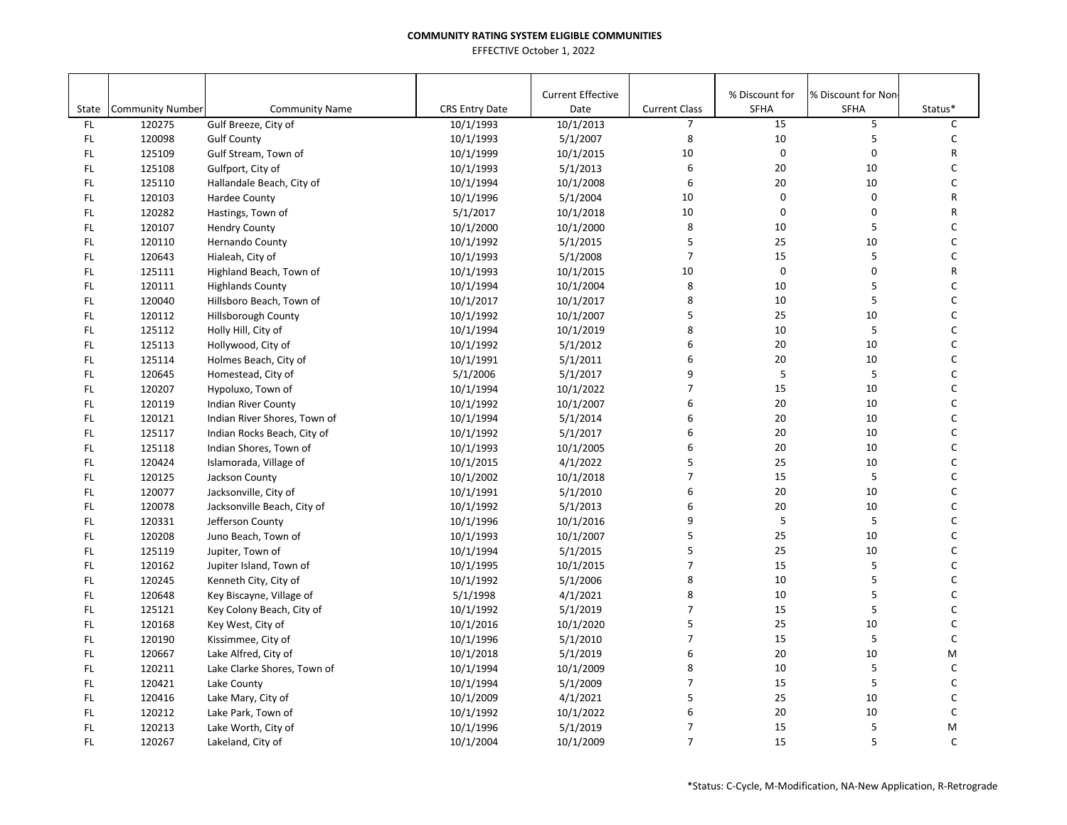**COMMUNITY RATING SYSTEM ELIGIBLE COMMUNITIES**

EFFECTIVE October 1, 2022

| State | Community Number | Community Name | CRS Entry Date | Current Effective Date | Current Class | % Discount for SFHA | % Discount for Non-SFHA | Status* |
|---|---|---|---|---|---|---|---|---|
| FL | 120275 | Gulf Breeze, City of | 10/1/1993 | 10/1/2013 | 7 | 15 | 5 | C |
| FL | 120098 | Gulf County | 10/1/1993 | 5/1/2007 | 8 | 10 | 5 | C |
| FL | 125109 | Gulf Stream, Town of | 10/1/1999 | 10/1/2015 | 10 | 0 | 0 | R |
| FL | 125108 | Gulfport, City of | 10/1/1993 | 5/1/2013 | 6 | 20 | 10 | C |
| FL | 125110 | Hallandale Beach, City of | 10/1/1994 | 10/1/2008 | 6 | 20 | 10 | C |
| FL | 120103 | Hardee County | 10/1/1996 | 5/1/2004 | 10 | 0 | 0 | R |
| FL | 120282 | Hastings, Town of | 5/1/2017 | 10/1/2018 | 10 | 0 | 0 | R |
| FL | 120107 | Hendry County | 10/1/2000 | 10/1/2000 | 8 | 10 | 5 | C |
| FL | 120110 | Hernando County | 10/1/1992 | 5/1/2015 | 5 | 25 | 10 | C |
| FL | 120643 | Hialeah, City of | 10/1/1993 | 5/1/2008 | 7 | 15 | 5 | C |
| FL | 125111 | Highland Beach, Town of | 10/1/1993 | 10/1/2015 | 10 | 0 | 0 | R |
| FL | 120111 | Highlands County | 10/1/1994 | 10/1/2004 | 8 | 10 | 5 | C |
| FL | 120040 | Hillsboro Beach, Town of | 10/1/2017 | 10/1/2017 | 8 | 10 | 5 | C |
| FL | 120112 | Hillsborough County | 10/1/1992 | 10/1/2007 | 5 | 25 | 10 | C |
| FL | 125112 | Holly Hill, City of | 10/1/1994 | 10/1/2019 | 8 | 10 | 5 | C |
| FL | 125113 | Hollywood, City of | 10/1/1992 | 5/1/2012 | 6 | 20 | 10 | C |
| FL | 125114 | Holmes Beach, City of | 10/1/1991 | 5/1/2011 | 6 | 20 | 10 | C |
| FL | 120645 | Homestead, City of | 5/1/2006 | 5/1/2017 | 9 | 5 | 5 | C |
| FL | 120207 | Hypoluxo, Town of | 10/1/1994 | 10/1/2022 | 7 | 15 | 10 | C |
| FL | 120119 | Indian River County | 10/1/1992 | 10/1/2007 | 6 | 20 | 10 | C |
| FL | 120121 | Indian River Shores, Town of | 10/1/1994 | 5/1/2014 | 6 | 20 | 10 | C |
| FL | 125117 | Indian Rocks Beach, City of | 10/1/1992 | 5/1/2017 | 6 | 20 | 10 | C |
| FL | 125118 | Indian Shores, Town of | 10/1/1993 | 10/1/2005 | 6 | 20 | 10 | C |
| FL | 120424 | Islamorada, Village of | 10/1/2015 | 4/1/2022 | 5 | 25 | 10 | C |
| FL | 120125 | Jackson County | 10/1/2002 | 10/1/2018 | 7 | 15 | 5 | C |
| FL | 120077 | Jacksonville, City of | 10/1/1991 | 5/1/2010 | 6 | 20 | 10 | C |
| FL | 120078 | Jacksonville Beach, City of | 10/1/1992 | 5/1/2013 | 6 | 20 | 10 | C |
| FL | 120331 | Jefferson County | 10/1/1996 | 10/1/2016 | 9 | 5 | 5 | C |
| FL | 120208 | Juno Beach, Town of | 10/1/1993 | 10/1/2007 | 5 | 25 | 10 | C |
| FL | 125119 | Jupiter, Town of | 10/1/1994 | 5/1/2015 | 5 | 25 | 10 | C |
| FL | 120162 | Jupiter Island, Town of | 10/1/1995 | 10/1/2015 | 7 | 15 | 5 | C |
| FL | 120245 | Kenneth City, City of | 10/1/1992 | 5/1/2006 | 8 | 10 | 5 | C |
| FL | 120648 | Key Biscayne, Village of | 5/1/1998 | 4/1/2021 | 8 | 10 | 5 | C |
| FL | 125121 | Key Colony Beach, City of | 10/1/1992 | 5/1/2019 | 7 | 15 | 5 | C |
| FL | 120168 | Key West, City of | 10/1/2016 | 10/1/2020 | 5 | 25 | 10 | C |
| FL | 120190 | Kissimmee, City of | 10/1/1996 | 5/1/2010 | 7 | 15 | 5 | C |
| FL | 120667 | Lake Alfred, City of | 10/1/2018 | 5/1/2019 | 6 | 20 | 10 | M |
| FL | 120211 | Lake Clarke Shores, Town of | 10/1/1994 | 10/1/2009 | 8 | 10 | 5 | C |
| FL | 120421 | Lake County | 10/1/1994 | 5/1/2009 | 7 | 15 | 5 | C |
| FL | 120416 | Lake Mary, City of | 10/1/2009 | 4/1/2021 | 5 | 25 | 10 | C |
| FL | 120212 | Lake Park, Town of | 10/1/1992 | 10/1/2022 | 6 | 20 | 10 | C |
| FL | 120213 | Lake Worth, City of | 10/1/1996 | 5/1/2019 | 7 | 15 | 5 | M |
| FL | 120267 | Lakeland, City of | 10/1/2004 | 10/1/2009 | 7 | 15 | 5 | C |

*Status: C-Cycle, M-Modification, NA-New Application, R-Retrograde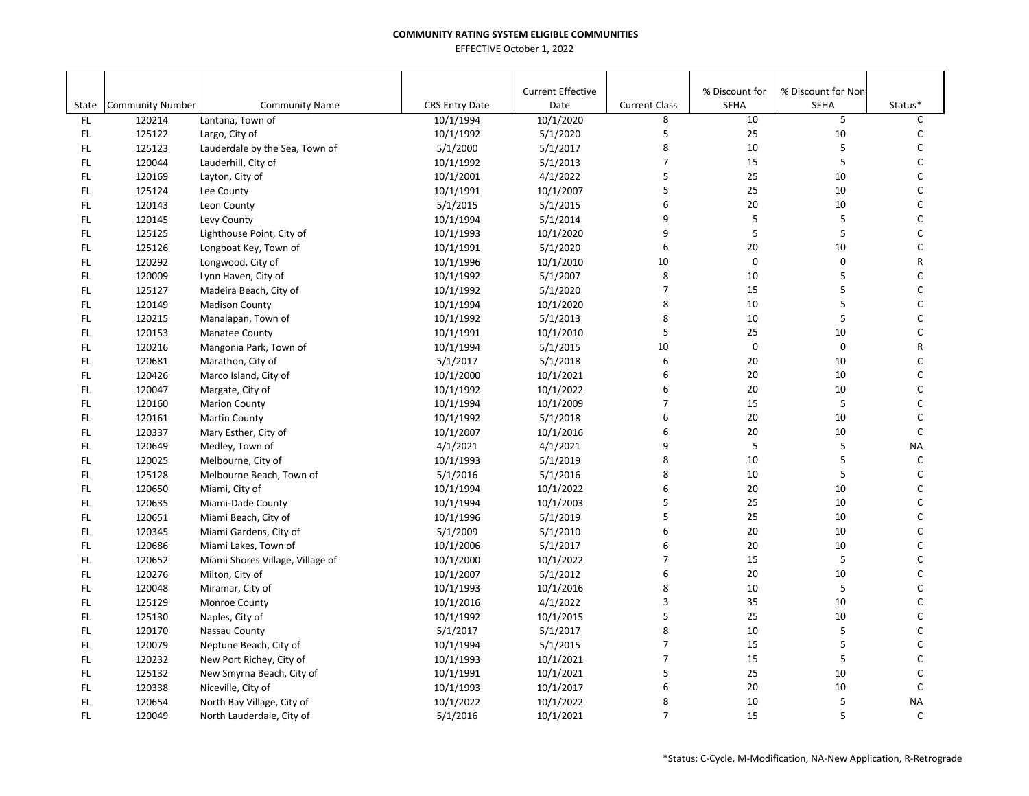**COMMUNITY RATING SYSTEM ELIGIBLE COMMUNITIES**

EFFECTIVE October 1, 2022

| State | Community Number | Community Name | CRS Entry Date | Current Effective Date | Current Class | % Discount for SFHA | % Discount for Non-SFHA | Status* |
|---|---|---|---|---|---|---|---|---|
| FL | 120214 | Lantana, Town of | 10/1/1994 | 10/1/2020 | 8 | 10 | 5 | C |
| FL | 125122 | Largo, City of | 10/1/1992 | 5/1/2020 | 5 | 25 | 10 | C |
| FL | 125123 | Lauderdale by the Sea, Town of | 5/1/2000 | 5/1/2017 | 8 | 10 | 5 | C |
| FL | 120044 | Lauderhill, City of | 10/1/1992 | 5/1/2013 | 7 | 15 | 5 | C |
| FL | 120169 | Layton, City of | 10/1/2001 | 4/1/2022 | 5 | 25 | 10 | C |
| FL | 125124 | Lee County | 10/1/1991 | 10/1/2007 | 5 | 25 | 10 | C |
| FL | 120143 | Leon County | 5/1/2015 | 5/1/2015 | 6 | 20 | 10 | C |
| FL | 120145 | Levy County | 10/1/1994 | 5/1/2014 | 9 | 5 | 5 | C |
| FL | 125125 | Lighthouse Point, City of | 10/1/1993 | 10/1/2020 | 9 | 5 | 5 | C |
| FL | 125126 | Longboat Key, Town of | 10/1/1991 | 5/1/2020 | 6 | 20 | 10 | C |
| FL | 120292 | Longwood, City of | 10/1/1996 | 10/1/2010 | 10 | 0 | 0 | R |
| FL | 120009 | Lynn Haven, City of | 10/1/1992 | 5/1/2007 | 8 | 10 | 5 | C |
| FL | 125127 | Madeira Beach, City of | 10/1/1992 | 5/1/2020 | 7 | 15 | 5 | C |
| FL | 120149 | Madison County | 10/1/1994 | 10/1/2020 | 8 | 10 | 5 | C |
| FL | 120215 | Manalapan, Town of | 10/1/1992 | 5/1/2013 | 8 | 10 | 5 | C |
| FL | 120153 | Manatee County | 10/1/1991 | 10/1/2010 | 5 | 25 | 10 | C |
| FL | 120216 | Mangonia Park, Town of | 10/1/1994 | 5/1/2015 | 10 | 0 | 0 | R |
| FL | 120681 | Marathon, City of | 5/1/2017 | 5/1/2018 | 6 | 20 | 10 | C |
| FL | 120426 | Marco Island, City of | 10/1/2000 | 10/1/2021 | 6 | 20 | 10 | C |
| FL | 120047 | Margate, City of | 10/1/1992 | 10/1/2022 | 6 | 20 | 10 | C |
| FL | 120160 | Marion County | 10/1/1994 | 10/1/2009 | 7 | 15 | 5 | C |
| FL | 120161 | Martin County | 10/1/1992 | 5/1/2018 | 6 | 20 | 10 | C |
| FL | 120337 | Mary Esther, City of | 10/1/2007 | 10/1/2016 | 6 | 20 | 10 | C |
| FL | 120649 | Medley, Town of | 4/1/2021 | 4/1/2021 | 9 | 5 | 5 | NA |
| FL | 120025 | Melbourne, City of | 10/1/1993 | 5/1/2019 | 8 | 10 | 5 | C |
| FL | 125128 | Melbourne Beach, Town of | 5/1/2016 | 5/1/2016 | 8 | 10 | 5 | C |
| FL | 120650 | Miami, City of | 10/1/1994 | 10/1/2022 | 6 | 20 | 10 | C |
| FL | 120635 | Miami-Dade County | 10/1/1994 | 10/1/2003 | 5 | 25 | 10 | C |
| FL | 120651 | Miami Beach, City of | 10/1/1996 | 5/1/2019 | 5 | 25 | 10 | C |
| FL | 120345 | Miami Gardens, City of | 5/1/2009 | 5/1/2010 | 6 | 20 | 10 | C |
| FL | 120686 | Miami Lakes, Town of | 10/1/2006 | 5/1/2017 | 6 | 20 | 10 | C |
| FL | 120652 | Miami Shores Village, Village of | 10/1/2000 | 10/1/2022 | 7 | 15 | 5 | C |
| FL | 120276 | Milton, City of | 10/1/2007 | 5/1/2012 | 6 | 20 | 10 | C |
| FL | 120048 | Miramar, City of | 10/1/1993 | 10/1/2016 | 8 | 10 | 5 | C |
| FL | 125129 | Monroe County | 10/1/2016 | 4/1/2022 | 3 | 35 | 10 | C |
| FL | 125130 | Naples, City of | 10/1/1992 | 10/1/2015 | 5 | 25 | 10 | C |
| FL | 120170 | Nassau County | 5/1/2017 | 5/1/2017 | 8 | 10 | 5 | C |
| FL | 120079 | Neptune Beach, City of | 10/1/1994 | 5/1/2015 | 7 | 15 | 5 | C |
| FL | 120232 | New Port Richey, City of | 10/1/1993 | 10/1/2021 | 7 | 15 | 5 | C |
| FL | 125132 | New Smyrna Beach, City of | 10/1/1991 | 10/1/2021 | 5 | 25 | 10 | C |
| FL | 120338 | Niceville, City of | 10/1/1993 | 10/1/2017 | 6 | 20 | 10 | C |
| FL | 120654 | North Bay Village, City of | 10/1/2022 | 10/1/2022 | 8 | 10 | 5 | NA |
| FL | 120049 | North Lauderdale, City of | 5/1/2016 | 10/1/2021 | 7 | 15 | 5 | C |

*Status: C-Cycle, M-Modification, NA-New Application, R-Retrograde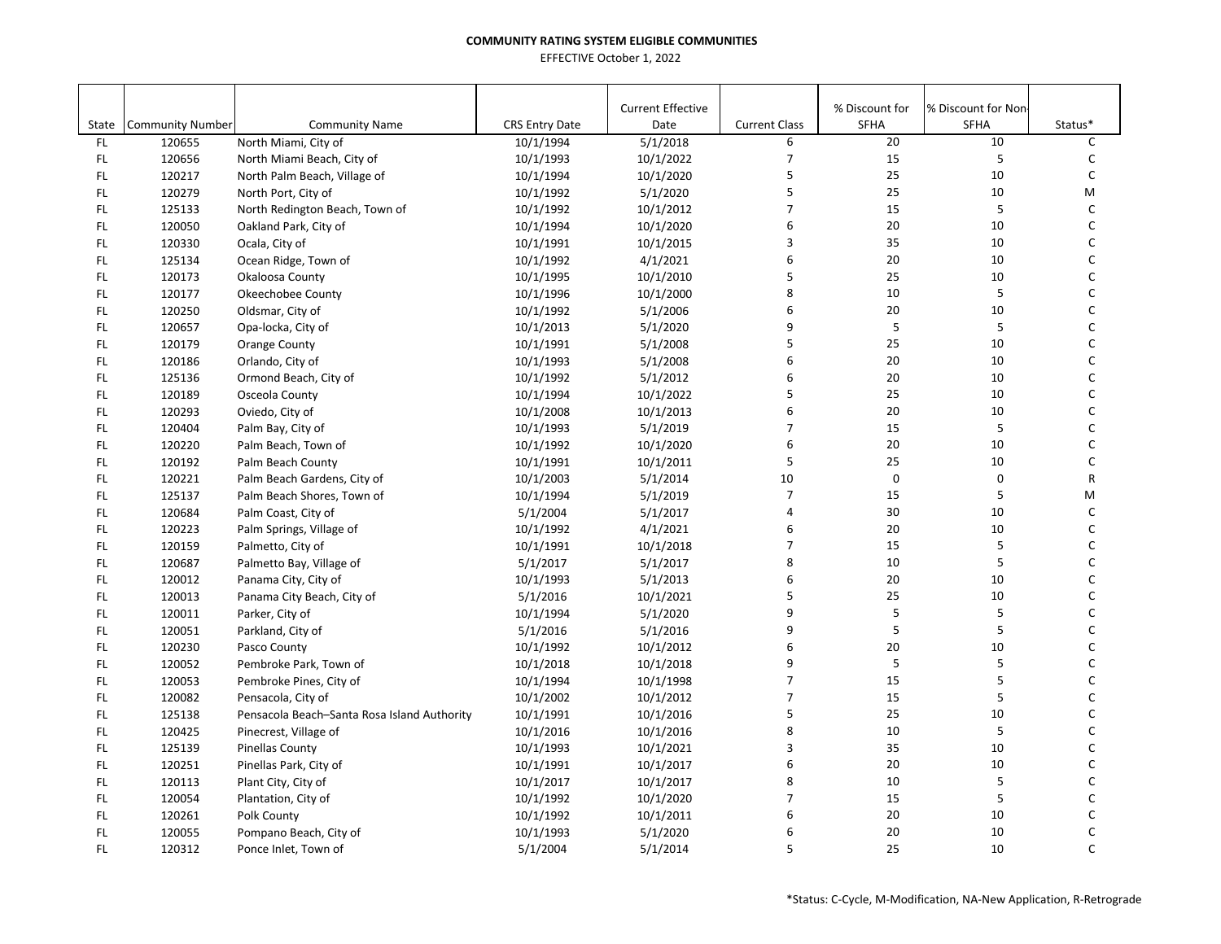**COMMUNITY RATING SYSTEM ELIGIBLE COMMUNITIES**

EFFECTIVE October 1, 2022

| State | Community Number | Community Name | CRS Entry Date | Current Effective Date | Current Class | % Discount for SFHA | % Discount for Non-SFHA | Status* |
|---|---|---|---|---|---|---|---|---|
| FL | 120655 | North Miami, City of | 10/1/1994 | 5/1/2018 | 6 | 20 | 10 | C |
| FL | 120656 | North Miami Beach, City of | 10/1/1993 | 10/1/2022 | 7 | 15 | 5 | C |
| FL | 120217 | North Palm Beach, Village of | 10/1/1994 | 10/1/2020 | 5 | 25 | 10 | C |
| FL | 120279 | North Port, City of | 10/1/1992 | 5/1/2020 | 5 | 25 | 10 | M |
| FL | 125133 | North Redington Beach, Town of | 10/1/1992 | 10/1/2012 | 7 | 15 | 5 | C |
| FL | 120050 | Oakland Park, City of | 10/1/1994 | 10/1/2020 | 6 | 20 | 10 | C |
| FL | 120330 | Ocala, City of | 10/1/1991 | 10/1/2015 | 3 | 35 | 10 | C |
| FL | 125134 | Ocean Ridge, Town of | 10/1/1992 | 4/1/2021 | 6 | 20 | 10 | C |
| FL | 120173 | Okaloosa County | 10/1/1995 | 10/1/2010 | 5 | 25 | 10 | C |
| FL | 120177 | Okeechobee County | 10/1/1996 | 10/1/2000 | 8 | 10 | 5 | C |
| FL | 120250 | Oldsmar, City of | 10/1/1992 | 5/1/2006 | 6 | 20 | 10 | C |
| FL | 120657 | Opa-locka, City of | 10/1/2013 | 5/1/2020 | 9 | 5 | 5 | C |
| FL | 120179 | Orange County | 10/1/1991 | 5/1/2008 | 5 | 25 | 10 | C |
| FL | 120186 | Orlando, City of | 10/1/1993 | 5/1/2008 | 6 | 20 | 10 | C |
| FL | 125136 | Ormond Beach, City of | 10/1/1992 | 5/1/2012 | 6 | 20 | 10 | C |
| FL | 120189 | Osceola County | 10/1/1994 | 10/1/2022 | 5 | 25 | 10 | C |
| FL | 120293 | Oviedo, City of | 10/1/2008 | 10/1/2013 | 6 | 20 | 10 | C |
| FL | 120404 | Palm Bay, City of | 10/1/1993 | 5/1/2019 | 7 | 15 | 5 | C |
| FL | 120220 | Palm Beach, Town of | 10/1/1992 | 10/1/2020 | 6 | 20 | 10 | C |
| FL | 120192 | Palm Beach County | 10/1/1991 | 10/1/2011 | 5 | 25 | 10 | C |
| FL | 120221 | Palm Beach Gardens, City of | 10/1/2003 | 5/1/2014 | 10 | 0 | 0 | R |
| FL | 125137 | Palm Beach Shores, Town of | 10/1/1994 | 5/1/2019 | 7 | 15 | 5 | M |
| FL | 120684 | Palm Coast, City of | 5/1/2004 | 5/1/2017 | 4 | 30 | 10 | C |
| FL | 120223 | Palm Springs, Village of | 10/1/1992 | 4/1/2021 | 6 | 20 | 10 | C |
| FL | 120159 | Palmetto, City of | 10/1/1991 | 10/1/2018 | 7 | 15 | 5 | C |
| FL | 120687 | Palmetto Bay, Village of | 5/1/2017 | 5/1/2017 | 8 | 10 | 5 | C |
| FL | 120012 | Panama City, City of | 10/1/1993 | 5/1/2013 | 6 | 20 | 10 | C |
| FL | 120013 | Panama City Beach, City of | 5/1/2016 | 10/1/2021 | 5 | 25 | 10 | C |
| FL | 120011 | Parker, City of | 10/1/1994 | 5/1/2020 | 9 | 5 | 5 | C |
| FL | 120051 | Parkland, City of | 5/1/2016 | 5/1/2016 | 9 | 5 | 5 | C |
| FL | 120230 | Pasco County | 10/1/1992 | 10/1/2012 | 6 | 20 | 10 | C |
| FL | 120052 | Pembroke Park, Town of | 10/1/2018 | 10/1/2018 | 9 | 5 | 5 | C |
| FL | 120053 | Pembroke Pines, City of | 10/1/1994 | 10/1/1998 | 7 | 15 | 5 | C |
| FL | 120082 | Pensacola, City of | 10/1/2002 | 10/1/2012 | 7 | 15 | 5 | C |
| FL | 125138 | Pensacola Beach–Santa Rosa Island Authority | 10/1/1991 | 10/1/2016 | 5 | 25 | 10 | C |
| FL | 120425 | Pinecrest, Village of | 10/1/2016 | 10/1/2016 | 8 | 10 | 5 | C |
| FL | 125139 | Pinellas County | 10/1/1993 | 10/1/2021 | 3 | 35 | 10 | C |
| FL | 120251 | Pinellas Park, City of | 10/1/1991 | 10/1/2017 | 6 | 20 | 10 | C |
| FL | 120113 | Plant City, City of | 10/1/2017 | 10/1/2017 | 8 | 10 | 5 | C |
| FL | 120054 | Plantation, City of | 10/1/1992 | 10/1/2020 | 7 | 15 | 5 | C |
| FL | 120261 | Polk County | 10/1/1992 | 10/1/2011 | 6 | 20 | 10 | C |
| FL | 120055 | Pompano Beach, City of | 10/1/1993 | 5/1/2020 | 6 | 20 | 10 | C |
| FL | 120312 | Ponce Inlet, Town of | 5/1/2004 | 5/1/2014 | 5 | 25 | 10 | C |

*Status: C-Cycle, M-Modification, NA-New Application, R-Retrograde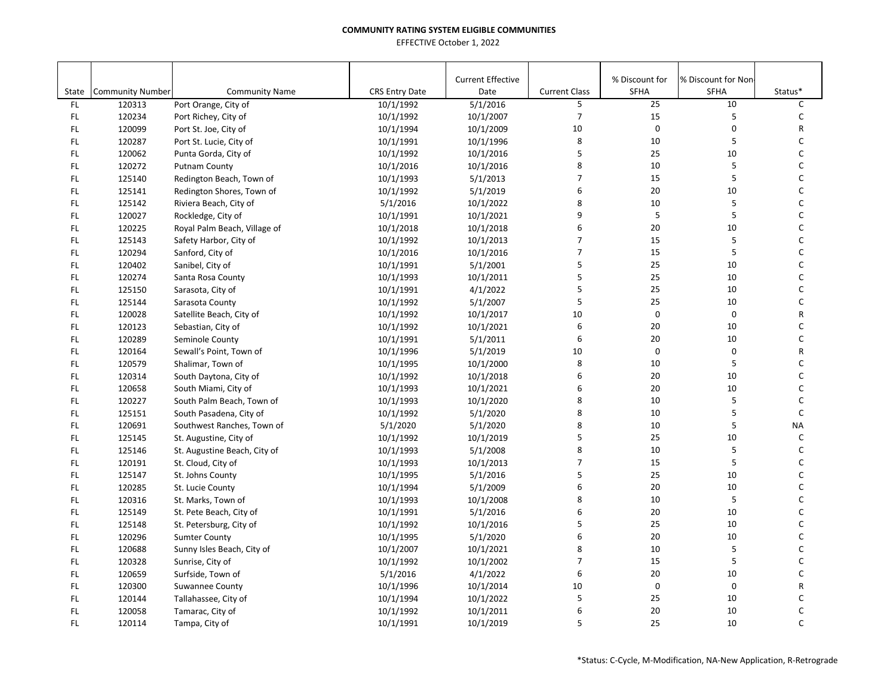**COMMUNITY RATING SYSTEM ELIGIBLE COMMUNITIES**

EFFECTIVE October 1, 2022

| State | Community Number | Community Name | CRS Entry Date | Current Effective Date | Current Class | % Discount for SFHA | % Discount for Non-SFHA | Status* |
|---|---|---|---|---|---|---|---|---|
| FL | 120313 | Port Orange, City of | 10/1/1992 | 5/1/2016 | 5 | 25 | 10 | C |
| FL | 120234 | Port Richey, City of | 10/1/1992 | 10/1/2007 | 7 | 15 | 5 | C |
| FL | 120099 | Port St. Joe, City of | 10/1/1994 | 10/1/2009 | 10 | 0 | 0 | R |
| FL | 120287 | Port St. Lucie, City of | 10/1/1991 | 10/1/1996 | 8 | 10 | 5 | C |
| FL | 120062 | Punta Gorda, City of | 10/1/1992 | 10/1/2016 | 5 | 25 | 10 | C |
| FL | 120272 | Putnam County | 10/1/2016 | 10/1/2016 | 8 | 10 | 5 | C |
| FL | 125140 | Redington Beach, Town of | 10/1/1993 | 5/1/2013 | 7 | 15 | 5 | C |
| FL | 125141 | Redington Shores, Town of | 10/1/1992 | 5/1/2019 | 6 | 20 | 10 | C |
| FL | 125142 | Riviera Beach, City of | 5/1/2016 | 10/1/2022 | 8 | 10 | 5 | C |
| FL | 120027 | Rockledge, City of | 10/1/1991 | 10/1/2021 | 9 | 5 | 5 | C |
| FL | 120225 | Royal Palm Beach, Village of | 10/1/2018 | 10/1/2018 | 6 | 20 | 10 | C |
| FL | 125143 | Safety Harbor, City of | 10/1/1992 | 10/1/2013 | 7 | 15 | 5 | C |
| FL | 120294 | Sanford, City of | 10/1/2016 | 10/1/2016 | 7 | 15 | 5 | C |
| FL | 120402 | Sanibel, City of | 10/1/1991 | 5/1/2001 | 5 | 25 | 10 | C |
| FL | 120274 | Santa Rosa County | 10/1/1993 | 10/1/2011 | 5 | 25 | 10 | C |
| FL | 125150 | Sarasota, City of | 10/1/1991 | 4/1/2022 | 5 | 25 | 10 | C |
| FL | 125144 | Sarasota County | 10/1/1992 | 5/1/2007 | 5 | 25 | 10 | C |
| FL | 120028 | Satellite Beach, City of | 10/1/1992 | 10/1/2017 | 10 | 0 | 0 | R |
| FL | 120123 | Sebastian, City of | 10/1/1992 | 10/1/2021 | 6 | 20 | 10 | C |
| FL | 120289 | Seminole County | 10/1/1991 | 5/1/2011 | 6 | 20 | 10 | C |
| FL | 120164 | Sewall's Point, Town of | 10/1/1996 | 5/1/2019 | 10 | 0 | 0 | R |
| FL | 120579 | Shalimar, Town of | 10/1/1995 | 10/1/2000 | 8 | 10 | 5 | C |
| FL | 120314 | South Daytona, City of | 10/1/1992 | 10/1/2018 | 6 | 20 | 10 | C |
| FL | 120658 | South Miami, City of | 10/1/1993 | 10/1/2021 | 6 | 20 | 10 | C |
| FL | 120227 | South Palm Beach, Town of | 10/1/1993 | 10/1/2020 | 8 | 10 | 5 | C |
| FL | 125151 | South Pasadena, City of | 10/1/1992 | 5/1/2020 | 8 | 10 | 5 | C |
| FL | 120691 | Southwest Ranches, Town of | 5/1/2020 | 5/1/2020 | 8 | 10 | 5 | NA |
| FL | 125145 | St. Augustine, City of | 10/1/1992 | 10/1/2019 | 5 | 25 | 10 | C |
| FL | 125146 | St. Augustine Beach, City of | 10/1/1993 | 5/1/2008 | 8 | 10 | 5 | C |
| FL | 120191 | St. Cloud, City of | 10/1/1993 | 10/1/2013 | 7 | 15 | 5 | C |
| FL | 125147 | St. Johns County | 10/1/1995 | 5/1/2016 | 5 | 25 | 10 | C |
| FL | 120285 | St. Lucie County | 10/1/1994 | 5/1/2009 | 6 | 20 | 10 | C |
| FL | 120316 | St. Marks, Town of | 10/1/1993 | 10/1/2008 | 8 | 10 | 5 | C |
| FL | 125149 | St. Pete Beach, City of | 10/1/1991 | 5/1/2016 | 6 | 20 | 10 | C |
| FL | 125148 | St. Petersburg, City of | 10/1/1992 | 10/1/2016 | 5 | 25 | 10 | C |
| FL | 120296 | Sumter County | 10/1/1995 | 5/1/2020 | 6 | 20 | 10 | C |
| FL | 120688 | Sunny Isles Beach, City of | 10/1/2007 | 10/1/2021 | 8 | 10 | 5 | C |
| FL | 120328 | Sunrise, City of | 10/1/1992 | 10/1/2002 | 7 | 15 | 5 | C |
| FL | 120659 | Surfside, Town of | 5/1/2016 | 4/1/2022 | 6 | 20 | 10 | C |
| FL | 120300 | Suwannee County | 10/1/1996 | 10/1/2014 | 10 | 0 | 0 | R |
| FL | 120144 | Tallahassee, City of | 10/1/1994 | 10/1/2022 | 5 | 25 | 10 | C |
| FL | 120058 | Tamarac, City of | 10/1/1992 | 10/1/2011 | 6 | 20 | 10 | C |
| FL | 120114 | Tampa, City of | 10/1/1991 | 10/1/2019 | 5 | 25 | 10 | C |

*Status: C-Cycle, M-Modification, NA-New Application, R-Retrograde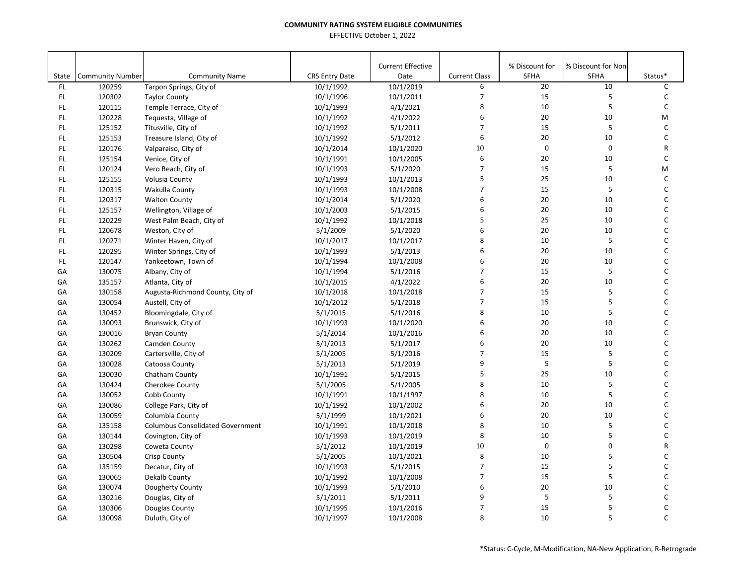**COMMUNITY RATING SYSTEM ELIGIBLE COMMUNITIES**

EFFECTIVE October 1, 2022

| State | Community Number | Community Name | CRS Entry Date | Current Effective Date | Current Class | % Discount for SFHA | % Discount for Non-SFHA | Status* |
|---|---|---|---|---|---|---|---|---|
| FL | 120259 | Tarpon Springs, City of | 10/1/1992 | 10/1/2019 | 6 | 20 | 10 | C |
| FL | 120302 | Taylor County | 10/1/1996 | 10/1/2011 | 7 | 15 | 5 | C |
| FL | 120115 | Temple Terrace, City of | 10/1/1993 | 4/1/2021 | 8 | 10 | 5 | C |
| FL | 120228 | Tequesta, Village of | 10/1/1992 | 4/1/2022 | 6 | 20 | 10 | M |
| FL | 125152 | Titusville, City of | 10/1/1992 | 5/1/2011 | 7 | 15 | 5 | C |
| FL | 125153 | Treasure Island, City of | 10/1/1992 | 5/1/2012 | 6 | 20 | 10 | C |
| FL | 120176 | Valparaiso, City of | 10/1/2014 | 10/1/2020 | 10 | 0 | 0 | R |
| FL | 125154 | Venice, City of | 10/1/1991 | 10/1/2005 | 6 | 20 | 10 | C |
| FL | 120124 | Vero Beach, City of | 10/1/1993 | 5/1/2020 | 7 | 15 | 5 | M |
| FL | 125155 | Volusia County | 10/1/1993 | 10/1/2013 | 5 | 25 | 10 | C |
| FL | 120315 | Wakulla County | 10/1/1993 | 10/1/2008 | 7 | 15 | 5 | C |
| FL | 120317 | Walton County | 10/1/2014 | 5/1/2020 | 6 | 20 | 10 | C |
| FL | 125157 | Wellington, Village of | 10/1/2003 | 5/1/2015 | 6 | 20 | 10 | C |
| FL | 120229 | West Palm Beach, City of | 10/1/1992 | 10/1/2018 | 5 | 25 | 10 | C |
| FL | 120678 | Weston, City of | 5/1/2009 | 5/1/2020 | 6 | 20 | 10 | C |
| FL | 120271 | Winter Haven, City of | 10/1/2017 | 10/1/2017 | 8 | 10 | 5 | C |
| FL | 120295 | Winter Springs, City of | 10/1/1993 | 5/1/2013 | 6 | 20 | 10 | C |
| FL | 120147 | Yankeetown, Town of | 10/1/1994 | 10/1/2008 | 6 | 20 | 10 | C |
| GA | 130075 | Albany, City of | 10/1/1994 | 5/1/2016 | 7 | 15 | 5 | C |
| GA | 135157 | Atlanta, City of | 10/1/2015 | 4/1/2022 | 6 | 20 | 10 | C |
| GA | 130158 | Augusta-Richmond County, City of | 10/1/2018 | 10/1/2018 | 7 | 15 | 5 | C |
| GA | 130054 | Austell, City of | 10/1/2012 | 5/1/2018 | 7 | 15 | 5 | C |
| GA | 130452 | Bloomingdale, City of | 5/1/2015 | 5/1/2016 | 8 | 10 | 5 | C |
| GA | 130093 | Brunswick, City of | 10/1/1993 | 10/1/2020 | 6 | 20 | 10 | C |
| GA | 130016 | Bryan County | 5/1/2014 | 10/1/2016 | 6 | 20 | 10 | C |
| GA | 130262 | Camden County | 5/1/2013 | 5/1/2017 | 6 | 20 | 10 | C |
| GA | 130209 | Cartersville, City of | 5/1/2005 | 5/1/2016 | 7 | 15 | 5 | C |
| GA | 130028 | Catoosa County | 5/1/2013 | 5/1/2019 | 9 | 5 | 5 | C |
| GA | 130030 | Chatham County | 10/1/1991 | 5/1/2015 | 5 | 25 | 10 | C |
| GA | 130424 | Cherokee County | 5/1/2005 | 5/1/2005 | 8 | 10 | 5 | C |
| GA | 130052 | Cobb County | 10/1/1991 | 10/1/1997 | 8 | 10 | 5 | C |
| GA | 130086 | College Park, City of | 10/1/1992 | 10/1/2002 | 6 | 20 | 10 | C |
| GA | 130059 | Columbia County | 5/1/1999 | 10/1/2021 | 6 | 20 | 10 | C |
| GA | 135158 | Columbus Consolidated Government | 10/1/1991 | 10/1/2018 | 8 | 10 | 5 | C |
| GA | 130144 | Covington, City of | 10/1/1993 | 10/1/2019 | 8 | 10 | 5 | C |
| GA | 130298 | Coweta County | 5/1/2012 | 10/1/2019 | 10 | 0 | 0 | R |
| GA | 130504 | Crisp County | 5/1/2005 | 10/1/2021 | 8 | 10 | 5 | C |
| GA | 135159 | Decatur, City of | 10/1/1993 | 5/1/2015 | 7 | 15 | 5 | C |
| GA | 130065 | Dekalb County | 10/1/1992 | 10/1/2008 | 7 | 15 | 5 | C |
| GA | 130074 | Dougherty County | 10/1/1993 | 5/1/2010 | 6 | 20 | 10 | C |
| GA | 130216 | Douglas, City of | 5/1/2011 | 5/1/2011 | 9 | 5 | 5 | C |
| GA | 130306 | Douglas County | 10/1/1995 | 10/1/2016 | 7 | 15 | 5 | C |
| GA | 130098 | Duluth, City of | 10/1/1997 | 10/1/2008 | 8 | 10 | 5 | C |

*Status: C-Cycle, M-Modification, NA-New Application, R-Retrograde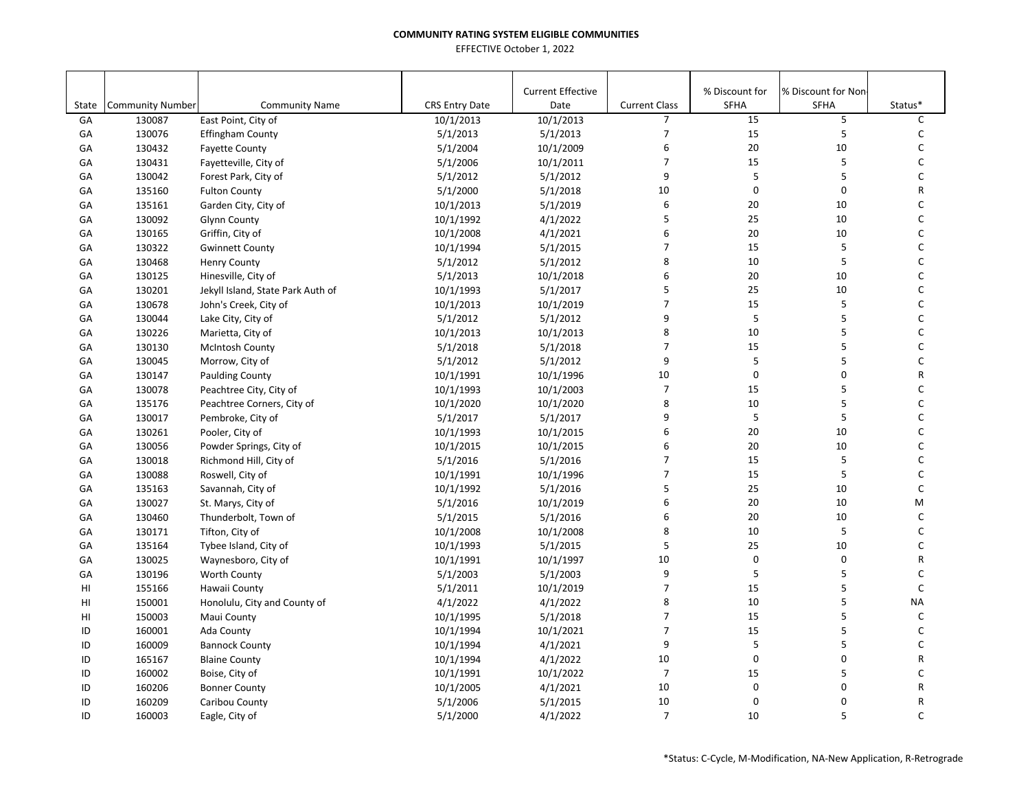**COMMUNITY RATING SYSTEM ELIGIBLE COMMUNITIES**

EFFECTIVE October 1, 2022

| State | Community Number | Community Name | CRS Entry Date | Current Effective Date | Current Class | % Discount for SFHA | % Discount for Non-SFHA | Status* |
|---|---|---|---|---|---|---|---|---|
| GA | 130087 | East Point, City of | 10/1/2013 | 10/1/2013 | 7 | 15 | 5 | C |
| GA | 130076 | Effingham County | 5/1/2013 | 5/1/2013 | 7 | 15 | 5 | C |
| GA | 130432 | Fayette County | 5/1/2004 | 10/1/2009 | 6 | 20 | 10 | C |
| GA | 130431 | Fayetteville, City of | 5/1/2006 | 10/1/2011 | 7 | 15 | 5 | C |
| GA | 130042 | Forest Park, City of | 5/1/2012 | 5/1/2012 | 9 | 5 | 5 | C |
| GA | 135160 | Fulton County | 5/1/2000 | 5/1/2018 | 10 | 0 | 0 | R |
| GA | 135161 | Garden City, City of | 10/1/2013 | 5/1/2019 | 6 | 20 | 10 | C |
| GA | 130092 | Glynn County | 10/1/1992 | 4/1/2022 | 5 | 25 | 10 | C |
| GA | 130165 | Griffin, City of | 10/1/2008 | 4/1/2021 | 6 | 20 | 10 | C |
| GA | 130322 | Gwinnett County | 10/1/1994 | 5/1/2015 | 7 | 15 | 5 | C |
| GA | 130468 | Henry County | 5/1/2012 | 5/1/2012 | 8 | 10 | 5 | C |
| GA | 130125 | Hinesville, City of | 5/1/2013 | 10/1/2018 | 6 | 20 | 10 | C |
| GA | 130201 | Jekyll Island, State Park Auth of | 10/1/1993 | 5/1/2017 | 5 | 25 | 10 | C |
| GA | 130678 | John's Creek, City of | 10/1/2013 | 10/1/2019 | 7 | 15 | 5 | C |
| GA | 130044 | Lake City, City of | 5/1/2012 | 5/1/2012 | 9 | 5 | 5 | C |
| GA | 130226 | Marietta, City of | 10/1/2013 | 10/1/2013 | 8 | 10 | 5 | C |
| GA | 130130 | McIntosh County | 5/1/2018 | 5/1/2018 | 7 | 15 | 5 | C |
| GA | 130045 | Morrow, City of | 5/1/2012 | 5/1/2012 | 9 | 5 | 5 | C |
| GA | 130147 | Paulding County | 10/1/1991 | 10/1/1996 | 10 | 0 | 0 | R |
| GA | 130078 | Peachtree City, City of | 10/1/1993 | 10/1/2003 | 7 | 15 | 5 | C |
| GA | 135176 | Peachtree Corners, City of | 10/1/2020 | 10/1/2020 | 8 | 10 | 5 | C |
| GA | 130017 | Pembroke, City of | 5/1/2017 | 5/1/2017 | 9 | 5 | 5 | C |
| GA | 130261 | Pooler, City of | 10/1/1993 | 10/1/2015 | 6 | 20 | 10 | C |
| GA | 130056 | Powder Springs, City of | 10/1/2015 | 10/1/2015 | 6 | 20 | 10 | C |
| GA | 130018 | Richmond Hill, City of | 5/1/2016 | 5/1/2016 | 7 | 15 | 5 | C |
| GA | 130088 | Roswell, City of | 10/1/1991 | 10/1/1996 | 7 | 15 | 5 | C |
| GA | 135163 | Savannah, City of | 10/1/1992 | 5/1/2016 | 5 | 25 | 10 | C |
| GA | 130027 | St. Marys, City of | 5/1/2016 | 10/1/2019 | 6 | 20 | 10 | M |
| GA | 130460 | Thunderbolt, Town of | 5/1/2015 | 5/1/2016 | 6 | 20 | 10 | C |
| GA | 130171 | Tifton, City of | 10/1/2008 | 10/1/2008 | 8 | 10 | 5 | C |
| GA | 135164 | Tybee Island, City of | 10/1/1993 | 5/1/2015 | 5 | 25 | 10 | C |
| GA | 130025 | Waynesboro, City of | 10/1/1991 | 10/1/1997 | 10 | 0 | 0 | R |
| GA | 130196 | Worth County | 5/1/2003 | 5/1/2003 | 9 | 5 | 5 | C |
| HI | 155166 | Hawaii County | 5/1/2011 | 10/1/2019 | 7 | 15 | 5 | C |
| HI | 150001 | Honolulu, City and County of | 4/1/2022 | 4/1/2022 | 8 | 10 | 5 | NA |
| HI | 150003 | Maui County | 10/1/1995 | 5/1/2018 | 7 | 15 | 5 | C |
| ID | 160001 | Ada County | 10/1/1994 | 10/1/2021 | 7 | 15 | 5 | C |
| ID | 160009 | Bannock County | 10/1/1994 | 4/1/2021 | 9 | 5 | 5 | C |
| ID | 165167 | Blaine County | 10/1/1994 | 4/1/2022 | 10 | 0 | 0 | R |
| ID | 160002 | Boise, City of | 10/1/1991 | 10/1/2022 | 7 | 15 | 5 | C |
| ID | 160206 | Bonner County | 10/1/2005 | 4/1/2021 | 10 | 0 | 0 | R |
| ID | 160209 | Caribou County | 5/1/2006 | 5/1/2015 | 10 | 0 | 0 | R |
| ID | 160003 | Eagle, City of | 5/1/2000 | 4/1/2022 | 7 | 10 | 5 | C |

*Status: C-Cycle, M-Modification, NA-New Application, R-Retrograde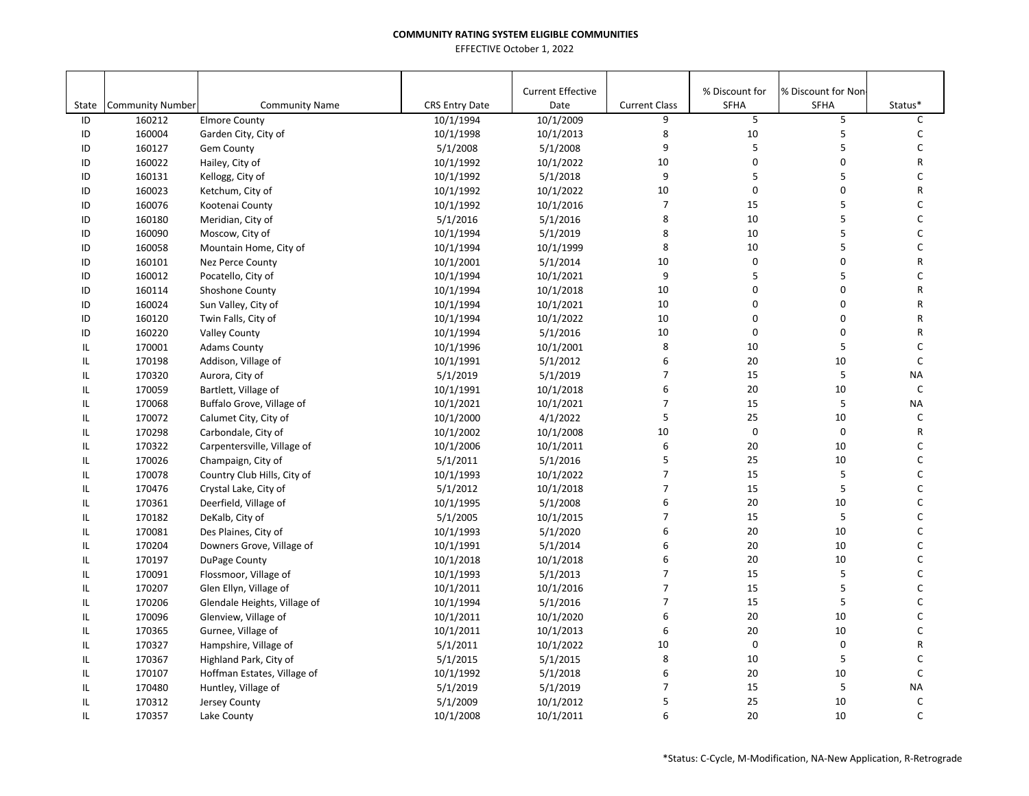**COMMUNITY RATING SYSTEM ELIGIBLE COMMUNITIES**

EFFECTIVE October 1, 2022

| State | Community Number | Community Name | CRS Entry Date | Current Effective Date | Current Class | % Discount for SFHA | % Discount for Non-SFHA | Status* |
|---|---|---|---|---|---|---|---|---|
| ID | 160212 | Elmore County | 10/1/1994 | 10/1/2009 | 9 | 5 | 5 | C |
| ID | 160004 | Garden City, City of | 10/1/1998 | 10/1/2013 | 8 | 10 | 5 | C |
| ID | 160127 | Gem County | 5/1/2008 | 5/1/2008 | 9 | 5 | 5 | C |
| ID | 160022 | Hailey, City of | 10/1/1992 | 10/1/2022 | 10 | 0 | 0 | R |
| ID | 160131 | Kellogg, City of | 10/1/1992 | 5/1/2018 | 9 | 5 | 5 | C |
| ID | 160023 | Ketchum, City of | 10/1/1992 | 10/1/2022 | 10 | 0 | 0 | R |
| ID | 160076 | Kootenai County | 10/1/1992 | 10/1/2016 | 7 | 15 | 5 | C |
| ID | 160180 | Meridian, City of | 5/1/2016 | 5/1/2016 | 8 | 10 | 5 | C |
| ID | 160090 | Moscow, City of | 10/1/1994 | 5/1/2019 | 8 | 10 | 5 | C |
| ID | 160058 | Mountain Home, City of | 10/1/1994 | 10/1/1999 | 8 | 10 | 5 | C |
| ID | 160101 | Nez Perce County | 10/1/2001 | 5/1/2014 | 10 | 0 | 0 | R |
| ID | 160012 | Pocatello, City of | 10/1/1994 | 10/1/2021 | 9 | 5 | 5 | C |
| ID | 160114 | Shoshone County | 10/1/1994 | 10/1/2018 | 10 | 0 | 0 | R |
| ID | 160024 | Sun Valley, City of | 10/1/1994 | 10/1/2021 | 10 | 0 | 0 | R |
| ID | 160120 | Twin Falls, City of | 10/1/1994 | 10/1/2022 | 10 | 0 | 0 | R |
| ID | 160220 | Valley County | 10/1/1994 | 5/1/2016 | 10 | 0 | 0 | R |
| IL | 170001 | Adams County | 10/1/1996 | 10/1/2001 | 8 | 10 | 5 | C |
| IL | 170198 | Addison, Village of | 10/1/1991 | 5/1/2012 | 6 | 20 | 10 | C |
| IL | 170320 | Aurora, City of | 5/1/2019 | 5/1/2019 | 7 | 15 | 5 | NA |
| IL | 170059 | Bartlett, Village of | 10/1/1991 | 10/1/2018 | 6 | 20 | 10 | C |
| IL | 170068 | Buffalo Grove, Village of | 10/1/2021 | 10/1/2021 | 7 | 15 | 5 | NA |
| IL | 170072 | Calumet City, City of | 10/1/2000 | 4/1/2022 | 5 | 25 | 10 | C |
| IL | 170298 | Carbondale, City of | 10/1/2002 | 10/1/2008 | 10 | 0 | 0 | R |
| IL | 170322 | Carpentersville, Village of | 10/1/2006 | 10/1/2011 | 6 | 20 | 10 | C |
| IL | 170026 | Champaign, City of | 5/1/2011 | 5/1/2016 | 5 | 25 | 10 | C |
| IL | 170078 | Country Club Hills, City of | 10/1/1993 | 10/1/2022 | 7 | 15 | 5 | C |
| IL | 170476 | Crystal Lake, City of | 5/1/2012 | 10/1/2018 | 7 | 15 | 5 | C |
| IL | 170361 | Deerfield, Village of | 10/1/1995 | 5/1/2008 | 6 | 20 | 10 | C |
| IL | 170182 | DeKalb, City of | 5/1/2005 | 10/1/2015 | 7 | 15 | 5 | C |
| IL | 170081 | Des Plaines, City of | 10/1/1993 | 5/1/2020 | 6 | 20 | 10 | C |
| IL | 170204 | Downers Grove, Village of | 10/1/1991 | 5/1/2014 | 6 | 20 | 10 | C |
| IL | 170197 | DuPage County | 10/1/2018 | 10/1/2018 | 6 | 20 | 10 | C |
| IL | 170091 | Flossmoor, Village of | 10/1/1993 | 5/1/2013 | 7 | 15 | 5 | C |
| IL | 170207 | Glen Ellyn, Village of | 10/1/2011 | 10/1/2016 | 7 | 15 | 5 | C |
| IL | 170206 | Glendale Heights, Village of | 10/1/1994 | 5/1/2016 | 7 | 15 | 5 | C |
| IL | 170096 | Glenview, Village of | 10/1/2011 | 10/1/2020 | 6 | 20 | 10 | C |
| IL | 170365 | Gurnee, Village of | 10/1/2011 | 10/1/2013 | 6 | 20 | 10 | C |
| IL | 170327 | Hampshire, Village of | 5/1/2011 | 10/1/2022 | 10 | 0 | 0 | R |
| IL | 170367 | Highland Park, City of | 5/1/2015 | 5/1/2015 | 8 | 10 | 5 | C |
| IL | 170107 | Hoffman Estates, Village of | 10/1/1992 | 5/1/2018 | 6 | 20 | 10 | C |
| IL | 170480 | Huntley, Village of | 5/1/2019 | 5/1/2019 | 7 | 15 | 5 | NA |
| IL | 170312 | Jersey County | 5/1/2009 | 10/1/2012 | 5 | 25 | 10 | C |
| IL | 170357 | Lake County | 10/1/2008 | 10/1/2011 | 6 | 20 | 10 | C |

*Status: C-Cycle, M-Modification, NA-New Application, R-Retrograde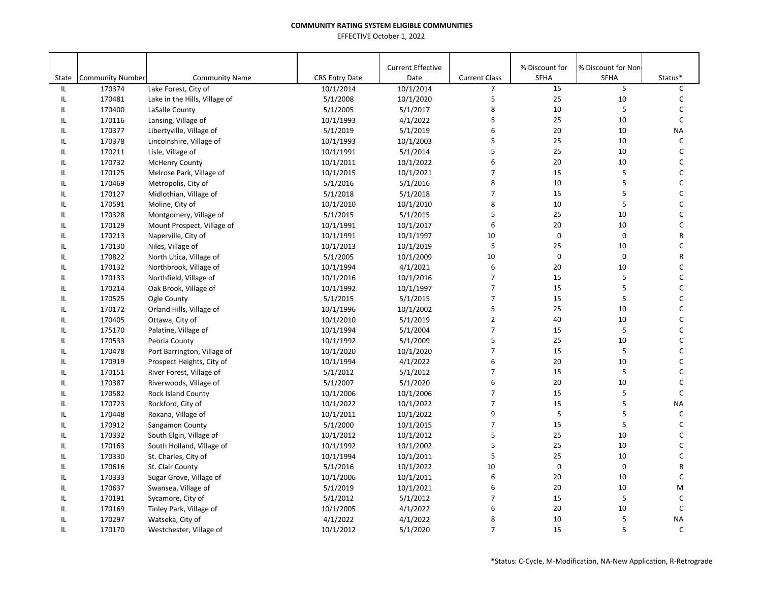**COMMUNITY RATING SYSTEM ELIGIBLE COMMUNITIES**

EFFECTIVE October 1, 2022

| State | Community Number | Community Name | CRS Entry Date | Current Effective Date | Current Class | % Discount for SFHA | % Discount for Non-SFHA | Status* |
|---|---|---|---|---|---|---|---|---|
| IL | 170374 | Lake Forest, City of | 10/1/2014 | 10/1/2014 | 7 | 15 | 5 | C |
| IL | 170481 | Lake in the Hills, Village of | 5/1/2008 | 10/1/2020 | 5 | 25 | 10 | C |
| IL | 170400 | LaSalle County | 5/1/2005 | 5/1/2017 | 8 | 10 | 5 | C |
| IL | 170116 | Lansing, Village of | 10/1/1993 | 4/1/2022 | 5 | 25 | 10 | C |
| IL | 170377 | Libertyville, Village of | 5/1/2019 | 5/1/2019 | 6 | 20 | 10 | NA |
| IL | 170378 | Lincolnshire, Village of | 10/1/1993 | 10/1/2003 | 5 | 25 | 10 | C |
| IL | 170211 | Lisle, Village of | 10/1/1991 | 5/1/2014 | 5 | 25 | 10 | C |
| IL | 170732 | McHenry County | 10/1/2011 | 10/1/2022 | 6 | 20 | 10 | C |
| IL | 170125 | Melrose Park, Village of | 10/1/2015 | 10/1/2021 | 7 | 15 | 5 | C |
| IL | 170469 | Metropolis, City of | 5/1/2016 | 5/1/2016 | 8 | 10 | 5 | C |
| IL | 170127 | Midlothian, Village of | 5/1/2018 | 5/1/2018 | 7 | 15 | 5 | C |
| IL | 170591 | Moline, City of | 10/1/2010 | 10/1/2010 | 8 | 10 | 5 | C |
| IL | 170328 | Montgomery, Village of | 5/1/2015 | 5/1/2015 | 5 | 25 | 10 | C |
| IL | 170129 | Mount Prospect, Village of | 10/1/1991 | 10/1/2017 | 6 | 20 | 10 | C |
| IL | 170213 | Naperville, City of | 10/1/1991 | 10/1/1997 | 10 | 0 | 0 | R |
| IL | 170130 | Niles, Village of | 10/1/2013 | 10/1/2019 | 5 | 25 | 10 | C |
| IL | 170822 | North Utica, Village of | 5/1/2005 | 10/1/2009 | 10 | 0 | 0 | R |
| IL | 170132 | Northbrook, Village of | 10/1/1994 | 4/1/2021 | 6 | 20 | 10 | C |
| IL | 170133 | Northfield, Village of | 10/1/2016 | 10/1/2016 | 7 | 15 | 5 | C |
| IL | 170214 | Oak Brook, Village of | 10/1/1992 | 10/1/1997 | 7 | 15 | 5 | C |
| IL | 170525 | Ogle County | 5/1/2015 | 5/1/2015 | 7 | 15 | 5 | C |
| IL | 170172 | Orland Hills, Village of | 10/1/1996 | 10/1/2002 | 5 | 25 | 10 | C |
| IL | 170405 | Ottawa, City of | 10/1/2010 | 5/1/2019 | 2 | 40 | 10 | C |
| IL | 175170 | Palatine, Village of | 10/1/1994 | 5/1/2004 | 7 | 15 | 5 | C |
| IL | 170533 | Peoria County | 10/1/1992 | 5/1/2009 | 5 | 25 | 10 | C |
| IL | 170478 | Port Barrington, Village of | 10/1/2020 | 10/1/2020 | 7 | 15 | 5 | C |
| IL | 170919 | Prospect Heights, City of | 10/1/1994 | 4/1/2022 | 6 | 20 | 10 | C |
| IL | 170151 | River Forest, Village of | 5/1/2012 | 5/1/2012 | 7 | 15 | 5 | C |
| IL | 170387 | Riverwoods, Village of | 5/1/2007 | 5/1/2020 | 6 | 20 | 10 | C |
| IL | 170582 | Rock Island County | 10/1/2006 | 10/1/2006 | 7 | 15 | 5 | C |
| IL | 170723 | Rockford, City of | 10/1/2022 | 10/1/2022 | 7 | 15 | 5 | NA |
| IL | 170448 | Roxana, Village of | 10/1/2011 | 10/1/2022 | 9 | 5 | 5 | C |
| IL | 170912 | Sangamon County | 5/1/2000 | 10/1/2015 | 7 | 15 | 5 | C |
| IL | 170332 | South Elgin, Village of | 10/1/2012 | 10/1/2012 | 5 | 25 | 10 | C |
| IL | 170163 | South Holland, Village of | 10/1/1992 | 10/1/2002 | 5 | 25 | 10 | C |
| IL | 170330 | St. Charles, City of | 10/1/1994 | 10/1/2011 | 5 | 25 | 10 | C |
| IL | 170616 | St. Clair County | 5/1/2016 | 10/1/2022 | 10 | 0 | 0 | R |
| IL | 170333 | Sugar Grove, Village of | 10/1/2006 | 10/1/2011 | 6 | 20 | 10 | C |
| IL | 170637 | Swansea, Village of | 5/1/2019 | 10/1/2021 | 6 | 20 | 10 | M |
| IL | 170191 | Sycamore, City of | 5/1/2012 | 5/1/2012 | 7 | 15 | 5 | C |
| IL | 170169 | Tinley Park, Village of | 10/1/2005 | 4/1/2022 | 6 | 20 | 10 | C |
| IL | 170297 | Watseka, City of | 4/1/2022 | 4/1/2022 | 8 | 10 | 5 | NA |
| IL | 170170 | Westchester, Village of | 10/1/2012 | 5/1/2020 | 7 | 15 | 5 | C |

*Status: C-Cycle, M-Modification, NA-New Application, R-Retrograde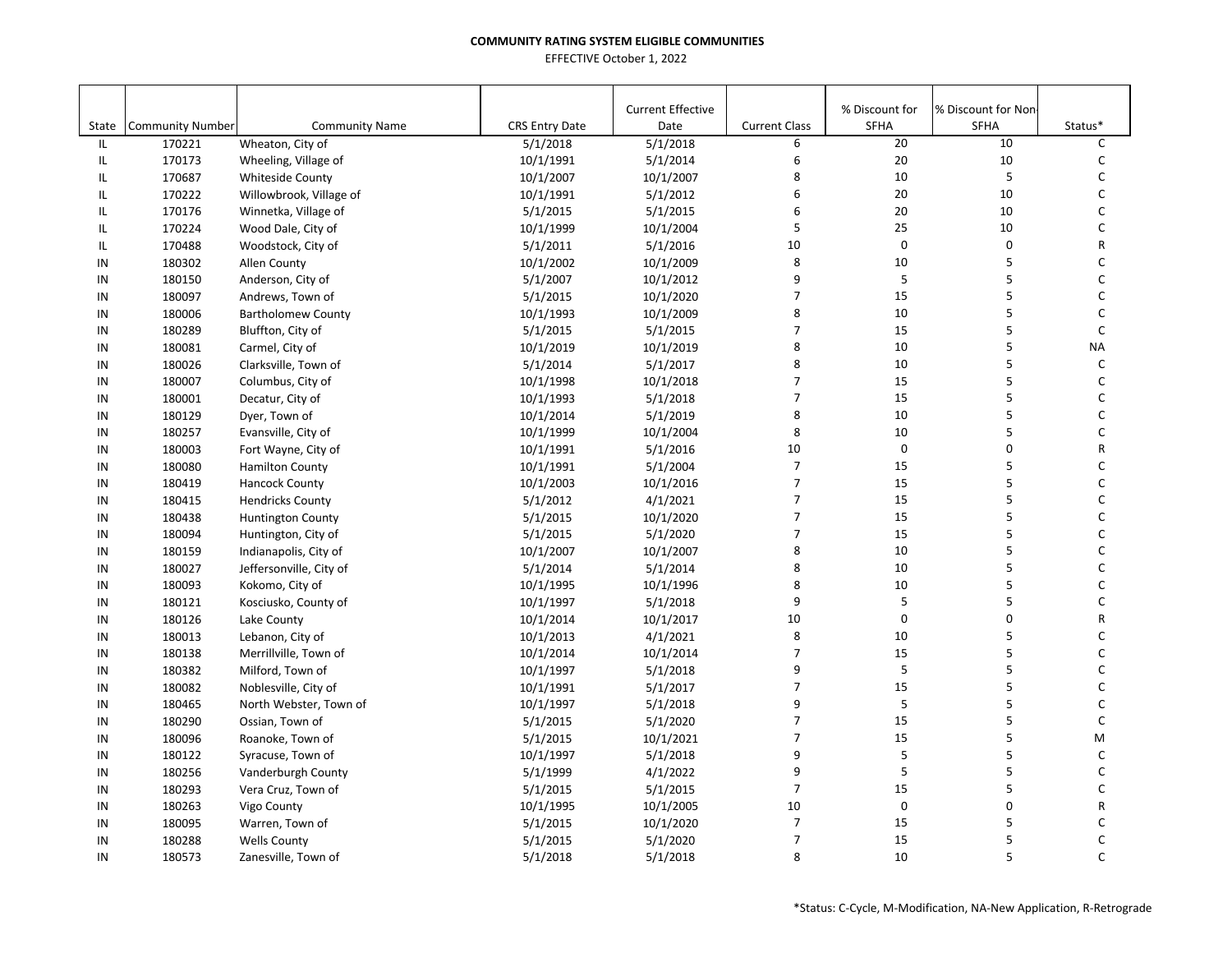**COMMUNITY RATING SYSTEM ELIGIBLE COMMUNITIES**

EFFECTIVE October 1, 2022

| State | Community Number | Community Name | CRS Entry Date | Current Effective Date | Current Class | % Discount for SFHA | % Discount for Non-SFHA | Status* |
|---|---|---|---|---|---|---|---|---|
| IL | 170221 | Wheaton, City of | 5/1/2018 | 5/1/2018 | 6 | 20 | 10 | C |
| IL | 170173 | Wheeling, Village of | 10/1/1991 | 5/1/2014 | 6 | 20 | 10 | C |
| IL | 170687 | Whiteside County | 10/1/2007 | 10/1/2007 | 8 | 10 | 5 | C |
| IL | 170222 | Willowbrook, Village of | 10/1/1991 | 5/1/2012 | 6 | 20 | 10 | C |
| IL | 170176 | Winnetka, Village of | 5/1/2015 | 5/1/2015 | 6 | 20 | 10 | C |
| IL | 170224 | Wood Dale, City of | 10/1/1999 | 10/1/2004 | 5 | 25 | 10 | C |
| IL | 170488 | Woodstock, City of | 5/1/2011 | 5/1/2016 | 10 | 0 | 0 | R |
| IN | 180302 | Allen County | 10/1/2002 | 10/1/2009 | 8 | 10 | 5 | C |
| IN | 180150 | Anderson, City of | 5/1/2007 | 10/1/2012 | 9 | 5 | 5 | C |
| IN | 180097 | Andrews, Town of | 5/1/2015 | 10/1/2020 | 7 | 15 | 5 | C |
| IN | 180006 | Bartholomew County | 10/1/1993 | 10/1/2009 | 8 | 10 | 5 | C |
| IN | 180289 | Bluffton, City of | 5/1/2015 | 5/1/2015 | 7 | 15 | 5 | C |
| IN | 180081 | Carmel, City of | 10/1/2019 | 10/1/2019 | 8 | 10 | 5 | NA |
| IN | 180026 | Clarksville, Town of | 5/1/2014 | 5/1/2017 | 8 | 10 | 5 | C |
| IN | 180007 | Columbus, City of | 10/1/1998 | 10/1/2018 | 7 | 15 | 5 | C |
| IN | 180001 | Decatur, City of | 10/1/1993 | 5/1/2018 | 7 | 15 | 5 | C |
| IN | 180129 | Dyer, Town of | 10/1/2014 | 5/1/2019 | 8 | 10 | 5 | C |
| IN | 180257 | Evansville, City of | 10/1/1999 | 10/1/2004 | 8 | 10 | 5 | C |
| IN | 180003 | Fort Wayne, City of | 10/1/1991 | 5/1/2016 | 10 | 0 | 0 | R |
| IN | 180080 | Hamilton County | 10/1/1991 | 5/1/2004 | 7 | 15 | 5 | C |
| IN | 180419 | Hancock County | 10/1/2003 | 10/1/2016 | 7 | 15 | 5 | C |
| IN | 180415 | Hendricks County | 5/1/2012 | 4/1/2021 | 7 | 15 | 5 | C |
| IN | 180438 | Huntington County | 5/1/2015 | 10/1/2020 | 7 | 15 | 5 | C |
| IN | 180094 | Huntington, City of | 5/1/2015 | 5/1/2020 | 7 | 15 | 5 | C |
| IN | 180159 | Indianapolis, City of | 10/1/2007 | 10/1/2007 | 8 | 10 | 5 | C |
| IN | 180027 | Jeffersonville, City of | 5/1/2014 | 5/1/2014 | 8 | 10 | 5 | C |
| IN | 180093 | Kokomo, City of | 10/1/1995 | 10/1/1996 | 8 | 10 | 5 | C |
| IN | 180121 | Kosciusko, County of | 10/1/1997 | 5/1/2018 | 9 | 5 | 5 | C |
| IN | 180126 | Lake County | 10/1/2014 | 10/1/2017 | 10 | 0 | 0 | R |
| IN | 180013 | Lebanon, City of | 10/1/2013 | 4/1/2021 | 8 | 10 | 5 | C |
| IN | 180138 | Merrillville, Town of | 10/1/2014 | 10/1/2014 | 7 | 15 | 5 | C |
| IN | 180382 | Milford, Town of | 10/1/1997 | 5/1/2018 | 9 | 5 | 5 | C |
| IN | 180082 | Noblesville, City of | 10/1/1991 | 5/1/2017 | 7 | 15 | 5 | C |
| IN | 180465 | North Webster, Town of | 10/1/1997 | 5/1/2018 | 9 | 5 | 5 | C |
| IN | 180290 | Ossian, Town of | 5/1/2015 | 5/1/2020 | 7 | 15 | 5 | C |
| IN | 180096 | Roanoke, Town of | 5/1/2015 | 10/1/2021 | 7 | 15 | 5 | M |
| IN | 180122 | Syracuse, Town of | 10/1/1997 | 5/1/2018 | 9 | 5 | 5 | C |
| IN | 180256 | Vanderburgh County | 5/1/1999 | 4/1/2022 | 9 | 5 | 5 | C |
| IN | 180293 | Vera Cruz, Town of | 5/1/2015 | 5/1/2015 | 7 | 15 | 5 | C |
| IN | 180263 | Vigo County | 10/1/1995 | 10/1/2005 | 10 | 0 | 0 | R |
| IN | 180095 | Warren, Town of | 5/1/2015 | 10/1/2020 | 7 | 15 | 5 | C |
| IN | 180288 | Wells County | 5/1/2015 | 5/1/2020 | 7 | 15 | 5 | C |
| IN | 180573 | Zanesville, Town of | 5/1/2018 | 5/1/2018 | 8 | 10 | 5 | C |

*Status: C-Cycle, M-Modification, NA-New Application, R-Retrograde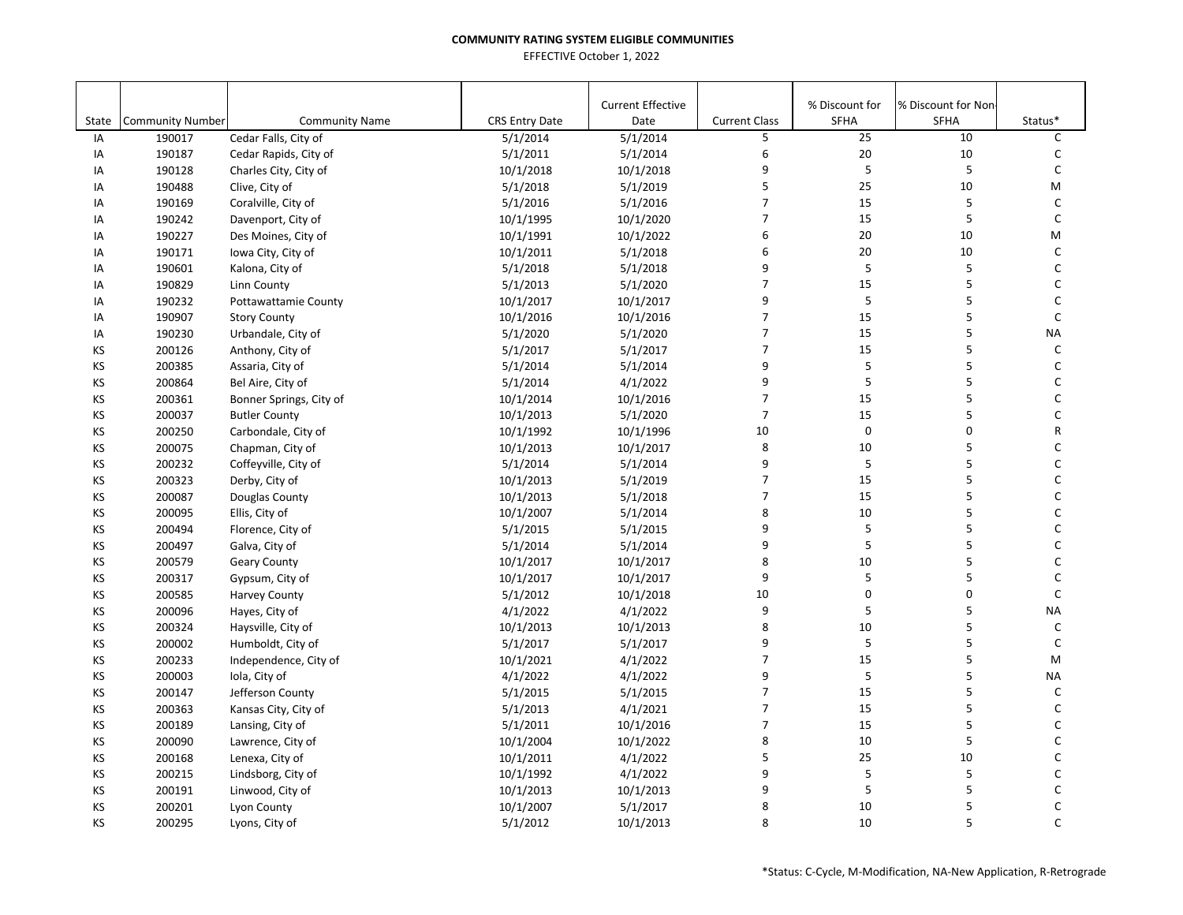**COMMUNITY RATING SYSTEM ELIGIBLE COMMUNITIES**

EFFECTIVE October 1, 2022

| State | Community Number | Community Name | CRS Entry Date | Current Effective Date | Current Class | % Discount for SFHA | % Discount for Non-SFHA | Status* |
|---|---|---|---|---|---|---|---|---|
| IA | 190017 | Cedar Falls, City of | 5/1/2014 | 5/1/2014 | 5 | 25 | 10 | C |
| IA | 190187 | Cedar Rapids, City of | 5/1/2011 | 5/1/2014 | 6 | 20 | 10 | C |
| IA | 190128 | Charles City, City of | 10/1/2018 | 10/1/2018 | 9 | 5 | 5 | C |
| IA | 190488 | Clive, City of | 5/1/2018 | 5/1/2019 | 5 | 25 | 10 | M |
| IA | 190169 | Coralville, City of | 5/1/2016 | 5/1/2016 | 7 | 15 | 5 | C |
| IA | 190242 | Davenport, City of | 10/1/1995 | 10/1/2020 | 7 | 15 | 5 | C |
| IA | 190227 | Des Moines, City of | 10/1/1991 | 10/1/2022 | 6 | 20 | 10 | M |
| IA | 190171 | Iowa City, City of | 10/1/2011 | 5/1/2018 | 6 | 20 | 10 | C |
| IA | 190601 | Kalona, City of | 5/1/2018 | 5/1/2018 | 9 | 5 | 5 | C |
| IA | 190829 | Linn County | 5/1/2013 | 5/1/2020 | 7 | 15 | 5 | C |
| IA | 190232 | Pottawattamie County | 10/1/2017 | 10/1/2017 | 9 | 5 | 5 | C |
| IA | 190907 | Story County | 10/1/2016 | 10/1/2016 | 7 | 15 | 5 | C |
| IA | 190230 | Urbandale, City of | 5/1/2020 | 5/1/2020 | 7 | 15 | 5 | NA |
| KS | 200126 | Anthony, City of | 5/1/2017 | 5/1/2017 | 7 | 15 | 5 | C |
| KS | 200385 | Assaria, City of | 5/1/2014 | 5/1/2014 | 9 | 5 | 5 | C |
| KS | 200864 | Bel Aire, City of | 5/1/2014 | 4/1/2022 | 9 | 5 | 5 | C |
| KS | 200361 | Bonner Springs, City of | 10/1/2014 | 10/1/2016 | 7 | 15 | 5 | C |
| KS | 200037 | Butler County | 10/1/2013 | 5/1/2020 | 7 | 15 | 5 | C |
| KS | 200250 | Carbondale, City of | 10/1/1992 | 10/1/1996 | 10 | 0 | 0 | R |
| KS | 200075 | Chapman, City of | 10/1/2013 | 10/1/2017 | 8 | 10 | 5 | C |
| KS | 200232 | Coffeyville, City of | 5/1/2014 | 5/1/2014 | 9 | 5 | 5 | C |
| KS | 200323 | Derby, City of | 10/1/2013 | 5/1/2019 | 7 | 15 | 5 | C |
| KS | 200087 | Douglas County | 10/1/2013 | 5/1/2018 | 7 | 15 | 5 | C |
| KS | 200095 | Ellis, City of | 10/1/2007 | 5/1/2014 | 8 | 10 | 5 | C |
| KS | 200494 | Florence, City of | 5/1/2015 | 5/1/2015 | 9 | 5 | 5 | C |
| KS | 200497 | Galva, City of | 5/1/2014 | 5/1/2014 | 9 | 5 | 5 | C |
| KS | 200579 | Geary County | 10/1/2017 | 10/1/2017 | 8 | 10 | 5 | C |
| KS | 200317 | Gypsum, City of | 10/1/2017 | 10/1/2017 | 9 | 5 | 5 | C |
| KS | 200585 | Harvey County | 5/1/2012 | 10/1/2018 | 10 | 0 | 0 | C |
| KS | 200096 | Hayes, City of | 4/1/2022 | 4/1/2022 | 9 | 5 | 5 | NA |
| KS | 200324 | Haysville, City of | 10/1/2013 | 10/1/2013 | 8 | 10 | 5 | C |
| KS | 200002 | Humboldt, City of | 5/1/2017 | 5/1/2017 | 9 | 5 | 5 | C |
| KS | 200233 | Independence, City of | 10/1/2021 | 4/1/2022 | 7 | 15 | 5 | M |
| KS | 200003 | Iola, City of | 4/1/2022 | 4/1/2022 | 9 | 5 | 5 | NA |
| KS | 200147 | Jefferson County | 5/1/2015 | 5/1/2015 | 7 | 15 | 5 | C |
| KS | 200363 | Kansas City, City of | 5/1/2013 | 4/1/2021 | 7 | 15 | 5 | C |
| KS | 200189 | Lansing, City of | 5/1/2011 | 10/1/2016 | 7 | 15 | 5 | C |
| KS | 200090 | Lawrence, City of | 10/1/2004 | 10/1/2022 | 8 | 10 | 5 | C |
| KS | 200168 | Lenexa, City of | 10/1/2011 | 4/1/2022 | 5 | 25 | 10 | C |
| KS | 200215 | Lindsborg, City of | 10/1/1992 | 4/1/2022 | 9 | 5 | 5 | C |
| KS | 200191 | Linwood, City of | 10/1/2013 | 10/1/2013 | 9 | 5 | 5 | C |
| KS | 200201 | Lyon County | 10/1/2007 | 5/1/2017 | 8 | 10 | 5 | C |
| KS | 200295 | Lyons, City of | 5/1/2012 | 10/1/2013 | 8 | 10 | 5 | C |

*Status: C-Cycle, M-Modification, NA-New Application, R-Retrograde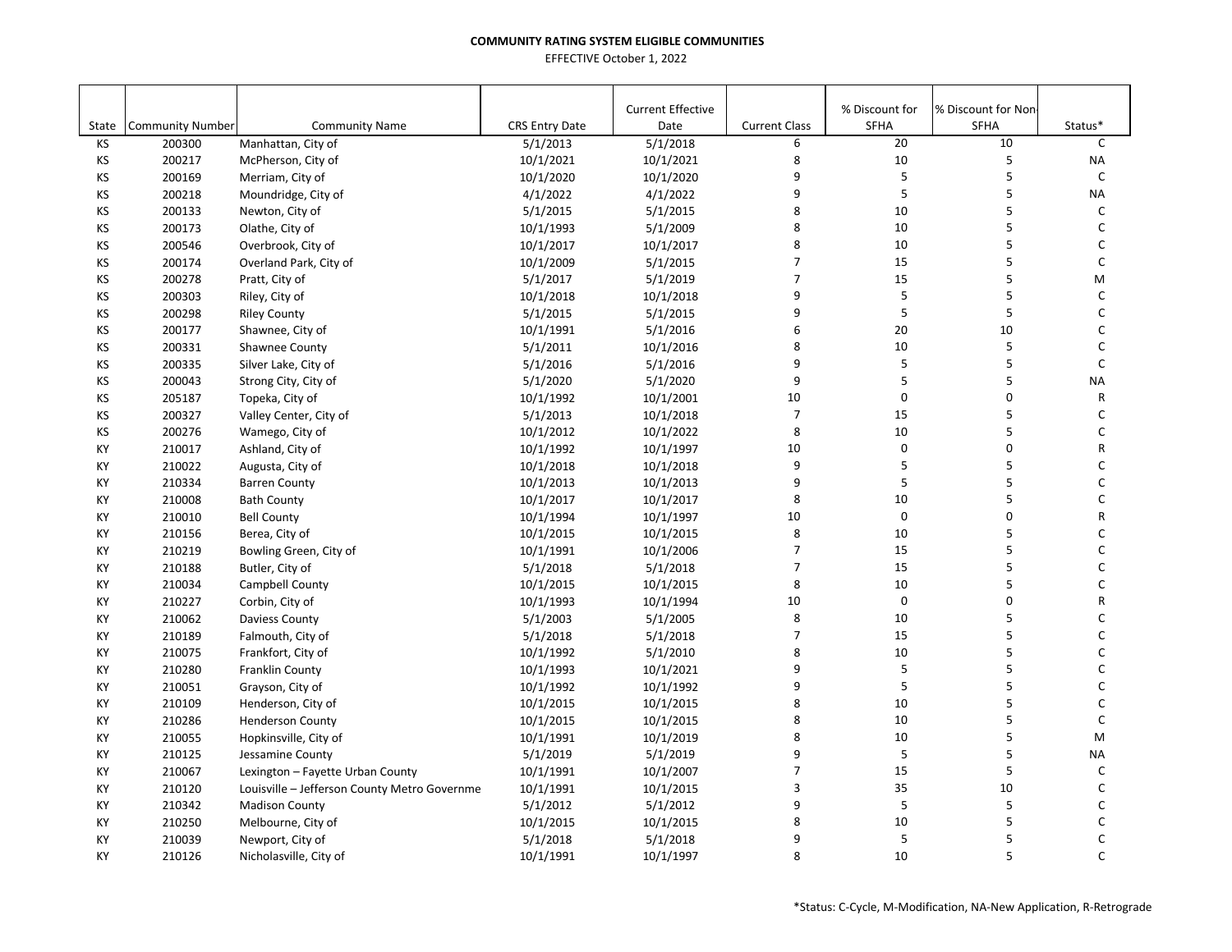**COMMUNITY RATING SYSTEM ELIGIBLE COMMUNITIES**

EFFECTIVE October 1, 2022

| State | Community Number | Community Name | CRS Entry Date | Current Effective Date | Current Class | % Discount for SFHA | % Discount for Non-SFHA | Status* |
|---|---|---|---|---|---|---|---|---|
| KS | 200300 | Manhattan, City of | 5/1/2013 | 5/1/2018 | 6 | 20 | 10 | C |
| KS | 200217 | McPherson, City of | 10/1/2021 | 10/1/2021 | 8 | 10 | 5 | NA |
| KS | 200169 | Merriam, City of | 10/1/2020 | 10/1/2020 | 9 | 5 | 5 | C |
| KS | 200218 | Moundridge, City of | 4/1/2022 | 4/1/2022 | 9 | 5 | 5 | NA |
| KS | 200133 | Newton, City of | 5/1/2015 | 5/1/2015 | 8 | 10 | 5 | C |
| KS | 200173 | Olathe, City of | 10/1/1993 | 5/1/2009 | 8 | 10 | 5 | C |
| KS | 200546 | Overbrook, City of | 10/1/2017 | 10/1/2017 | 8 | 10 | 5 | C |
| KS | 200174 | Overland Park, City of | 10/1/2009 | 5/1/2015 | 7 | 15 | 5 | C |
| KS | 200278 | Pratt, City of | 5/1/2017 | 5/1/2019 | 7 | 15 | 5 | M |
| KS | 200303 | Riley, City of | 10/1/2018 | 10/1/2018 | 9 | 5 | 5 | C |
| KS | 200298 | Riley County | 5/1/2015 | 5/1/2015 | 9 | 5 | 5 | C |
| KS | 200177 | Shawnee, City of | 10/1/1991 | 5/1/2016 | 6 | 20 | 10 | C |
| KS | 200331 | Shawnee County | 5/1/2011 | 10/1/2016 | 8 | 10 | 5 | C |
| KS | 200335 | Silver Lake, City of | 5/1/2016 | 5/1/2016 | 9 | 5 | 5 | C |
| KS | 200043 | Strong City, City of | 5/1/2020 | 5/1/2020 | 9 | 5 | 5 | NA |
| KS | 205187 | Topeka, City of | 10/1/1992 | 10/1/2001 | 10 | 0 | 0 | R |
| KS | 200327 | Valley Center, City of | 5/1/2013 | 10/1/2018 | 7 | 15 | 5 | C |
| KS | 200276 | Wamego, City of | 10/1/2012 | 10/1/2022 | 8 | 10 | 5 | C |
| KY | 210017 | Ashland, City of | 10/1/1992 | 10/1/1997 | 10 | 0 | 0 | R |
| KY | 210022 | Augusta, City of | 10/1/2018 | 10/1/2018 | 9 | 5 | 5 | C |
| KY | 210334 | Barren County | 10/1/2013 | 10/1/2013 | 9 | 5 | 5 | C |
| KY | 210008 | Bath County | 10/1/2017 | 10/1/2017 | 8 | 10 | 5 | C |
| KY | 210010 | Bell County | 10/1/1994 | 10/1/1997 | 10 | 0 | 0 | R |
| KY | 210156 | Berea, City of | 10/1/2015 | 10/1/2015 | 8 | 10 | 5 | C |
| KY | 210219 | Bowling Green, City of | 10/1/1991 | 10/1/2006 | 7 | 15 | 5 | C |
| KY | 210188 | Butler, City of | 5/1/2018 | 5/1/2018 | 7 | 15 | 5 | C |
| KY | 210034 | Campbell County | 10/1/2015 | 10/1/2015 | 8 | 10 | 5 | C |
| KY | 210227 | Corbin, City of | 10/1/1993 | 10/1/1994 | 10 | 0 | 0 | R |
| KY | 210062 | Daviess County | 5/1/2003 | 5/1/2005 | 8 | 10 | 5 | C |
| KY | 210189 | Falmouth, City of | 5/1/2018 | 5/1/2018 | 7 | 15 | 5 | C |
| KY | 210075 | Frankfort, City of | 10/1/1992 | 5/1/2010 | 8 | 10 | 5 | C |
| KY | 210280 | Franklin County | 10/1/1993 | 10/1/2021 | 9 | 5 | 5 | C |
| KY | 210051 | Grayson, City of | 10/1/1992 | 10/1/1992 | 9 | 5 | 5 | C |
| KY | 210109 | Henderson, City of | 10/1/2015 | 10/1/2015 | 8 | 10 | 5 | C |
| KY | 210286 | Henderson County | 10/1/2015 | 10/1/2015 | 8 | 10 | 5 | C |
| KY | 210055 | Hopkinsville, City of | 10/1/1991 | 10/1/2019 | 8 | 10 | 5 | M |
| KY | 210125 | Jessamine County | 5/1/2019 | 5/1/2019 | 9 | 5 | 5 | NA |
| KY | 210067 | Lexington – Fayette Urban County | 10/1/1991 | 10/1/2007 | 7 | 15 | 5 | C |
| KY | 210120 | Louisville – Jefferson County Metro Governme | 10/1/1991 | 10/1/2015 | 3 | 35 | 10 | C |
| KY | 210342 | Madison County | 5/1/2012 | 5/1/2012 | 9 | 5 | 5 | C |
| KY | 210250 | Melbourne, City of | 10/1/2015 | 10/1/2015 | 8 | 10 | 5 | C |
| KY | 210039 | Newport, City of | 5/1/2018 | 5/1/2018 | 9 | 5 | 5 | C |
| KY | 210126 | Nicholasville, City of | 10/1/1991 | 10/1/1997 | 8 | 10 | 5 | C |

*Status: C-Cycle, M-Modification, NA-New Application, R-Retrograde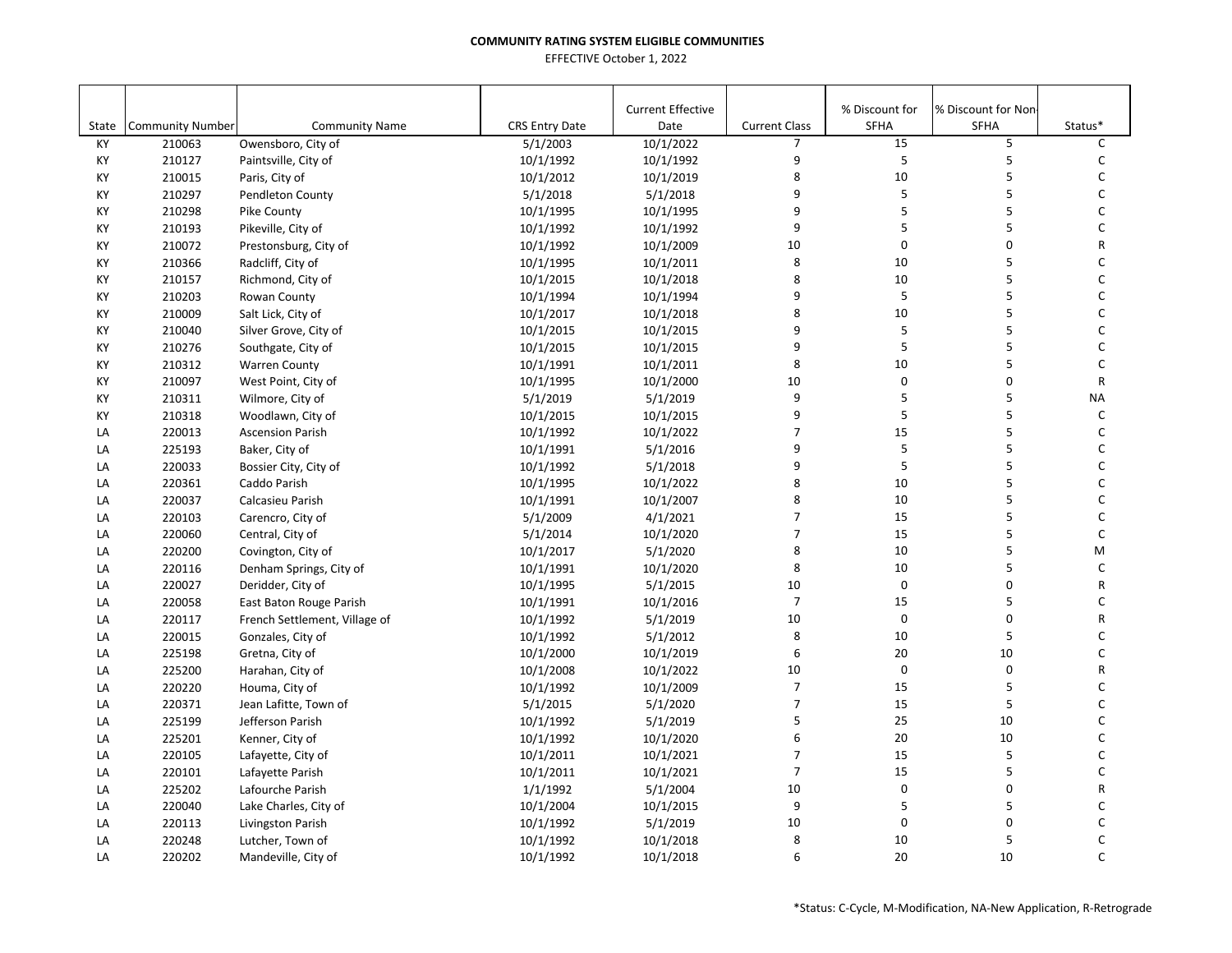**COMMUNITY RATING SYSTEM ELIGIBLE COMMUNITIES**

EFFECTIVE October 1, 2022

| State | Community Number | Community Name | CRS Entry Date | Current Effective Date | Current Class | % Discount for SFHA | % Discount for Non-SFHA | Status* |
|---|---|---|---|---|---|---|---|---|
| KY | 210063 | Owensboro, City of | 5/1/2003 | 10/1/2022 | 7 | 15 | 5 | C |
| KY | 210127 | Paintsville, City of | 10/1/1992 | 10/1/1992 | 9 | 5 | 5 | C |
| KY | 210015 | Paris, City of | 10/1/2012 | 10/1/2019 | 8 | 10 | 5 | C |
| KY | 210297 | Pendleton County | 5/1/2018 | 5/1/2018 | 9 | 5 | 5 | C |
| KY | 210298 | Pike County | 10/1/1995 | 10/1/1995 | 9 | 5 | 5 | C |
| KY | 210193 | Pikeville, City of | 10/1/1992 | 10/1/1992 | 9 | 5 | 5 | C |
| KY | 210072 | Prestonsburg, City of | 10/1/1992 | 10/1/2009 | 10 | 0 | 0 | R |
| KY | 210366 | Radcliff, City of | 10/1/1995 | 10/1/2011 | 8 | 10 | 5 | C |
| KY | 210157 | Richmond, City of | 10/1/2015 | 10/1/2018 | 8 | 10 | 5 | C |
| KY | 210203 | Rowan County | 10/1/1994 | 10/1/1994 | 9 | 5 | 5 | C |
| KY | 210009 | Salt Lick, City of | 10/1/2017 | 10/1/2018 | 8 | 10 | 5 | C |
| KY | 210040 | Silver Grove, City of | 10/1/2015 | 10/1/2015 | 9 | 5 | 5 | C |
| KY | 210276 | Southgate, City of | 10/1/2015 | 10/1/2015 | 9 | 5 | 5 | C |
| KY | 210312 | Warren County | 10/1/1991 | 10/1/2011 | 8 | 10 | 5 | C |
| KY | 210097 | West Point, City of | 10/1/1995 | 10/1/2000 | 10 | 0 | 0 | R |
| KY | 210311 | Wilmore, City of | 5/1/2019 | 5/1/2019 | 9 | 5 | 5 | NA |
| KY | 210318 | Woodlawn, City of | 10/1/2015 | 10/1/2015 | 9 | 5 | 5 | C |
| LA | 220013 | Ascension Parish | 10/1/1992 | 10/1/2022 | 7 | 15 | 5 | C |
| LA | 225193 | Baker, City of | 10/1/1991 | 5/1/2016 | 9 | 5 | 5 | C |
| LA | 220033 | Bossier City, City of | 10/1/1992 | 5/1/2018 | 9 | 5 | 5 | C |
| LA | 220361 | Caddo Parish | 10/1/1995 | 10/1/2022 | 8 | 10 | 5 | C |
| LA | 220037 | Calcasieu Parish | 10/1/1991 | 10/1/2007 | 8 | 10 | 5 | C |
| LA | 220103 | Carencro, City of | 5/1/2009 | 4/1/2021 | 7 | 15 | 5 | C |
| LA | 220060 | Central, City of | 5/1/2014 | 10/1/2020 | 7 | 15 | 5 | C |
| LA | 220200 | Covington, City of | 10/1/2017 | 5/1/2020 | 8 | 10 | 5 | M |
| LA | 220116 | Denham Springs, City of | 10/1/1991 | 10/1/2020 | 8 | 10 | 5 | C |
| LA | 220027 | Deridder, City of | 10/1/1995 | 5/1/2015 | 10 | 0 | 0 | R |
| LA | 220058 | East Baton Rouge Parish | 10/1/1991 | 10/1/2016 | 7 | 15 | 5 | C |
| LA | 220117 | French Settlement, Village of | 10/1/1992 | 5/1/2019 | 10 | 0 | 0 | R |
| LA | 220015 | Gonzales, City of | 10/1/1992 | 5/1/2012 | 8 | 10 | 5 | C |
| LA | 225198 | Gretna, City of | 10/1/2000 | 10/1/2019 | 6 | 20 | 10 | C |
| LA | 225200 | Harahan, City of | 10/1/2008 | 10/1/2022 | 10 | 0 | 0 | R |
| LA | 220220 | Houma, City of | 10/1/1992 | 10/1/2009 | 7 | 15 | 5 | C |
| LA | 220371 | Jean Lafitte, Town of | 5/1/2015 | 5/1/2020 | 7 | 15 | 5 | C |
| LA | 225199 | Jefferson Parish | 10/1/1992 | 5/1/2019 | 5 | 25 | 10 | C |
| LA | 225201 | Kenner, City of | 10/1/1992 | 10/1/2020 | 6 | 20 | 10 | C |
| LA | 220105 | Lafayette, City of | 10/1/2011 | 10/1/2021 | 7 | 15 | 5 | C |
| LA | 220101 | Lafayette Parish | 10/1/2011 | 10/1/2021 | 7 | 15 | 5 | C |
| LA | 225202 | Lafourche Parish | 1/1/1992 | 5/1/2004 | 10 | 0 | 0 | R |
| LA | 220040 | Lake Charles, City of | 10/1/2004 | 10/1/2015 | 9 | 5 | 5 | C |
| LA | 220113 | Livingston Parish | 10/1/1992 | 5/1/2019 | 10 | 0 | 0 | C |
| LA | 220248 | Lutcher, Town of | 10/1/1992 | 10/1/2018 | 8 | 10 | 5 | C |
| LA | 220202 | Mandeville, City of | 10/1/1992 | 10/1/2018 | 6 | 20 | 10 | C |

*Status: C-Cycle, M-Modification, NA-New Application, R-Retrograde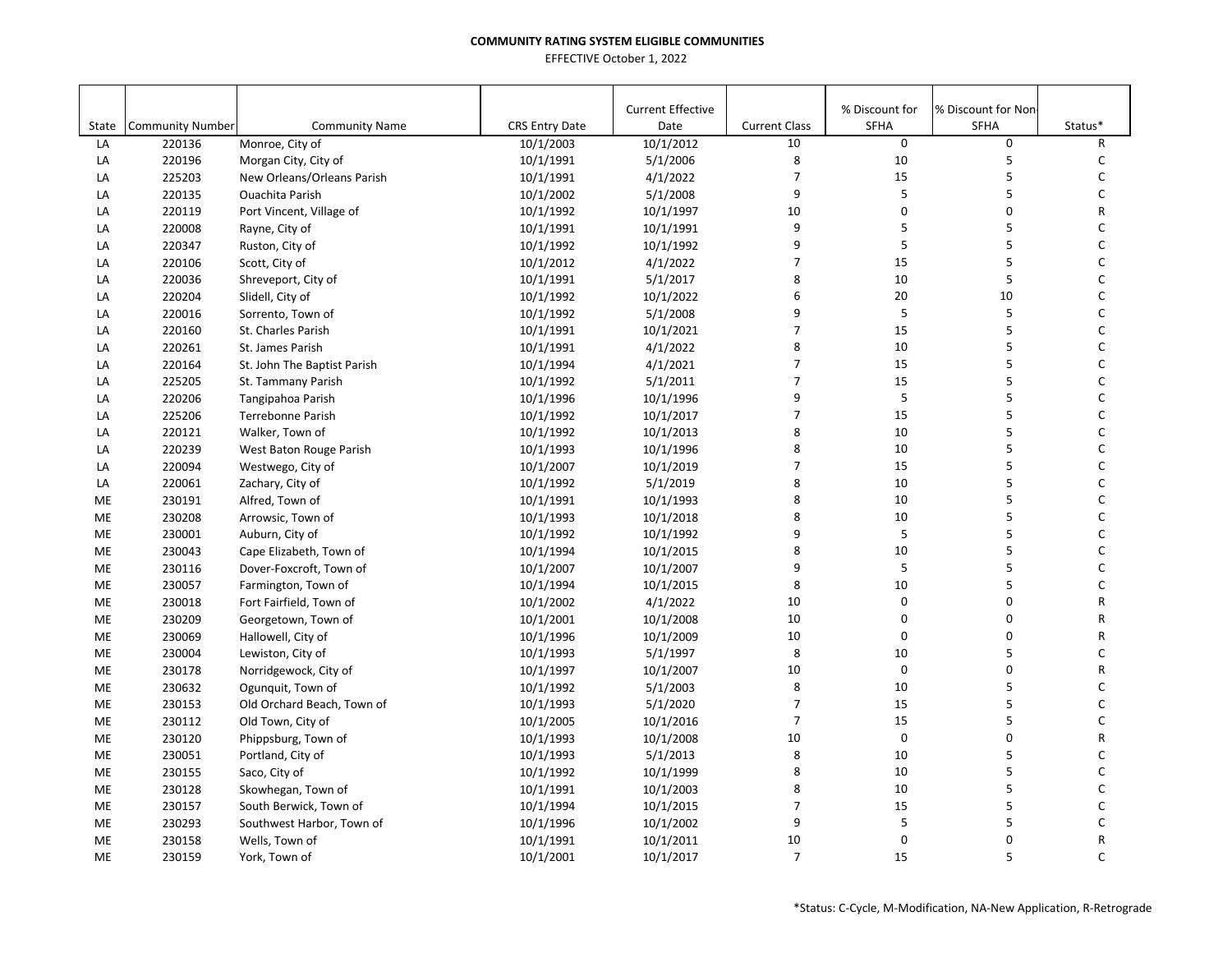**COMMUNITY RATING SYSTEM ELIGIBLE COMMUNITIES**

EFFECTIVE October 1, 2022

| State | Community Number | Community Name | CRS Entry Date | Current Effective Date | Current Class | % Discount for SFHA | % Discount for Non-SFHA | Status* |
|---|---|---|---|---|---|---|---|---|
| LA | 220136 | Monroe, City of | 10/1/2003 | 10/1/2012 | 10 | 0 | 0 | R |
| LA | 220196 | Morgan City, City of | 10/1/1991 | 5/1/2006 | 8 | 10 | 5 | C |
| LA | 225203 | New Orleans/Orleans Parish | 10/1/1991 | 4/1/2022 | 7 | 15 | 5 | C |
| LA | 220135 | Ouachita Parish | 10/1/2002 | 5/1/2008 | 9 | 5 | 5 | C |
| LA | 220119 | Port Vincent, Village of | 10/1/1992 | 10/1/1997 | 10 | 0 | 0 | R |
| LA | 220008 | Rayne, City of | 10/1/1991 | 10/1/1991 | 9 | 5 | 5 | C |
| LA | 220347 | Ruston, City of | 10/1/1992 | 10/1/1992 | 9 | 5 | 5 | C |
| LA | 220106 | Scott, City of | 10/1/2012 | 4/1/2022 | 7 | 15 | 5 | C |
| LA | 220036 | Shreveport, City of | 10/1/1991 | 5/1/2017 | 8 | 10 | 5 | C |
| LA | 220204 | Slidell, City of | 10/1/1992 | 10/1/2022 | 6 | 20 | 10 | C |
| LA | 220016 | Sorrento, Town of | 10/1/1992 | 5/1/2008 | 9 | 5 | 5 | C |
| LA | 220160 | St. Charles Parish | 10/1/1991 | 10/1/2021 | 7 | 15 | 5 | C |
| LA | 220261 | St. James Parish | 10/1/1991 | 4/1/2022 | 8 | 10 | 5 | C |
| LA | 220164 | St. John The Baptist Parish | 10/1/1994 | 4/1/2021 | 7 | 15 | 5 | C |
| LA | 225205 | St. Tammany Parish | 10/1/1992 | 5/1/2011 | 7 | 15 | 5 | C |
| LA | 220206 | Tangipahoa Parish | 10/1/1996 | 10/1/1996 | 9 | 5 | 5 | C |
| LA | 225206 | Terrebonne Parish | 10/1/1992 | 10/1/2017 | 7 | 15 | 5 | C |
| LA | 220121 | Walker, Town of | 10/1/1992 | 10/1/2013 | 8 | 10 | 5 | C |
| LA | 220239 | West Baton Rouge Parish | 10/1/1993 | 10/1/1996 | 8 | 10 | 5 | C |
| LA | 220094 | Westwego, City of | 10/1/2007 | 10/1/2019 | 7 | 15 | 5 | C |
| LA | 220061 | Zachary, City of | 10/1/1992 | 5/1/2019 | 8 | 10 | 5 | C |
| ME | 230191 | Alfred, Town of | 10/1/1991 | 10/1/1993 | 8 | 10 | 5 | C |
| ME | 230208 | Arrowsic, Town of | 10/1/1993 | 10/1/2018 | 8 | 10 | 5 | C |
| ME | 230001 | Auburn, City of | 10/1/1992 | 10/1/1992 | 9 | 5 | 5 | C |
| ME | 230043 | Cape Elizabeth, Town of | 10/1/1994 | 10/1/2015 | 8 | 10 | 5 | C |
| ME | 230116 | Dover-Foxcroft, Town of | 10/1/2007 | 10/1/2007 | 9 | 5 | 5 | C |
| ME | 230057 | Farmington, Town of | 10/1/1994 | 10/1/2015 | 8 | 10 | 5 | C |
| ME | 230018 | Fort Fairfield, Town of | 10/1/2002 | 4/1/2022 | 10 | 0 | 0 | R |
| ME | 230209 | Georgetown, Town of | 10/1/2001 | 10/1/2008 | 10 | 0 | 0 | R |
| ME | 230069 | Hallowell, City of | 10/1/1996 | 10/1/2009 | 10 | 0 | 0 | R |
| ME | 230004 | Lewiston, City of | 10/1/1993 | 5/1/1997 | 8 | 10 | 5 | C |
| ME | 230178 | Norridgewock, City of | 10/1/1997 | 10/1/2007 | 10 | 0 | 0 | R |
| ME | 230632 | Ogunquit, Town of | 10/1/1992 | 5/1/2003 | 8 | 10 | 5 | C |
| ME | 230153 | Old Orchard Beach, Town of | 10/1/1993 | 5/1/2020 | 7 | 15 | 5 | C |
| ME | 230112 | Old Town, City of | 10/1/2005 | 10/1/2016 | 7 | 15 | 5 | C |
| ME | 230120 | Phippsburg, Town of | 10/1/1993 | 10/1/2008 | 10 | 0 | 0 | R |
| ME | 230051 | Portland, City of | 10/1/1993 | 5/1/2013 | 8 | 10 | 5 | C |
| ME | 230155 | Saco, City of | 10/1/1992 | 10/1/1999 | 8 | 10 | 5 | C |
| ME | 230128 | Skowhegan, Town of | 10/1/1991 | 10/1/2003 | 8 | 10 | 5 | C |
| ME | 230157 | South Berwick, Town of | 10/1/1994 | 10/1/2015 | 7 | 15 | 5 | C |
| ME | 230293 | Southwest Harbor, Town of | 10/1/1996 | 10/1/2002 | 9 | 5 | 5 | C |
| ME | 230158 | Wells, Town of | 10/1/1991 | 10/1/2011 | 10 | 0 | 0 | R |
| ME | 230159 | York, Town of | 10/1/2001 | 10/1/2017 | 7 | 15 | 5 | C |

*Status: C-Cycle, M-Modification, NA-New Application, R-Retrograde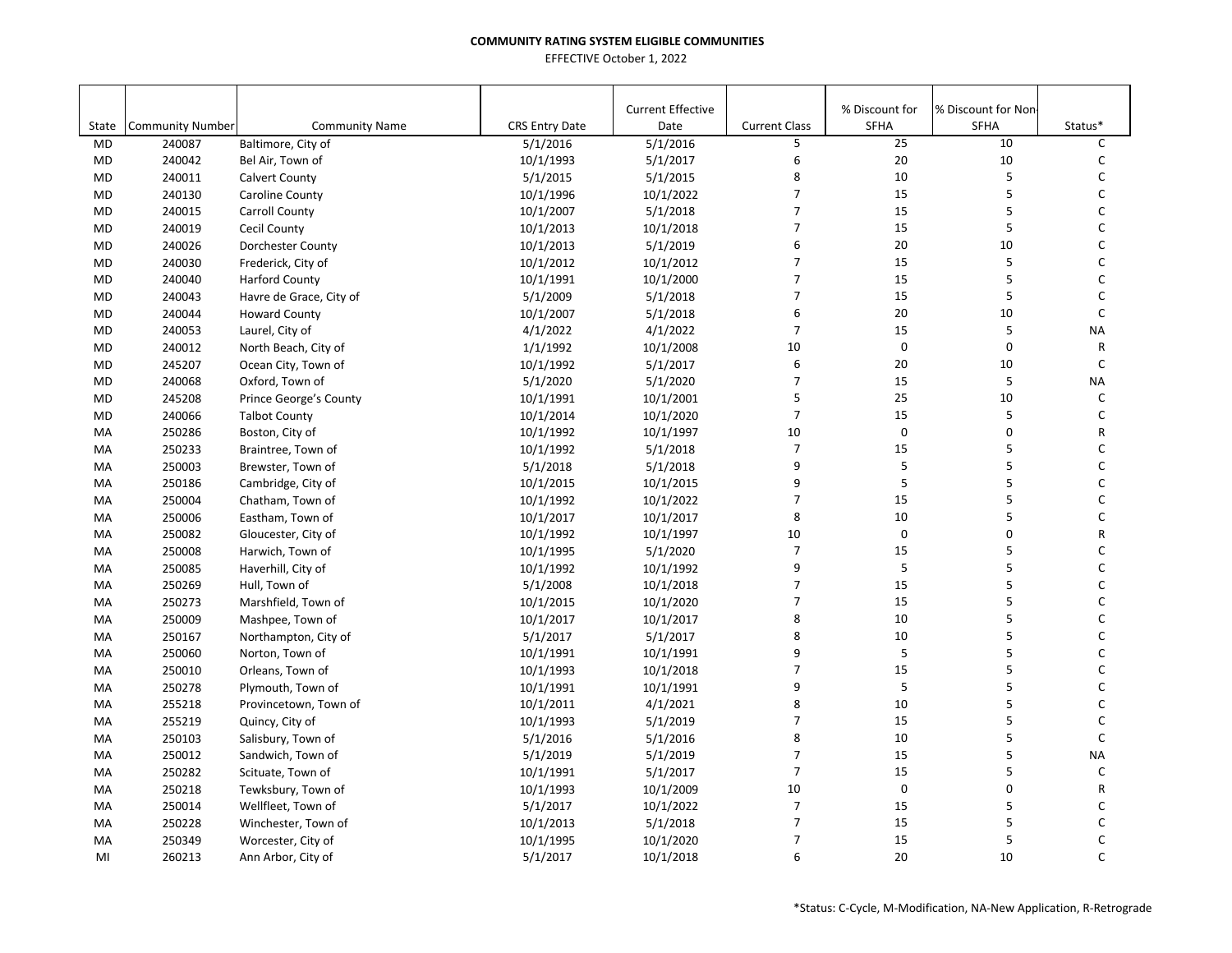**COMMUNITY RATING SYSTEM ELIGIBLE COMMUNITIES**

EFFECTIVE October 1, 2022

| State | Community Number | Community Name | CRS Entry Date | Current Effective Date | Current Class | % Discount for SFHA | % Discount for Non-SFHA | Status* |
|---|---|---|---|---|---|---|---|---|
| MD | 240087 | Baltimore, City of | 5/1/2016 | 5/1/2016 | 5 | 25 | 10 | C |
| MD | 240042 | Bel Air, Town of | 10/1/1993 | 5/1/2017 | 6 | 20 | 10 | C |
| MD | 240011 | Calvert County | 5/1/2015 | 5/1/2015 | 8 | 10 | 5 | C |
| MD | 240130 | Caroline County | 10/1/1996 | 10/1/2022 | 7 | 15 | 5 | C |
| MD | 240015 | Carroll County | 10/1/2007 | 5/1/2018 | 7 | 15 | 5 | C |
| MD | 240019 | Cecil County | 10/1/2013 | 10/1/2018 | 7 | 15 | 5 | C |
| MD | 240026 | Dorchester County | 10/1/2013 | 5/1/2019 | 6 | 20 | 10 | C |
| MD | 240030 | Frederick, City of | 10/1/2012 | 10/1/2012 | 7 | 15 | 5 | C |
| MD | 240040 | Harford County | 10/1/1991 | 10/1/2000 | 7 | 15 | 5 | C |
| MD | 240043 | Havre de Grace, City of | 5/1/2009 | 5/1/2018 | 7 | 15 | 5 | C |
| MD | 240044 | Howard County | 10/1/2007 | 5/1/2018 | 6 | 20 | 10 | C |
| MD | 240053 | Laurel, City of | 4/1/2022 | 4/1/2022 | 7 | 15 | 5 | NA |
| MD | 240012 | North Beach, City of | 1/1/1992 | 10/1/2008 | 10 | 0 | 0 | R |
| MD | 245207 | Ocean City, Town of | 10/1/1992 | 5/1/2017 | 6 | 20 | 10 | C |
| MD | 240068 | Oxford, Town of | 5/1/2020 | 5/1/2020 | 7 | 15 | 5 | NA |
| MD | 245208 | Prince George's County | 10/1/1991 | 10/1/2001 | 5 | 25 | 10 | C |
| MD | 240066 | Talbot County | 10/1/2014 | 10/1/2020 | 7 | 15 | 5 | C |
| MA | 250286 | Boston, City of | 10/1/1992 | 10/1/1997 | 10 | 0 | 0 | R |
| MA | 250233 | Braintree, Town of | 10/1/1992 | 5/1/2018 | 7 | 15 | 5 | C |
| MA | 250003 | Brewster, Town of | 5/1/2018 | 5/1/2018 | 9 | 5 | 5 | C |
| MA | 250186 | Cambridge, City of | 10/1/2015 | 10/1/2015 | 9 | 5 | 5 | C |
| MA | 250004 | Chatham, Town of | 10/1/1992 | 10/1/2022 | 7 | 15 | 5 | C |
| MA | 250006 | Eastham, Town of | 10/1/2017 | 10/1/2017 | 8 | 10 | 5 | C |
| MA | 250082 | Gloucester, City of | 10/1/1992 | 10/1/1997 | 10 | 0 | 0 | R |
| MA | 250008 | Harwich, Town of | 10/1/1995 | 5/1/2020 | 7 | 15 | 5 | C |
| MA | 250085 | Haverhill, City of | 10/1/1992 | 10/1/1992 | 9 | 5 | 5 | C |
| MA | 250269 | Hull, Town of | 5/1/2008 | 10/1/2018 | 7 | 15 | 5 | C |
| MA | 250273 | Marshfield, Town of | 10/1/2015 | 10/1/2020 | 7 | 15 | 5 | C |
| MA | 250009 | Mashpee, Town of | 10/1/2017 | 10/1/2017 | 8 | 10 | 5 | C |
| MA | 250167 | Northampton, City of | 5/1/2017 | 5/1/2017 | 8 | 10 | 5 | C |
| MA | 250060 | Norton, Town of | 10/1/1991 | 10/1/1991 | 9 | 5 | 5 | C |
| MA | 250010 | Orleans, Town of | 10/1/1993 | 10/1/2018 | 7 | 15 | 5 | C |
| MA | 250278 | Plymouth, Town of | 10/1/1991 | 10/1/1991 | 9 | 5 | 5 | C |
| MA | 255218 | Provincetown, Town of | 10/1/2011 | 4/1/2021 | 8 | 10 | 5 | C |
| MA | 255219 | Quincy, City of | 10/1/1993 | 5/1/2019 | 7 | 15 | 5 | C |
| MA | 250103 | Salisbury, Town of | 5/1/2016 | 5/1/2016 | 8 | 10 | 5 | C |
| MA | 250012 | Sandwich, Town of | 5/1/2019 | 5/1/2019 | 7 | 15 | 5 | NA |
| MA | 250282 | Scituate, Town of | 10/1/1991 | 5/1/2017 | 7 | 15 | 5 | C |
| MA | 250218 | Tewksbury, Town of | 10/1/1993 | 10/1/2009 | 10 | 0 | 0 | R |
| MA | 250014 | Wellfleet, Town of | 5/1/2017 | 10/1/2022 | 7 | 15 | 5 | C |
| MA | 250228 | Winchester, Town of | 10/1/2013 | 5/1/2018 | 7 | 15 | 5 | C |
| MA | 250349 | Worcester, City of | 10/1/1995 | 10/1/2020 | 7 | 15 | 5 | C |
| MI | 260213 | Ann Arbor, City of | 5/1/2017 | 10/1/2018 | 6 | 20 | 10 | C |

*Status: C-Cycle, M-Modification, NA-New Application, R-Retrograde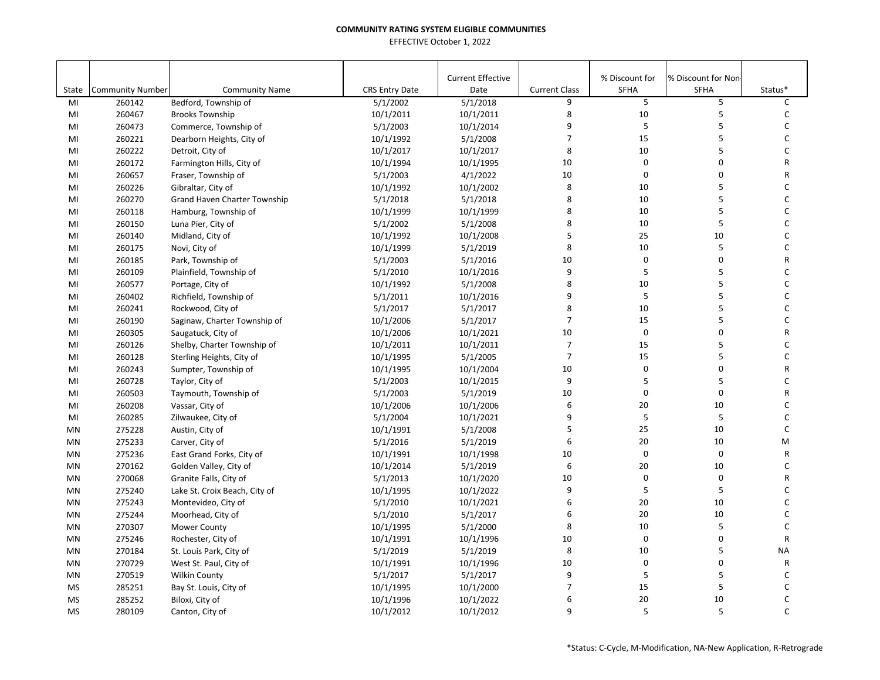**COMMUNITY RATING SYSTEM ELIGIBLE COMMUNITIES**

EFFECTIVE October 1, 2022

| State | Community Number | Community Name | CRS Entry Date | Current Effective Date | Current Class | % Discount for SFHA | % Discount for Non-SFHA | Status* |
|---|---|---|---|---|---|---|---|---|
| MI | 260142 | Bedford, Township of | 5/1/2002 | 5/1/2018 | 9 | 5 | 5 | C |
| MI | 260467 | Brooks Township | 10/1/2011 | 10/1/2011 | 8 | 10 | 5 | C |
| MI | 260473 | Commerce, Township of | 5/1/2003 | 10/1/2014 | 9 | 5 | 5 | C |
| MI | 260221 | Dearborn Heights, City of | 10/1/1992 | 5/1/2008 | 7 | 15 | 5 | C |
| MI | 260222 | Detroit, City of | 10/1/2017 | 10/1/2017 | 8 | 10 | 5 | C |
| MI | 260172 | Farmington Hills, City of | 10/1/1994 | 10/1/1995 | 10 | 0 | 0 | R |
| MI | 260657 | Fraser, Township of | 5/1/2003 | 4/1/2022 | 10 | 0 | 0 | R |
| MI | 260226 | Gibraltar, City of | 10/1/1992 | 10/1/2002 | 8 | 10 | 5 | C |
| MI | 260270 | Grand Haven Charter Township | 5/1/2018 | 5/1/2018 | 8 | 10 | 5 | C |
| MI | 260118 | Hamburg, Township of | 10/1/1999 | 10/1/1999 | 8 | 10 | 5 | C |
| MI | 260150 | Luna Pier, City of | 5/1/2002 | 5/1/2008 | 8 | 10 | 5 | C |
| MI | 260140 | Midland, City of | 10/1/1992 | 10/1/2008 | 5 | 25 | 10 | C |
| MI | 260175 | Novi, City of | 10/1/1999 | 5/1/2019 | 8 | 10 | 5 | C |
| MI | 260185 | Park, Township of | 5/1/2003 | 5/1/2016 | 10 | 0 | 0 | R |
| MI | 260109 | Plainfield, Township of | 5/1/2010 | 10/1/2016 | 9 | 5 | 5 | C |
| MI | 260577 | Portage, City of | 10/1/1992 | 5/1/2008 | 8 | 10 | 5 | C |
| MI | 260402 | Richfield, Township of | 5/1/2011 | 10/1/2016 | 9 | 5 | 5 | C |
| MI | 260241 | Rockwood, City of | 5/1/2017 | 5/1/2017 | 8 | 10 | 5 | C |
| MI | 260190 | Saginaw, Charter Township of | 10/1/2006 | 5/1/2017 | 7 | 15 | 5 | C |
| MI | 260305 | Saugatuck, City of | 10/1/2006 | 10/1/2021 | 10 | 0 | 0 | R |
| MI | 260126 | Shelby, Charter Township of | 10/1/2011 | 10/1/2011 | 7 | 15 | 5 | C |
| MI | 260128 | Sterling Heights, City of | 10/1/1995 | 5/1/2005 | 7 | 15 | 5 | C |
| MI | 260243 | Sumpter, Township of | 10/1/1995 | 10/1/2004 | 10 | 0 | 0 | R |
| MI | 260728 | Taylor, City of | 5/1/2003 | 10/1/2015 | 9 | 5 | 5 | C |
| MI | 260503 | Taymouth, Township of | 5/1/2003 | 5/1/2019 | 10 | 0 | 0 | R |
| MI | 260208 | Vassar, City of | 10/1/2006 | 10/1/2006 | 6 | 20 | 10 | C |
| MI | 260285 | Zilwaukee, City of | 5/1/2004 | 10/1/2021 | 9 | 5 | 5 | C |
| MN | 275228 | Austin, City of | 10/1/1991 | 5/1/2008 | 5 | 25 | 10 | C |
| MN | 275233 | Carver, City of | 5/1/2016 | 5/1/2019 | 6 | 20 | 10 | M |
| MN | 275236 | East Grand Forks, City of | 10/1/1991 | 10/1/1998 | 10 | 0 | 0 | R |
| MN | 270162 | Golden Valley, City of | 10/1/2014 | 5/1/2019 | 6 | 20 | 10 | C |
| MN | 270068 | Granite Falls, City of | 5/1/2013 | 10/1/2020 | 10 | 0 | 0 | R |
| MN | 275240 | Lake St. Croix Beach, City of | 10/1/1995 | 10/1/2022 | 9 | 5 | 5 | C |
| MN | 275243 | Montevideo, City of | 5/1/2010 | 10/1/2021 | 6 | 20 | 10 | C |
| MN | 275244 | Moorhead, City of | 5/1/2010 | 5/1/2017 | 6 | 20 | 10 | C |
| MN | 270307 | Mower County | 10/1/1995 | 5/1/2000 | 8 | 10 | 5 | C |
| MN | 275246 | Rochester, City of | 10/1/1991 | 10/1/1996 | 10 | 0 | 0 | R |
| MN | 270184 | St. Louis Park, City of | 5/1/2019 | 5/1/2019 | 8 | 10 | 5 | NA |
| MN | 270729 | West St. Paul, City of | 10/1/1991 | 10/1/1996 | 10 | 0 | 0 | R |
| MN | 270519 | Wilkin County | 5/1/2017 | 5/1/2017 | 9 | 5 | 5 | C |
| MS | 285251 | Bay St. Louis, City of | 10/1/1995 | 10/1/2000 | 7 | 15 | 5 | C |
| MS | 285252 | Biloxi, City of | 10/1/1996 | 10/1/2022 | 6 | 20 | 10 | C |
| MS | 280109 | Canton, City of | 10/1/2012 | 10/1/2012 | 9 | 5 | 5 | C |

*Status: C-Cycle, M-Modification, NA-New Application, R-Retrograde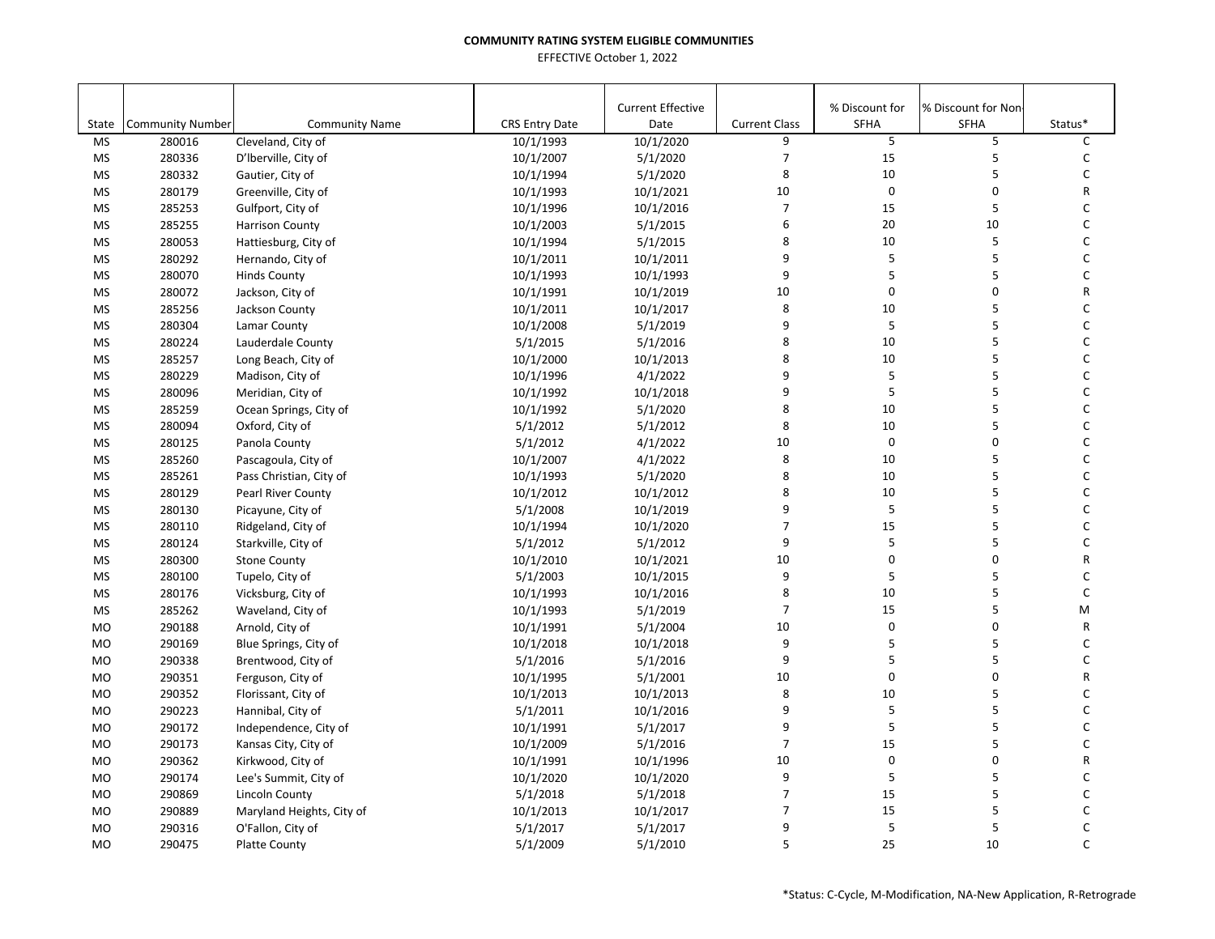**COMMUNITY RATING SYSTEM ELIGIBLE COMMUNITIES**

EFFECTIVE October 1, 2022

| State | Community Number | Community Name | CRS Entry Date | Current Effective Date | Current Class | % Discount for SFHA | % Discount for Non-SFHA | Status* |
|---|---|---|---|---|---|---|---|---|
| MS | 280016 | Cleveland, City of | 10/1/1993 | 10/1/2020 | 9 | 5 | 5 | C |
| MS | 280336 | D'Iberville, City of | 10/1/2007 | 5/1/2020 | 7 | 15 | 5 | C |
| MS | 280332 | Gautier, City of | 10/1/1994 | 5/1/2020 | 8 | 10 | 5 | C |
| MS | 280179 | Greenville, City of | 10/1/1993 | 10/1/2021 | 10 | 0 | 0 | R |
| MS | 285253 | Gulfport, City of | 10/1/1996 | 10/1/2016 | 7 | 15 | 5 | C |
| MS | 285255 | Harrison County | 10/1/2003 | 5/1/2015 | 6 | 20 | 10 | C |
| MS | 280053 | Hattiesburg, City of | 10/1/1994 | 5/1/2015 | 8 | 10 | 5 | C |
| MS | 280292 | Hernando, City of | 10/1/2011 | 10/1/2011 | 9 | 5 | 5 | C |
| MS | 280070 | Hinds County | 10/1/1993 | 10/1/1993 | 9 | 5 | 5 | C |
| MS | 280072 | Jackson, City of | 10/1/1991 | 10/1/2019 | 10 | 0 | 0 | R |
| MS | 285256 | Jackson County | 10/1/2011 | 10/1/2017 | 8 | 10 | 5 | C |
| MS | 280304 | Lamar County | 10/1/2008 | 5/1/2019 | 9 | 5 | 5 | C |
| MS | 280224 | Lauderdale County | 5/1/2015 | 5/1/2016 | 8 | 10 | 5 | C |
| MS | 285257 | Long Beach, City of | 10/1/2000 | 10/1/2013 | 8 | 10 | 5 | C |
| MS | 280229 | Madison, City of | 10/1/1996 | 4/1/2022 | 9 | 5 | 5 | C |
| MS | 280096 | Meridian, City of | 10/1/1992 | 10/1/2018 | 9 | 5 | 5 | C |
| MS | 285259 | Ocean Springs, City of | 10/1/1992 | 5/1/2020 | 8 | 10 | 5 | C |
| MS | 280094 | Oxford, City of | 5/1/2012 | 5/1/2012 | 8 | 10 | 5 | C |
| MS | 280125 | Panola County | 5/1/2012 | 4/1/2022 | 10 | 0 | 0 | C |
| MS | 285260 | Pascagoula, City of | 10/1/2007 | 4/1/2022 | 8 | 10 | 5 | C |
| MS | 285261 | Pass Christian, City of | 10/1/1993 | 5/1/2020 | 8 | 10 | 5 | C |
| MS | 280129 | Pearl River County | 10/1/2012 | 10/1/2012 | 8 | 10 | 5 | C |
| MS | 280130 | Picayune, City of | 5/1/2008 | 10/1/2019 | 9 | 5 | 5 | C |
| MS | 280110 | Ridgeland, City of | 10/1/1994 | 10/1/2020 | 7 | 15 | 5 | C |
| MS | 280124 | Starkville, City of | 5/1/2012 | 5/1/2012 | 9 | 5 | 5 | C |
| MS | 280300 | Stone County | 10/1/2010 | 10/1/2021 | 10 | 0 | 0 | R |
| MS | 280100 | Tupelo, City of | 5/1/2003 | 10/1/2015 | 9 | 5 | 5 | C |
| MS | 280176 | Vicksburg, City of | 10/1/1993 | 10/1/2016 | 8 | 10 | 5 | C |
| MS | 285262 | Waveland, City of | 10/1/1993 | 5/1/2019 | 7 | 15 | 5 | M |
| MO | 290188 | Arnold, City of | 10/1/1991 | 5/1/2004 | 10 | 0 | 0 | R |
| MO | 290169 | Blue Springs, City of | 10/1/2018 | 10/1/2018 | 9 | 5 | 5 | C |
| MO | 290338 | Brentwood, City of | 5/1/2016 | 5/1/2016 | 9 | 5 | 5 | C |
| MO | 290351 | Ferguson, City of | 10/1/1995 | 5/1/2001 | 10 | 0 | 0 | R |
| MO | 290352 | Florissant, City of | 10/1/2013 | 10/1/2013 | 8 | 10 | 5 | C |
| MO | 290223 | Hannibal, City of | 5/1/2011 | 10/1/2016 | 9 | 5 | 5 | C |
| MO | 290172 | Independence, City of | 10/1/1991 | 5/1/2017 | 9 | 5 | 5 | C |
| MO | 290173 | Kansas City, City of | 10/1/2009 | 5/1/2016 | 7 | 15 | 5 | C |
| MO | 290362 | Kirkwood, City of | 10/1/1991 | 10/1/1996 | 10 | 0 | 0 | R |
| MO | 290174 | Lee's Summit, City of | 10/1/2020 | 10/1/2020 | 9 | 5 | 5 | C |
| MO | 290869 | Lincoln County | 5/1/2018 | 5/1/2018 | 7 | 15 | 5 | C |
| MO | 290889 | Maryland Heights, City of | 10/1/2013 | 10/1/2017 | 7 | 15 | 5 | C |
| MO | 290316 | O'Fallon, City of | 5/1/2017 | 5/1/2017 | 9 | 5 | 5 | C |
| MO | 290475 | Platte County | 5/1/2009 | 5/1/2010 | 5 | 25 | 10 | C |

*Status: C-Cycle, M-Modification, NA-New Application, R-Retrograde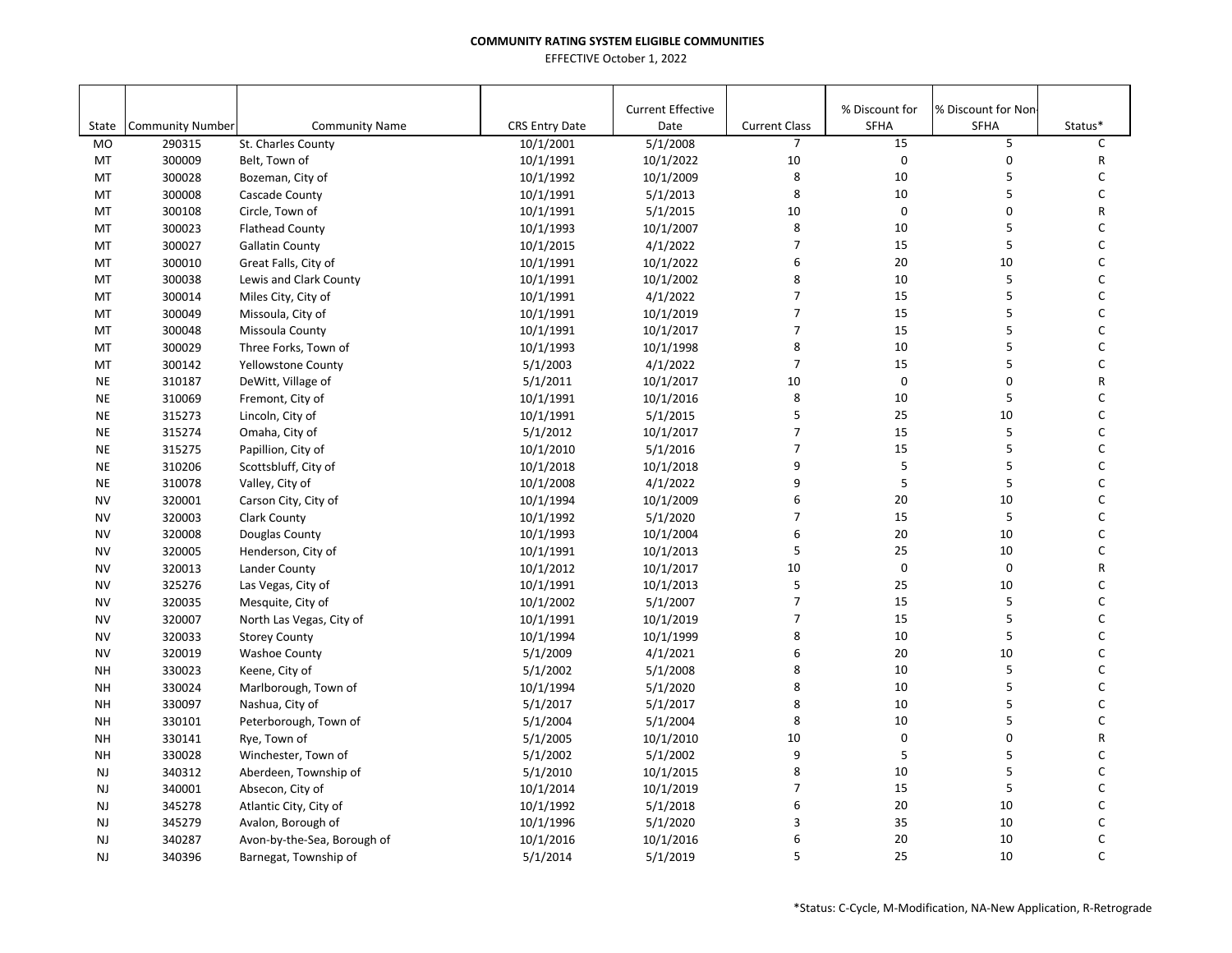**COMMUNITY RATING SYSTEM ELIGIBLE COMMUNITIES**

EFFECTIVE October 1, 2022

| State | Community Number | Community Name | CRS Entry Date | Current Effective Date | Current Class | % Discount for SFHA | % Discount for Non-SFHA | Status* |
|---|---|---|---|---|---|---|---|---|
| MO | 290315 | St. Charles County | 10/1/2001 | 5/1/2008 | 7 | 15 | 5 | C |
| MT | 300009 | Belt, Town of | 10/1/1991 | 10/1/2022 | 10 | 0 | 0 | R |
| MT | 300028 | Bozeman, City of | 10/1/1992 | 10/1/2009 | 8 | 10 | 5 | C |
| MT | 300008 | Cascade County | 10/1/1991 | 5/1/2013 | 8 | 10 | 5 | C |
| MT | 300108 | Circle, Town of | 10/1/1991 | 5/1/2015 | 10 | 0 | 0 | R |
| MT | 300023 | Flathead County | 10/1/1993 | 10/1/2007 | 8 | 10 | 5 | C |
| MT | 300027 | Gallatin County | 10/1/2015 | 4/1/2022 | 7 | 15 | 5 | C |
| MT | 300010 | Great Falls, City of | 10/1/1991 | 10/1/2022 | 6 | 20 | 10 | C |
| MT | 300038 | Lewis and Clark County | 10/1/1991 | 10/1/2002 | 8 | 10 | 5 | C |
| MT | 300014 | Miles City, City of | 10/1/1991 | 4/1/2022 | 7 | 15 | 5 | C |
| MT | 300049 | Missoula, City of | 10/1/1991 | 10/1/2019 | 7 | 15 | 5 | C |
| MT | 300048 | Missoula County | 10/1/1991 | 10/1/2017 | 7 | 15 | 5 | C |
| MT | 300029 | Three Forks, Town of | 10/1/1993 | 10/1/1998 | 8 | 10 | 5 | C |
| MT | 300142 | Yellowstone County | 5/1/2003 | 4/1/2022 | 7 | 15 | 5 | C |
| NE | 310187 | DeWitt, Village of | 5/1/2011 | 10/1/2017 | 10 | 0 | 0 | R |
| NE | 310069 | Fremont, City of | 10/1/1991 | 10/1/2016 | 8 | 10 | 5 | C |
| NE | 315273 | Lincoln, City of | 10/1/1991 | 5/1/2015 | 5 | 25 | 10 | C |
| NE | 315274 | Omaha, City of | 5/1/2012 | 10/1/2017 | 7 | 15 | 5 | C |
| NE | 315275 | Papillion, City of | 10/1/2010 | 5/1/2016 | 7 | 15 | 5 | C |
| NE | 310206 | Scottsbluff, City of | 10/1/2018 | 10/1/2018 | 9 | 5 | 5 | C |
| NE | 310078 | Valley, City of | 10/1/2008 | 4/1/2022 | 9 | 5 | 5 | C |
| NV | 320001 | Carson City, City of | 10/1/1994 | 10/1/2009 | 6 | 20 | 10 | C |
| NV | 320003 | Clark County | 10/1/1992 | 5/1/2020 | 7 | 15 | 5 | C |
| NV | 320008 | Douglas County | 10/1/1993 | 10/1/2004 | 6 | 20 | 10 | C |
| NV | 320005 | Henderson, City of | 10/1/1991 | 10/1/2013 | 5 | 25 | 10 | C |
| NV | 320013 | Lander County | 10/1/2012 | 10/1/2017 | 10 | 0 | 0 | R |
| NV | 325276 | Las Vegas, City of | 10/1/1991 | 10/1/2013 | 5 | 25 | 10 | C |
| NV | 320035 | Mesquite, City of | 10/1/2002 | 5/1/2007 | 7 | 15 | 5 | C |
| NV | 320007 | North Las Vegas, City of | 10/1/1991 | 10/1/2019 | 7 | 15 | 5 | C |
| NV | 320033 | Storey County | 10/1/1994 | 10/1/1999 | 8 | 10 | 5 | C |
| NV | 320019 | Washoe County | 5/1/2009 | 4/1/2021 | 6 | 20 | 10 | C |
| NH | 330023 | Keene, City of | 5/1/2002 | 5/1/2008 | 8 | 10 | 5 | C |
| NH | 330024 | Marlborough, Town of | 10/1/1994 | 5/1/2020 | 8 | 10 | 5 | C |
| NH | 330097 | Nashua, City of | 5/1/2017 | 5/1/2017 | 8 | 10 | 5 | C |
| NH | 330101 | Peterborough, Town of | 5/1/2004 | 5/1/2004 | 8 | 10 | 5 | C |
| NH | 330141 | Rye, Town of | 5/1/2005 | 10/1/2010 | 10 | 0 | 0 | R |
| NH | 330028 | Winchester, Town of | 5/1/2002 | 5/1/2002 | 9 | 5 | 5 | C |
| NJ | 340312 | Aberdeen, Township of | 5/1/2010 | 10/1/2015 | 8 | 10 | 5 | C |
| NJ | 340001 | Absecon, City of | 10/1/2014 | 10/1/2019 | 7 | 15 | 5 | C |
| NJ | 345278 | Atlantic City, City of | 10/1/1992 | 5/1/2018 | 6 | 20 | 10 | C |
| NJ | 345279 | Avalon, Borough of | 10/1/1996 | 5/1/2020 | 3 | 35 | 10 | C |
| NJ | 340287 | Avon-by-the-Sea, Borough of | 10/1/2016 | 10/1/2016 | 6 | 20 | 10 | C |
| NJ | 340396 | Barnegat, Township of | 5/1/2014 | 5/1/2019 | 5 | 25 | 10 | C |

*Status: C-Cycle, M-Modification, NA-New Application, R-Retrograde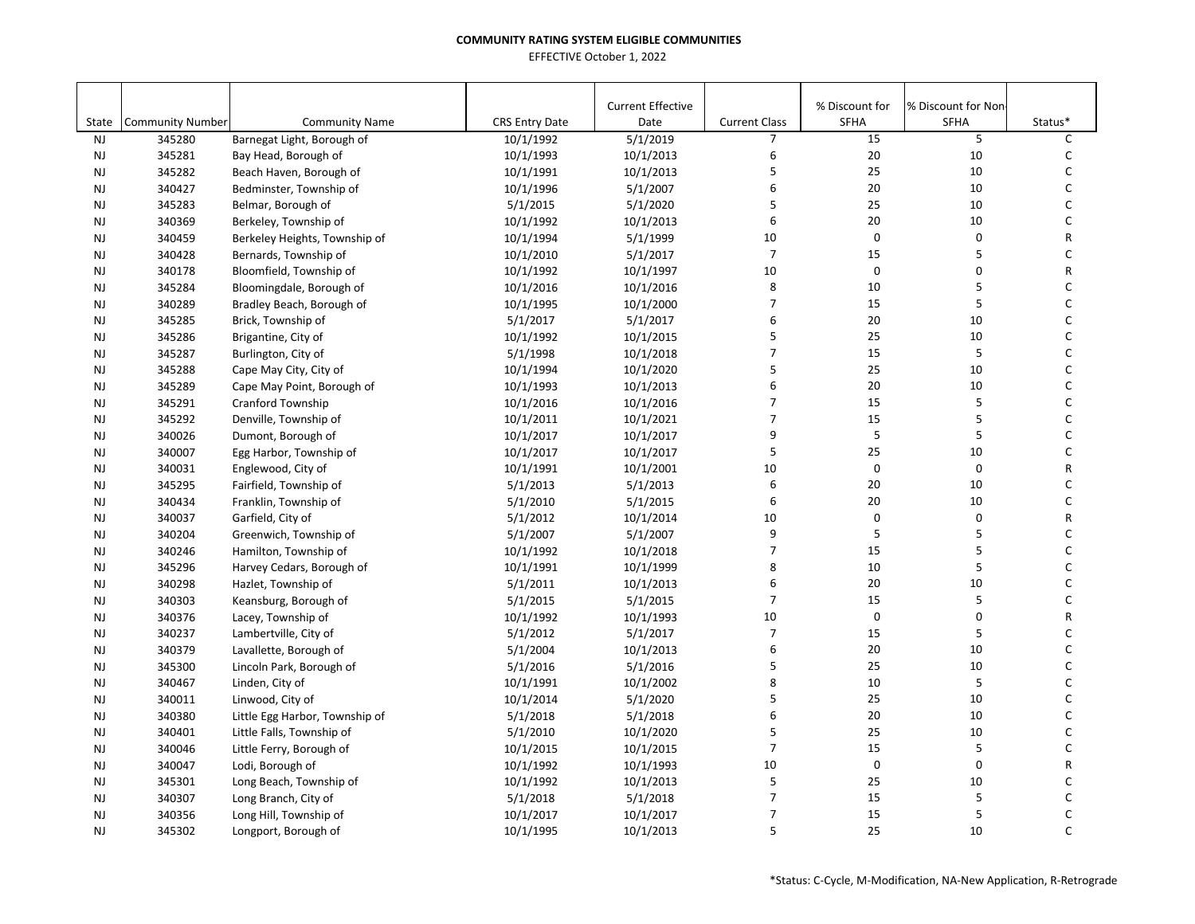**COMMUNITY RATING SYSTEM ELIGIBLE COMMUNITIES**

EFFECTIVE October 1, 2022

| State | Community Number | Community Name | CRS Entry Date | Current Effective Date | Current Class | % Discount for SFHA | % Discount for Non-SFHA | Status* |
|---|---|---|---|---|---|---|---|---|
| NJ | 345280 | Barnegat Light, Borough of | 10/1/1992 | 5/1/2019 | 7 | 15 | 5 | C |
| NJ | 345281 | Bay Head, Borough of | 10/1/1993 | 10/1/2013 | 6 | 20 | 10 | C |
| NJ | 345282 | Beach Haven, Borough of | 10/1/1991 | 10/1/2013 | 5 | 25 | 10 | C |
| NJ | 340427 | Bedminster, Township of | 10/1/1996 | 5/1/2007 | 6 | 20 | 10 | C |
| NJ | 345283 | Belmar, Borough of | 5/1/2015 | 5/1/2020 | 5 | 25 | 10 | C |
| NJ | 340369 | Berkeley, Township of | 10/1/1992 | 10/1/2013 | 6 | 20 | 10 | C |
| NJ | 340459 | Berkeley Heights, Township of | 10/1/1994 | 5/1/1999 | 10 | 0 | 0 | R |
| NJ | 340428 | Bernards, Township of | 10/1/2010 | 5/1/2017 | 7 | 15 | 5 | C |
| NJ | 340178 | Bloomfield, Township of | 10/1/1992 | 10/1/1997 | 10 | 0 | 0 | R |
| NJ | 345284 | Bloomingdale, Borough of | 10/1/2016 | 10/1/2016 | 8 | 10 | 5 | C |
| NJ | 340289 | Bradley Beach, Borough of | 10/1/1995 | 10/1/2000 | 7 | 15 | 5 | C |
| NJ | 345285 | Brick, Township of | 5/1/2017 | 5/1/2017 | 6 | 20 | 10 | C |
| NJ | 345286 | Brigantine, City of | 10/1/1992 | 10/1/2015 | 5 | 25 | 10 | C |
| NJ | 345287 | Burlington, City of | 5/1/1998 | 10/1/2018 | 7 | 15 | 5 | C |
| NJ | 345288 | Cape May City, City of | 10/1/1994 | 10/1/2020 | 5 | 25 | 10 | C |
| NJ | 345289 | Cape May Point, Borough of | 10/1/1993 | 10/1/2013 | 6 | 20 | 10 | C |
| NJ | 345291 | Cranford Township | 10/1/2016 | 10/1/2016 | 7 | 15 | 5 | C |
| NJ | 345292 | Denville, Township of | 10/1/2011 | 10/1/2021 | 7 | 15 | 5 | C |
| NJ | 340026 | Dumont, Borough of | 10/1/2017 | 10/1/2017 | 9 | 5 | 5 | C |
| NJ | 340007 | Egg Harbor, Township of | 10/1/2017 | 10/1/2017 | 5 | 25 | 10 | C |
| NJ | 340031 | Englewood, City of | 10/1/1991 | 10/1/2001 | 10 | 0 | 0 | R |
| NJ | 345295 | Fairfield, Township of | 5/1/2013 | 5/1/2013 | 6 | 20 | 10 | C |
| NJ | 340434 | Franklin, Township of | 5/1/2010 | 5/1/2015 | 6 | 20 | 10 | C |
| NJ | 340037 | Garfield, City of | 5/1/2012 | 10/1/2014 | 10 | 0 | 0 | R |
| NJ | 340204 | Greenwich, Township of | 5/1/2007 | 5/1/2007 | 9 | 5 | 5 | C |
| NJ | 340246 | Hamilton, Township of | 10/1/1992 | 10/1/2018 | 7 | 15 | 5 | C |
| NJ | 345296 | Harvey Cedars, Borough of | 10/1/1991 | 10/1/1999 | 8 | 10 | 5 | C |
| NJ | 340298 | Hazlet, Township of | 5/1/2011 | 10/1/2013 | 6 | 20 | 10 | C |
| NJ | 340303 | Keansburg, Borough of | 5/1/2015 | 5/1/2015 | 7 | 15 | 5 | C |
| NJ | 340376 | Lacey, Township of | 10/1/1992 | 10/1/1993 | 10 | 0 | 0 | R |
| NJ | 340237 | Lambertville, City of | 5/1/2012 | 5/1/2017 | 7 | 15 | 5 | C |
| NJ | 340379 | Lavallette, Borough of | 5/1/2004 | 10/1/2013 | 6 | 20 | 10 | C |
| NJ | 345300 | Lincoln Park, Borough of | 5/1/2016 | 5/1/2016 | 5 | 25 | 10 | C |
| NJ | 340467 | Linden, City of | 10/1/1991 | 10/1/2002 | 8 | 10 | 5 | C |
| NJ | 340011 | Linwood, City of | 10/1/2014 | 5/1/2020 | 5 | 25 | 10 | C |
| NJ | 340380 | Little Egg Harbor, Township of | 5/1/2018 | 5/1/2018 | 6 | 20 | 10 | C |
| NJ | 340401 | Little Falls, Township of | 5/1/2010 | 10/1/2020 | 5 | 25 | 10 | C |
| NJ | 340046 | Little Ferry, Borough of | 10/1/2015 | 10/1/2015 | 7 | 15 | 5 | C |
| NJ | 340047 | Lodi, Borough of | 10/1/1992 | 10/1/1993 | 10 | 0 | 0 | R |
| NJ | 345301 | Long Beach, Township of | 10/1/1992 | 10/1/2013 | 5 | 25 | 10 | C |
| NJ | 340307 | Long Branch, City of | 5/1/2018 | 5/1/2018 | 7 | 15 | 5 | C |
| NJ | 340356 | Long Hill, Township of | 10/1/2017 | 10/1/2017 | 7 | 15 | 5 | C |
| NJ | 345302 | Longport, Borough of | 10/1/1995 | 10/1/2013 | 5 | 25 | 10 | C |

*Status: C-Cycle, M-Modification, NA-New Application, R-Retrograde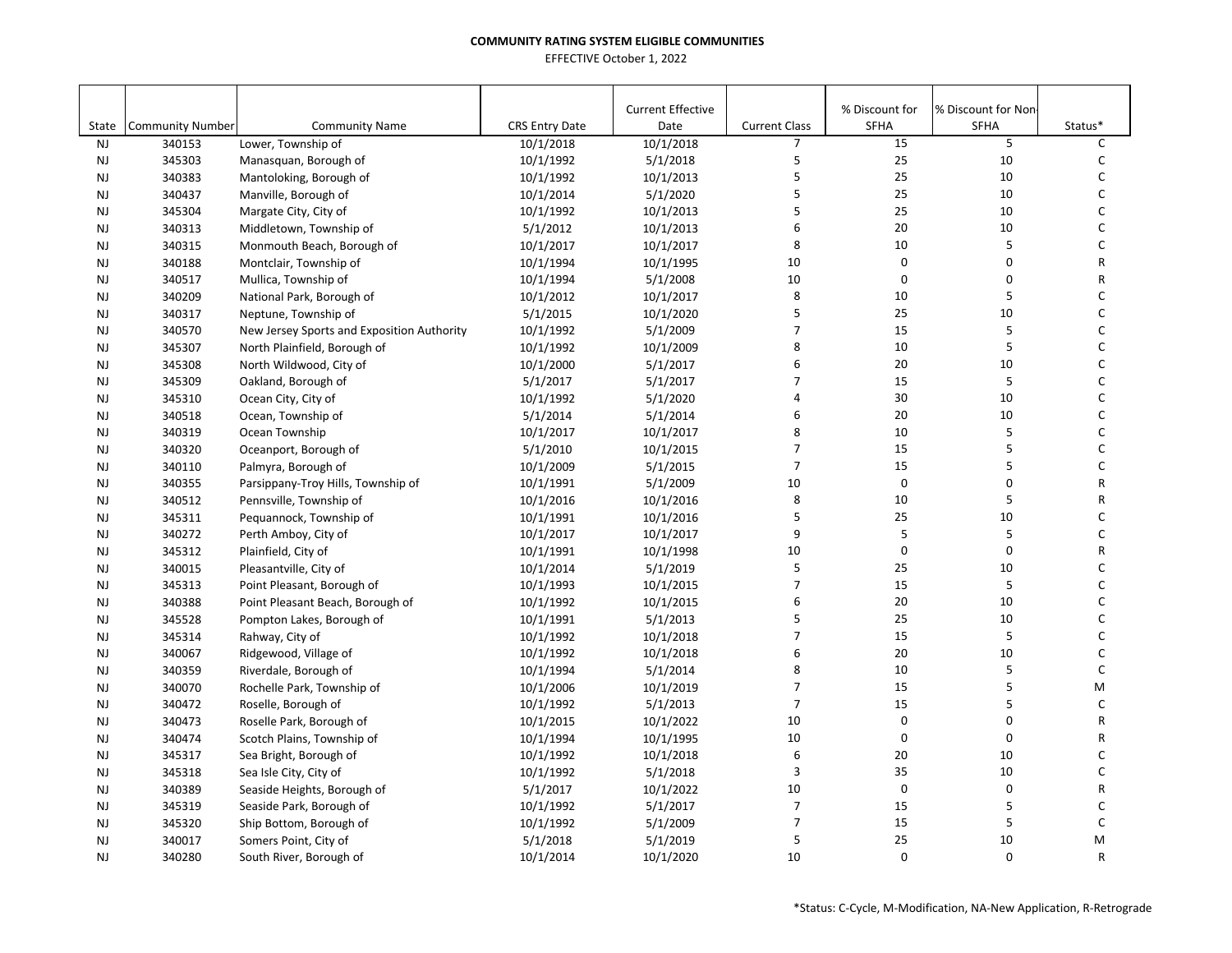**COMMUNITY RATING SYSTEM ELIGIBLE COMMUNITIES**

EFFECTIVE October 1, 2022

| State | Community Number | Community Name | CRS Entry Date | Current Effective Date | Current Class | % Discount for SFHA | % Discount for Non-SFHA | Status* |
|---|---|---|---|---|---|---|---|---|
| NJ | 340153 | Lower, Township of | 10/1/2018 | 10/1/2018 | 7 | 15 | 5 | C |
| NJ | 345303 | Manasquan, Borough of | 10/1/1992 | 5/1/2018 | 5 | 25 | 10 | C |
| NJ | 340383 | Mantoloking, Borough of | 10/1/1992 | 10/1/2013 | 5 | 25 | 10 | C |
| NJ | 340437 | Manville, Borough of | 10/1/2014 | 5/1/2020 | 5 | 25 | 10 | C |
| NJ | 345304 | Margate City, City of | 10/1/1992 | 10/1/2013 | 5 | 25 | 10 | C |
| NJ | 340313 | Middletown, Township of | 5/1/2012 | 10/1/2013 | 6 | 20 | 10 | C |
| NJ | 340315 | Monmouth Beach, Borough of | 10/1/2017 | 10/1/2017 | 8 | 10 | 5 | C |
| NJ | 340188 | Montclair, Township of | 10/1/1994 | 10/1/1995 | 10 | 0 | 0 | R |
| NJ | 340517 | Mullica, Township of | 10/1/1994 | 5/1/2008 | 10 | 0 | 0 | R |
| NJ | 340209 | National Park, Borough of | 10/1/2012 | 10/1/2017 | 8 | 10 | 5 | C |
| NJ | 340317 | Neptune, Township of | 5/1/2015 | 10/1/2020 | 5 | 25 | 10 | C |
| NJ | 340570 | New Jersey Sports and Exposition Authority | 10/1/1992 | 5/1/2009 | 7 | 15 | 5 | C |
| NJ | 345307 | North Plainfield, Borough of | 10/1/1992 | 10/1/2009 | 8 | 10 | 5 | C |
| NJ | 345308 | North Wildwood, City of | 10/1/2000 | 5/1/2017 | 6 | 20 | 10 | C |
| NJ | 345309 | Oakland, Borough of | 5/1/2017 | 5/1/2017 | 7 | 15 | 5 | C |
| NJ | 345310 | Ocean City, City of | 10/1/1992 | 5/1/2020 | 4 | 30 | 10 | C |
| NJ | 340518 | Ocean, Township of | 5/1/2014 | 5/1/2014 | 6 | 20 | 10 | C |
| NJ | 340319 | Ocean Township | 10/1/2017 | 10/1/2017 | 8 | 10 | 5 | C |
| NJ | 340320 | Oceanport, Borough of | 5/1/2010 | 10/1/2015 | 7 | 15 | 5 | C |
| NJ | 340110 | Palmyra, Borough of | 10/1/2009 | 5/1/2015 | 7 | 15 | 5 | C |
| NJ | 340355 | Parsippany-Troy Hills, Township of | 10/1/1991 | 5/1/2009 | 10 | 0 | 0 | R |
| NJ | 340512 | Pennsville, Township of | 10/1/2016 | 10/1/2016 | 8 | 10 | 5 | R |
| NJ | 345311 | Pequannock, Township of | 10/1/1991 | 10/1/2016 | 5 | 25 | 10 | C |
| NJ | 340272 | Perth Amboy, City of | 10/1/2017 | 10/1/2017 | 9 | 5 | 5 | C |
| NJ | 345312 | Plainfield, City of | 10/1/1991 | 10/1/1998 | 10 | 0 | 0 | R |
| NJ | 340015 | Pleasantville, City of | 10/1/2014 | 5/1/2019 | 5 | 25 | 10 | C |
| NJ | 345313 | Point Pleasant, Borough of | 10/1/1993 | 10/1/2015 | 7 | 15 | 5 | C |
| NJ | 340388 | Point Pleasant Beach, Borough of | 10/1/1992 | 10/1/2015 | 6 | 20 | 10 | C |
| NJ | 345528 | Pompton Lakes, Borough of | 10/1/1991 | 5/1/2013 | 5 | 25 | 10 | C |
| NJ | 345314 | Rahway, City of | 10/1/1992 | 10/1/2018 | 7 | 15 | 5 | C |
| NJ | 340067 | Ridgewood, Village of | 10/1/1992 | 10/1/2018 | 6 | 20 | 10 | C |
| NJ | 340359 | Riverdale, Borough of | 10/1/1994 | 5/1/2014 | 8 | 10 | 5 | C |
| NJ | 340070 | Rochelle Park, Township of | 10/1/2006 | 10/1/2019 | 7 | 15 | 5 | M |
| NJ | 340472 | Roselle, Borough of | 10/1/1992 | 5/1/2013 | 7 | 15 | 5 | C |
| NJ | 340473 | Roselle Park, Borough of | 10/1/2015 | 10/1/2022 | 10 | 0 | 0 | R |
| NJ | 340474 | Scotch Plains, Township of | 10/1/1994 | 10/1/1995 | 10 | 0 | 0 | R |
| NJ | 345317 | Sea Bright, Borough of | 10/1/1992 | 10/1/2018 | 6 | 20 | 10 | C |
| NJ | 345318 | Sea Isle City, City of | 10/1/1992 | 5/1/2018 | 3 | 35 | 10 | C |
| NJ | 340389 | Seaside Heights, Borough of | 5/1/2017 | 10/1/2022 | 10 | 0 | 0 | R |
| NJ | 345319 | Seaside Park, Borough of | 10/1/1992 | 5/1/2017 | 7 | 15 | 5 | C |
| NJ | 345320 | Ship Bottom, Borough of | 10/1/1992 | 5/1/2009 | 7 | 15 | 5 | C |
| NJ | 340017 | Somers Point, City of | 5/1/2018 | 5/1/2019 | 5 | 25 | 10 | M |
| NJ | 340280 | South River, Borough of | 10/1/2014 | 10/1/2020 | 10 | 0 | 0 | R |

*Status: C-Cycle, M-Modification, NA-New Application, R-Retrograde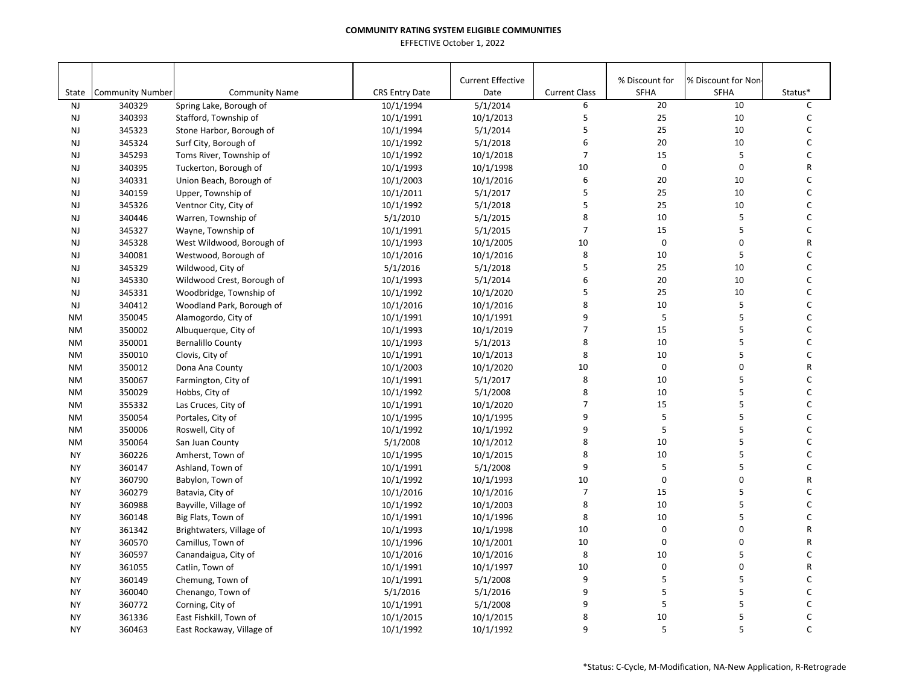**COMMUNITY RATING SYSTEM ELIGIBLE COMMUNITIES**

EFFECTIVE October 1, 2022

| State | Community Number | Community Name | CRS Entry Date | Current Effective Date | Current Class | % Discount for SFHA | % Discount for Non-SFHA | Status* |
|---|---|---|---|---|---|---|---|---|
| NJ | 340329 | Spring Lake, Borough of | 10/1/1994 | 5/1/2014 | 6 | 20 | 10 | C |
| NJ | 340393 | Stafford, Township of | 10/1/1991 | 10/1/2013 | 5 | 25 | 10 | C |
| NJ | 345323 | Stone Harbor, Borough of | 10/1/1994 | 5/1/2014 | 5 | 25 | 10 | C |
| NJ | 345324 | Surf City, Borough of | 10/1/1992 | 5/1/2018 | 6 | 20 | 10 | C |
| NJ | 345293 | Toms River, Township of | 10/1/1992 | 10/1/2018 | 7 | 15 | 5 | C |
| NJ | 340395 | Tuckerton, Borough of | 10/1/1993 | 10/1/1998 | 10 | 0 | 0 | R |
| NJ | 340331 | Union Beach, Borough of | 10/1/2003 | 10/1/2016 | 6 | 20 | 10 | C |
| NJ | 340159 | Upper, Township of | 10/1/2011 | 5/1/2017 | 5 | 25 | 10 | C |
| NJ | 345326 | Ventnor City, City of | 10/1/1992 | 5/1/2018 | 5 | 25 | 10 | C |
| NJ | 340446 | Warren, Township of | 5/1/2010 | 5/1/2015 | 8 | 10 | 5 | C |
| NJ | 345327 | Wayne, Township of | 10/1/1991 | 5/1/2015 | 7 | 15 | 5 | C |
| NJ | 345328 | West Wildwood, Borough of | 10/1/1993 | 10/1/2005 | 10 | 0 | 0 | R |
| NJ | 340081 | Westwood, Borough of | 10/1/2016 | 10/1/2016 | 8 | 10 | 5 | C |
| NJ | 345329 | Wildwood, City of | 5/1/2016 | 5/1/2018 | 5 | 25 | 10 | C |
| NJ | 345330 | Wildwood Crest, Borough of | 10/1/1993 | 5/1/2014 | 6 | 20 | 10 | C |
| NJ | 345331 | Woodbridge, Township of | 10/1/1992 | 10/1/2020 | 5 | 25 | 10 | C |
| NJ | 340412 | Woodland Park, Borough of | 10/1/2016 | 10/1/2016 | 8 | 10 | 5 | C |
| NM | 350045 | Alamogordo, City of | 10/1/1991 | 10/1/1991 | 9 | 5 | 5 | C |
| NM | 350002 | Albuquerque, City of | 10/1/1993 | 10/1/2019 | 7 | 15 | 5 | C |
| NM | 350001 | Bernalillo County | 10/1/1993 | 5/1/2013 | 8 | 10 | 5 | C |
| NM | 350010 | Clovis, City of | 10/1/1991 | 10/1/2013 | 8 | 10 | 5 | C |
| NM | 350012 | Dona Ana County | 10/1/2003 | 10/1/2020 | 10 | 0 | 0 | R |
| NM | 350067 | Farmington, City of | 10/1/1991 | 5/1/2017 | 8 | 10 | 5 | C |
| NM | 350029 | Hobbs, City of | 10/1/1992 | 5/1/2008 | 8 | 10 | 5 | C |
| NM | 355332 | Las Cruces, City of | 10/1/1991 | 10/1/2020 | 7 | 15 | 5 | C |
| NM | 350054 | Portales, City of | 10/1/1995 | 10/1/1995 | 9 | 5 | 5 | C |
| NM | 350006 | Roswell, City of | 10/1/1992 | 10/1/1992 | 9 | 5 | 5 | C |
| NM | 350064 | San Juan County | 5/1/2008 | 10/1/2012 | 8 | 10 | 5 | C |
| NY | 360226 | Amherst, Town of | 10/1/1995 | 10/1/2015 | 8 | 10 | 5 | C |
| NY | 360147 | Ashland, Town of | 10/1/1991 | 5/1/2008 | 9 | 5 | 5 | C |
| NY | 360790 | Babylon, Town of | 10/1/1992 | 10/1/1993 | 10 | 0 | 0 | R |
| NY | 360279 | Batavia, City of | 10/1/2016 | 10/1/2016 | 7 | 15 | 5 | C |
| NY | 360988 | Bayville, Village of | 10/1/1992 | 10/1/2003 | 8 | 10 | 5 | C |
| NY | 360148 | Big Flats, Town of | 10/1/1991 | 10/1/1996 | 8 | 10 | 5 | C |
| NY | 361342 | Brightwaters, Village of | 10/1/1993 | 10/1/1998 | 10 | 0 | 0 | R |
| NY | 360570 | Camillus, Town of | 10/1/1996 | 10/1/2001 | 10 | 0 | 0 | R |
| NY | 360597 | Canandaigua, City of | 10/1/2016 | 10/1/2016 | 8 | 10 | 5 | C |
| NY | 361055 | Catlin, Town of | 10/1/1991 | 10/1/1997 | 10 | 0 | 0 | R |
| NY | 360149 | Chemung, Town of | 10/1/1991 | 5/1/2008 | 9 | 5 | 5 | C |
| NY | 360040 | Chenango, Town of | 5/1/2016 | 5/1/2016 | 9 | 5 | 5 | C |
| NY | 360772 | Corning, City of | 10/1/1991 | 5/1/2008 | 9 | 5 | 5 | C |
| NY | 361336 | East Fishkill, Town of | 10/1/2015 | 10/1/2015 | 8 | 10 | 5 | C |
| NY | 360463 | East Rockaway, Village of | 10/1/1992 | 10/1/1992 | 9 | 5 | 5 | C |

*Status: C-Cycle, M-Modification, NA-New Application, R-Retrograde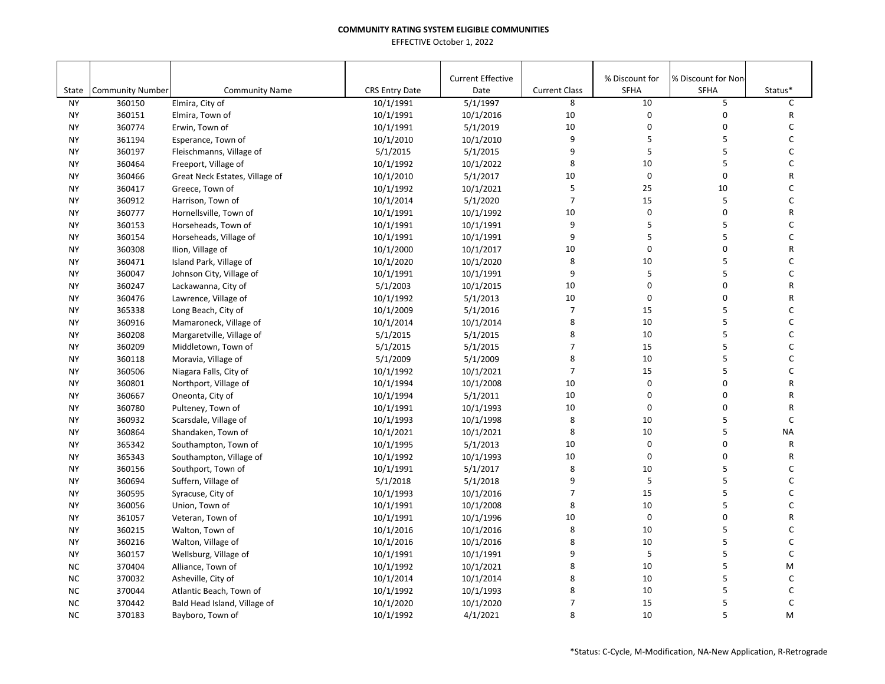**COMMUNITY RATING SYSTEM ELIGIBLE COMMUNITIES**

EFFECTIVE October 1, 2022

| State | Community Number | Community Name | CRS Entry Date | Current Effective Date | Current Class | % Discount for SFHA | % Discount for Non-SFHA | Status* |
|---|---|---|---|---|---|---|---|---|
| NY | 360150 | Elmira, City of | 10/1/1991 | 5/1/1997 | 8 | 10 | 5 | C |
| NY | 360151 | Elmira, Town of | 10/1/1991 | 10/1/2016 | 10 | 0 | 0 | R |
| NY | 360774 | Erwin, Town of | 10/1/1991 | 5/1/2019 | 10 | 0 | 0 | C |
| NY | 361194 | Esperance, Town of | 10/1/2010 | 10/1/2010 | 9 | 5 | 5 | C |
| NY | 360197 | Fleischmanns, Village of | 5/1/2015 | 5/1/2015 | 9 | 5 | 5 | C |
| NY | 360464 | Freeport, Village of | 10/1/1992 | 10/1/2022 | 8 | 10 | 5 | C |
| NY | 360466 | Great Neck Estates, Village of | 10/1/2010 | 5/1/2017 | 10 | 0 | 0 | R |
| NY | 360417 | Greece, Town of | 10/1/1992 | 10/1/2021 | 5 | 25 | 10 | C |
| NY | 360912 | Harrison, Town of | 10/1/2014 | 5/1/2020 | 7 | 15 | 5 | C |
| NY | 360777 | Hornellsville, Town of | 10/1/1991 | 10/1/1992 | 10 | 0 | 0 | R |
| NY | 360153 | Horseheads, Town of | 10/1/1991 | 10/1/1991 | 9 | 5 | 5 | C |
| NY | 360154 | Horseheads, Village of | 10/1/1991 | 10/1/1991 | 9 | 5 | 5 | C |
| NY | 360308 | Ilion, Village of | 10/1/2000 | 10/1/2017 | 10 | 0 | 0 | R |
| NY | 360471 | Island Park, Village of | 10/1/2020 | 10/1/2020 | 8 | 10 | 5 | C |
| NY | 360047 | Johnson City, Village of | 10/1/1991 | 10/1/1991 | 9 | 5 | 5 | C |
| NY | 360247 | Lackawanna, City of | 5/1/2003 | 10/1/2015 | 10 | 0 | 0 | R |
| NY | 360476 | Lawrence, Village of | 10/1/1992 | 5/1/2013 | 10 | 0 | 0 | R |
| NY | 365338 | Long Beach, City of | 10/1/2009 | 5/1/2016 | 7 | 15 | 5 | C |
| NY | 360916 | Mamaroneck, Village of | 10/1/2014 | 10/1/2014 | 8 | 10 | 5 | C |
| NY | 360208 | Margaretville, Village of | 5/1/2015 | 5/1/2015 | 8 | 10 | 5 | C |
| NY | 360209 | Middletown, Town of | 5/1/2015 | 5/1/2015 | 7 | 15 | 5 | C |
| NY | 360118 | Moravia, Village of | 5/1/2009 | 5/1/2009 | 8 | 10 | 5 | C |
| NY | 360506 | Niagara Falls, City of | 10/1/1992 | 10/1/2021 | 7 | 15 | 5 | C |
| NY | 360801 | Northport, Village of | 10/1/1994 | 10/1/2008 | 10 | 0 | 0 | R |
| NY | 360667 | Oneonta, City of | 10/1/1994 | 5/1/2011 | 10 | 0 | 0 | R |
| NY | 360780 | Pulteney, Town of | 10/1/1991 | 10/1/1993 | 10 | 0 | 0 | R |
| NY | 360932 | Scarsdale, Village of | 10/1/1993 | 10/1/1998 | 8 | 10 | 5 | C |
| NY | 360864 | Shandaken, Town of | 10/1/2021 | 10/1/2021 | 8 | 10 | 5 | NA |
| NY | 365342 | Southampton, Town of | 10/1/1995 | 5/1/2013 | 10 | 0 | 0 | R |
| NY | 365343 | Southampton, Village of | 10/1/1992 | 10/1/1993 | 10 | 0 | 0 | R |
| NY | 360156 | Southport, Town of | 10/1/1991 | 5/1/2017 | 8 | 10 | 5 | C |
| NY | 360694 | Suffern, Village of | 5/1/2018 | 5/1/2018 | 9 | 5 | 5 | C |
| NY | 360595 | Syracuse, City of | 10/1/1993 | 10/1/2016 | 7 | 15 | 5 | C |
| NY | 360056 | Union, Town of | 10/1/1991 | 10/1/2008 | 8 | 10 | 5 | C |
| NY | 361057 | Veteran, Town of | 10/1/1991 | 10/1/1996 | 10 | 0 | 0 | R |
| NY | 360215 | Walton, Town of | 10/1/2016 | 10/1/2016 | 8 | 10 | 5 | C |
| NY | 360216 | Walton, Village of | 10/1/2016 | 10/1/2016 | 8 | 10 | 5 | C |
| NY | 360157 | Wellsburg, Village of | 10/1/1991 | 10/1/1991 | 9 | 5 | 5 | C |
| NC | 370404 | Alliance, Town of | 10/1/1992 | 10/1/2021 | 8 | 10 | 5 | M |
| NC | 370032 | Asheville, City of | 10/1/2014 | 10/1/2014 | 8 | 10 | 5 | C |
| NC | 370044 | Atlantic Beach, Town of | 10/1/1992 | 10/1/1993 | 8 | 10 | 5 | C |
| NC | 370442 | Bald Head Island, Village of | 10/1/2020 | 10/1/2020 | 7 | 15 | 5 | C |
| NC | 370183 | Bayboro, Town of | 10/1/1992 | 4/1/2021 | 8 | 10 | 5 | M |

*Status: C-Cycle, M-Modification, NA-New Application, R-Retrograde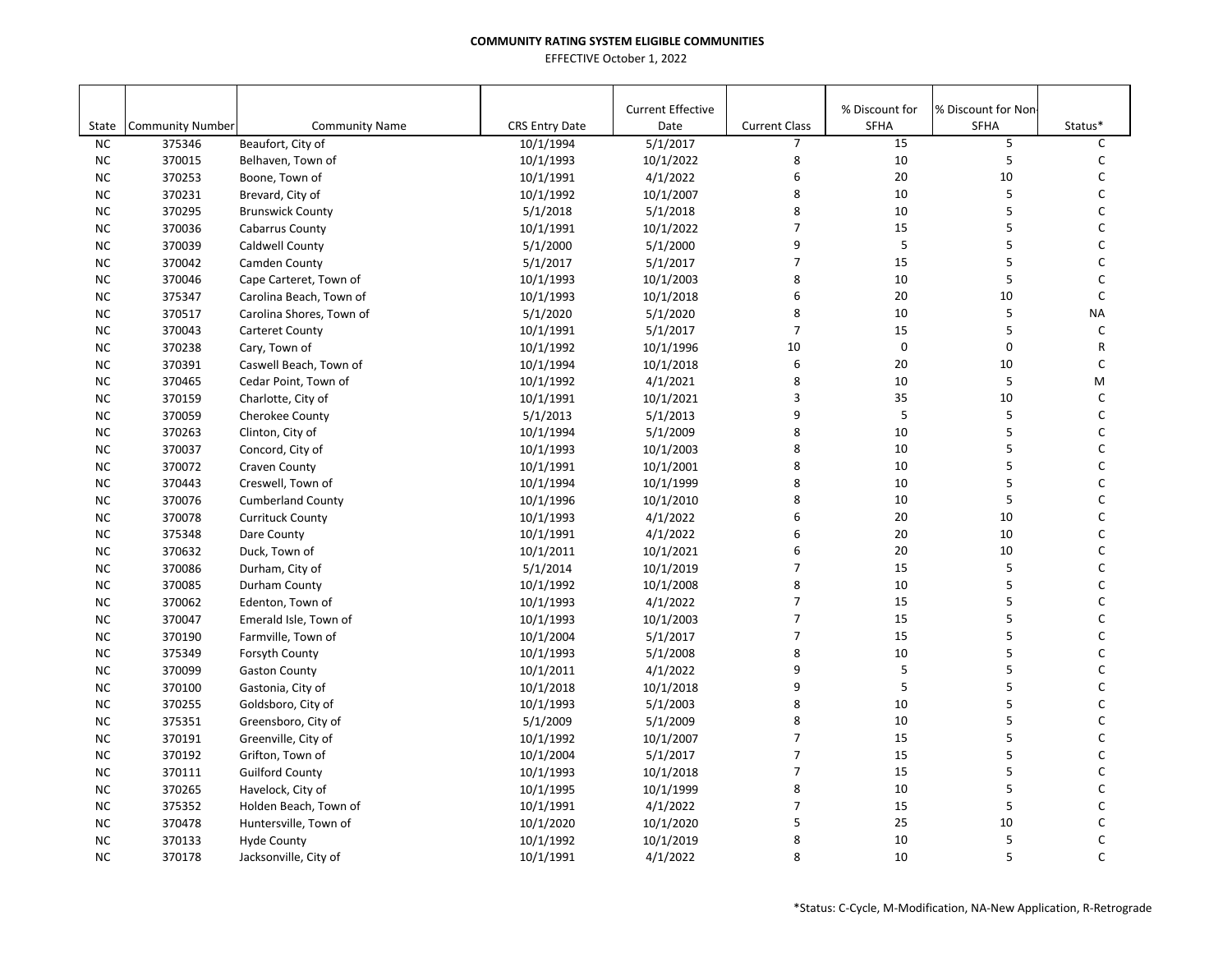**COMMUNITY RATING SYSTEM ELIGIBLE COMMUNITIES**

EFFECTIVE October 1, 2022

| State | Community Number | Community Name | CRS Entry Date | Current Effective Date | Current Class | % Discount for SFHA | % Discount for Non-SFHA | Status* |
|---|---|---|---|---|---|---|---|---|
| NC | 375346 | Beaufort, City of | 10/1/1994 | 5/1/2017 | 7 | 15 | 5 | C |
| NC | 370015 | Belhaven, Town of | 10/1/1993 | 10/1/2022 | 8 | 10 | 5 | C |
| NC | 370253 | Boone, Town of | 10/1/1991 | 4/1/2022 | 6 | 20 | 10 | C |
| NC | 370231 | Brevard, City of | 10/1/1992 | 10/1/2007 | 8 | 10 | 5 | C |
| NC | 370295 | Brunswick County | 5/1/2018 | 5/1/2018 | 8 | 10 | 5 | C |
| NC | 370036 | Cabarrus County | 10/1/1991 | 10/1/2022 | 7 | 15 | 5 | C |
| NC | 370039 | Caldwell County | 5/1/2000 | 5/1/2000 | 9 | 5 | 5 | C |
| NC | 370042 | Camden County | 5/1/2017 | 5/1/2017 | 7 | 15 | 5 | C |
| NC | 370046 | Cape Carteret, Town of | 10/1/1993 | 10/1/2003 | 8 | 10 | 5 | C |
| NC | 375347 | Carolina Beach, Town of | 10/1/1993 | 10/1/2018 | 6 | 20 | 10 | C |
| NC | 370517 | Carolina Shores, Town of | 5/1/2020 | 5/1/2020 | 8 | 10 | 5 | NA |
| NC | 370043 | Carteret County | 10/1/1991 | 5/1/2017 | 7 | 15 | 5 | C |
| NC | 370238 | Cary, Town of | 10/1/1992 | 10/1/1996 | 10 | 0 | 0 | R |
| NC | 370391 | Caswell Beach, Town of | 10/1/1994 | 10/1/2018 | 6 | 20 | 10 | C |
| NC | 370465 | Cedar Point, Town of | 10/1/1992 | 4/1/2021 | 8 | 10 | 5 | M |
| NC | 370159 | Charlotte, City of | 10/1/1991 | 10/1/2021 | 3 | 35 | 10 | C |
| NC | 370059 | Cherokee County | 5/1/2013 | 5/1/2013 | 9 | 5 | 5 | C |
| NC | 370263 | Clinton, City of | 10/1/1994 | 5/1/2009 | 8 | 10 | 5 | C |
| NC | 370037 | Concord, City of | 10/1/1993 | 10/1/2003 | 8 | 10 | 5 | C |
| NC | 370072 | Craven County | 10/1/1991 | 10/1/2001 | 8 | 10 | 5 | C |
| NC | 370443 | Creswell, Town of | 10/1/1994 | 10/1/1999 | 8 | 10 | 5 | C |
| NC | 370076 | Cumberland County | 10/1/1996 | 10/1/2010 | 8 | 10 | 5 | C |
| NC | 370078 | Currituck County | 10/1/1993 | 4/1/2022 | 6 | 20 | 10 | C |
| NC | 375348 | Dare County | 10/1/1991 | 4/1/2022 | 6 | 20 | 10 | C |
| NC | 370632 | Duck, Town of | 10/1/2011 | 10/1/2021 | 6 | 20 | 10 | C |
| NC | 370086 | Durham, City of | 5/1/2014 | 10/1/2019 | 7 | 15 | 5 | C |
| NC | 370085 | Durham County | 10/1/1992 | 10/1/2008 | 8 | 10 | 5 | C |
| NC | 370062 | Edenton, Town of | 10/1/1993 | 4/1/2022 | 7 | 15 | 5 | C |
| NC | 370047 | Emerald Isle, Town of | 10/1/1993 | 10/1/2003 | 7 | 15 | 5 | C |
| NC | 370190 | Farmville, Town of | 10/1/2004 | 5/1/2017 | 7 | 15 | 5 | C |
| NC | 375349 | Forsyth County | 10/1/1993 | 5/1/2008 | 8 | 10 | 5 | C |
| NC | 370099 | Gaston County | 10/1/2011 | 4/1/2022 | 9 | 5 | 5 | C |
| NC | 370100 | Gastonia, City of | 10/1/2018 | 10/1/2018 | 9 | 5 | 5 | C |
| NC | 370255 | Goldsboro, City of | 10/1/1993 | 5/1/2003 | 8 | 10 | 5 | C |
| NC | 375351 | Greensboro, City of | 5/1/2009 | 5/1/2009 | 8 | 10 | 5 | C |
| NC | 370191 | Greenville, City of | 10/1/1992 | 10/1/2007 | 7 | 15 | 5 | C |
| NC | 370192 | Grifton, Town of | 10/1/2004 | 5/1/2017 | 7 | 15 | 5 | C |
| NC | 370111 | Guilford County | 10/1/1993 | 10/1/2018 | 7 | 15 | 5 | C |
| NC | 370265 | Havelock, City of | 10/1/1995 | 10/1/1999 | 8 | 10 | 5 | C |
| NC | 375352 | Holden Beach, Town of | 10/1/1991 | 4/1/2022 | 7 | 15 | 5 | C |
| NC | 370478 | Huntersville, Town of | 10/1/2020 | 10/1/2020 | 5 | 25 | 10 | C |
| NC | 370133 | Hyde County | 10/1/1992 | 10/1/2019 | 8 | 10 | 5 | C |
| NC | 370178 | Jacksonville, City of | 10/1/1991 | 4/1/2022 | 8 | 10 | 5 | C |

*Status: C-Cycle, M-Modification, NA-New Application, R-Retrograde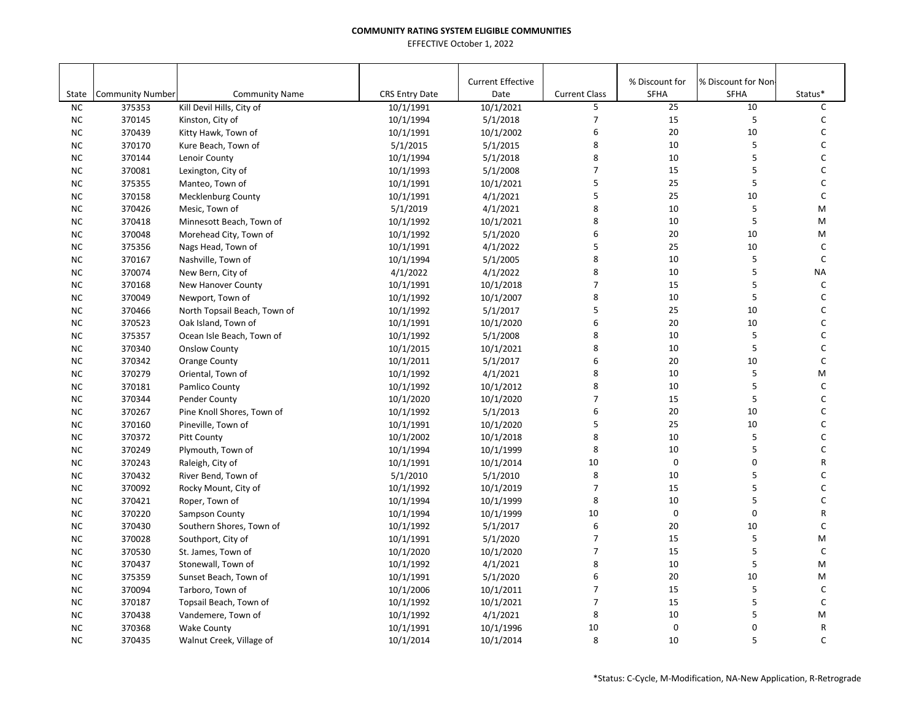**COMMUNITY RATING SYSTEM ELIGIBLE COMMUNITIES**

EFFECTIVE October 1, 2022

| State | Community Number | Community Name | CRS Entry Date | Current Effective Date | Current Class | % Discount for SFHA | % Discount for Non-SFHA | Status* |
|---|---|---|---|---|---|---|---|---|
| NC | 375353 | Kill Devil Hills, City of | 10/1/1991 | 10/1/2021 | 5 | 25 | 10 | C |
| NC | 370145 | Kinston, City of | 10/1/1994 | 5/1/2018 | 7 | 15 | 5 | C |
| NC | 370439 | Kitty Hawk, Town of | 10/1/1991 | 10/1/2002 | 6 | 20 | 10 | C |
| NC | 370170 | Kure Beach, Town of | 5/1/2015 | 5/1/2015 | 8 | 10 | 5 | C |
| NC | 370144 | Lenoir County | 10/1/1994 | 5/1/2018 | 8 | 10 | 5 | C |
| NC | 370081 | Lexington, City of | 10/1/1993 | 5/1/2008 | 7 | 15 | 5 | C |
| NC | 375355 | Manteo, Town of | 10/1/1991 | 10/1/2021 | 5 | 25 | 5 | C |
| NC | 370158 | Mecklenburg County | 10/1/1991 | 4/1/2021 | 5 | 25 | 10 | C |
| NC | 370426 | Mesic, Town of | 5/1/2019 | 4/1/2021 | 8 | 10 | 5 | M |
| NC | 370418 | Minnesott Beach, Town of | 10/1/1992 | 10/1/2021 | 8 | 10 | 5 | M |
| NC | 370048 | Morehead City, Town of | 10/1/1992 | 5/1/2020 | 6 | 20 | 10 | M |
| NC | 375356 | Nags Head, Town of | 10/1/1991 | 4/1/2022 | 5 | 25 | 10 | C |
| NC | 370167 | Nashville, Town of | 10/1/1994 | 5/1/2005 | 8 | 10 | 5 | C |
| NC | 370074 | New Bern, City of | 4/1/2022 | 4/1/2022 | 8 | 10 | 5 | NA |
| NC | 370168 | New Hanover County | 10/1/1991 | 10/1/2018 | 7 | 15 | 5 | C |
| NC | 370049 | Newport, Town of | 10/1/1992 | 10/1/2007 | 8 | 10 | 5 | C |
| NC | 370466 | North Topsail Beach, Town of | 10/1/1992 | 5/1/2017 | 5 | 25 | 10 | C |
| NC | 370523 | Oak Island, Town of | 10/1/1991 | 10/1/2020 | 6 | 20 | 10 | C |
| NC | 375357 | Ocean Isle Beach, Town of | 10/1/1992 | 5/1/2008 | 8 | 10 | 5 | C |
| NC | 370340 | Onslow County | 10/1/2015 | 10/1/2021 | 8 | 10 | 5 | C |
| NC | 370342 | Orange County | 10/1/2011 | 5/1/2017 | 6 | 20 | 10 | C |
| NC | 370279 | Oriental, Town of | 10/1/1992 | 4/1/2021 | 8 | 10 | 5 | M |
| NC | 370181 | Pamlico County | 10/1/1992 | 10/1/2012 | 8 | 10 | 5 | C |
| NC | 370344 | Pender County | 10/1/2020 | 10/1/2020 | 7 | 15 | 5 | C |
| NC | 370267 | Pine Knoll Shores, Town of | 10/1/1992 | 5/1/2013 | 6 | 20 | 10 | C |
| NC | 370160 | Pineville, Town of | 10/1/1991 | 10/1/2020 | 5 | 25 | 10 | C |
| NC | 370372 | Pitt County | 10/1/2002 | 10/1/2018 | 8 | 10 | 5 | C |
| NC | 370249 | Plymouth, Town of | 10/1/1994 | 10/1/1999 | 8 | 10 | 5 | C |
| NC | 370243 | Raleigh, City of | 10/1/1991 | 10/1/2014 | 10 | 0 | 0 | R |
| NC | 370432 | River Bend, Town of | 5/1/2010 | 5/1/2010 | 8 | 10 | 5 | C |
| NC | 370092 | Rocky Mount, City of | 10/1/1992 | 10/1/2019 | 7 | 15 | 5 | C |
| NC | 370421 | Roper, Town of | 10/1/1994 | 10/1/1999 | 8 | 10 | 5 | C |
| NC | 370220 | Sampson County | 10/1/1994 | 10/1/1999 | 10 | 0 | 0 | R |
| NC | 370430 | Southern Shores, Town of | 10/1/1992 | 5/1/2017 | 6 | 20 | 10 | C |
| NC | 370028 | Southport, City of | 10/1/1991 | 5/1/2020 | 7 | 15 | 5 | M |
| NC | 370530 | St. James, Town of | 10/1/2020 | 10/1/2020 | 7 | 15 | 5 | C |
| NC | 370437 | Stonewall, Town of | 10/1/1992 | 4/1/2021 | 8 | 10 | 5 | M |
| NC | 375359 | Sunset Beach, Town of | 10/1/1991 | 5/1/2020 | 6 | 20 | 10 | M |
| NC | 370094 | Tarboro, Town of | 10/1/2006 | 10/1/2011 | 7 | 15 | 5 | C |
| NC | 370187 | Topsail Beach, Town of | 10/1/1992 | 10/1/2021 | 7 | 15 | 5 | C |
| NC | 370438 | Vandemere, Town of | 10/1/1992 | 4/1/2021 | 8 | 10 | 5 | M |
| NC | 370368 | Wake County | 10/1/1991 | 10/1/1996 | 10 | 0 | 0 | R |
| NC | 370435 | Walnut Creek, Village of | 10/1/2014 | 10/1/2014 | 8 | 10 | 5 | C |

*Status: C-Cycle, M-Modification, NA-New Application, R-Retrograde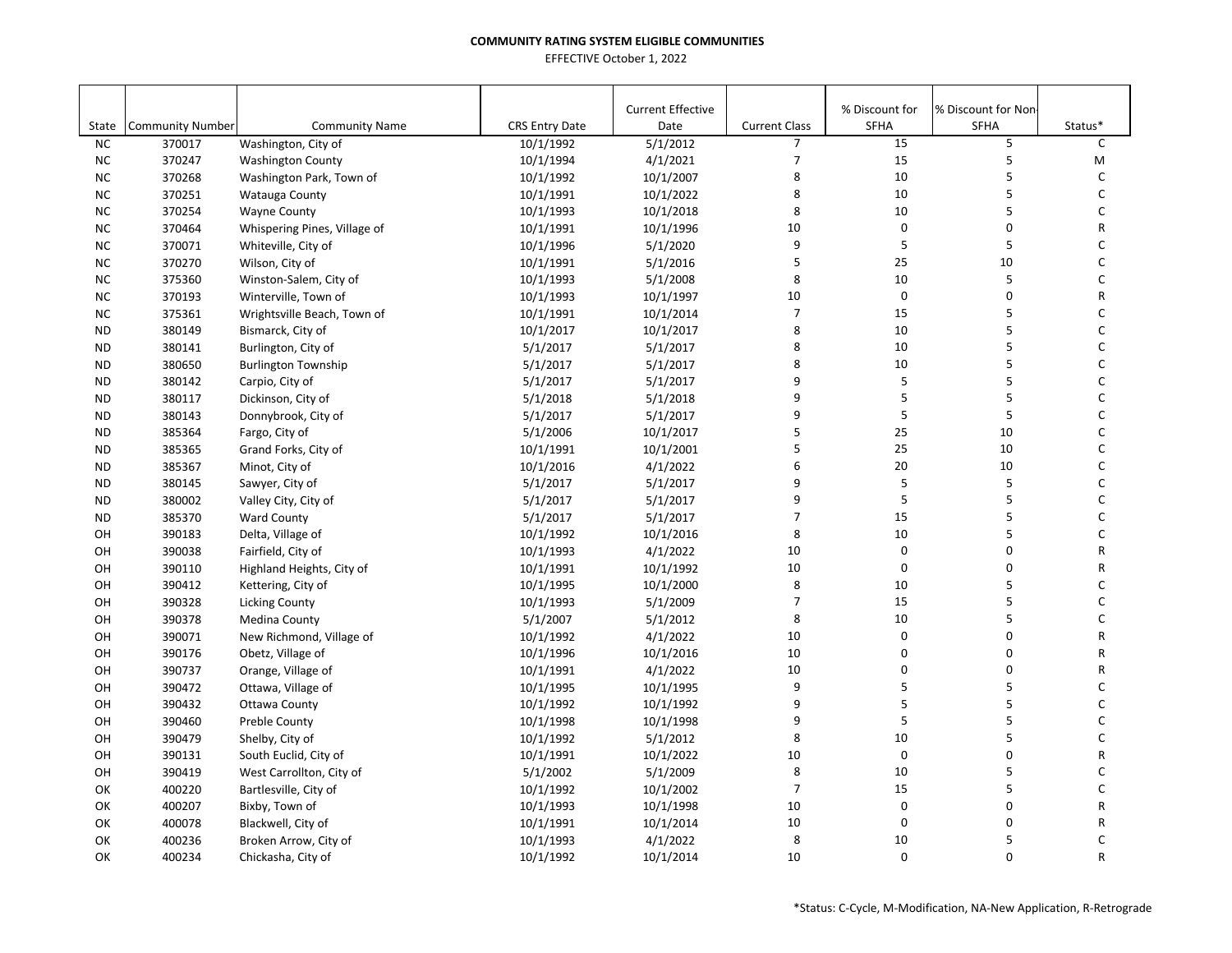**COMMUNITY RATING SYSTEM ELIGIBLE COMMUNITIES**

EFFECTIVE October 1, 2022

| State | Community Number | Community Name | CRS Entry Date | Current Effective Date | Current Class | % Discount for SFHA | % Discount for Non-SFHA | Status* |
|---|---|---|---|---|---|---|---|---|
| NC | 370017 | Washington, City of | 10/1/1992 | 5/1/2012 | 7 | 15 | 5 | C |
| NC | 370247 | Washington County | 10/1/1994 | 4/1/2021 | 7 | 15 | 5 | M |
| NC | 370268 | Washington Park, Town of | 10/1/1992 | 10/1/2007 | 8 | 10 | 5 | C |
| NC | 370251 | Watauga County | 10/1/1991 | 10/1/2022 | 8 | 10 | 5 | C |
| NC | 370254 | Wayne County | 10/1/1993 | 10/1/2018 | 8 | 10 | 5 | C |
| NC | 370464 | Whispering Pines, Village of | 10/1/1991 | 10/1/1996 | 10 | 0 | 0 | R |
| NC | 370071 | Whiteville, City of | 10/1/1996 | 5/1/2020 | 9 | 5 | 5 | C |
| NC | 370270 | Wilson, City of | 10/1/1991 | 5/1/2016 | 5 | 25 | 10 | C |
| NC | 375360 | Winston-Salem, City of | 10/1/1993 | 5/1/2008 | 8 | 10 | 5 | C |
| NC | 370193 | Winterville, Town of | 10/1/1993 | 10/1/1997 | 10 | 0 | 0 | R |
| NC | 375361 | Wrightsville Beach, Town of | 10/1/1991 | 10/1/2014 | 7 | 15 | 5 | C |
| ND | 380149 | Bismarck, City of | 10/1/2017 | 10/1/2017 | 8 | 10 | 5 | C |
| ND | 380141 | Burlington, City of | 5/1/2017 | 5/1/2017 | 8 | 10 | 5 | C |
| ND | 380650 | Burlington Township | 5/1/2017 | 5/1/2017 | 8 | 10 | 5 | C |
| ND | 380142 | Carpio, City of | 5/1/2017 | 5/1/2017 | 9 | 5 | 5 | C |
| ND | 380117 | Dickinson, City of | 5/1/2018 | 5/1/2018 | 9 | 5 | 5 | C |
| ND | 380143 | Donnybrook, City of | 5/1/2017 | 5/1/2017 | 9 | 5 | 5 | C |
| ND | 385364 | Fargo, City of | 5/1/2006 | 10/1/2017 | 5 | 25 | 10 | C |
| ND | 385365 | Grand Forks, City of | 10/1/1991 | 10/1/2001 | 5 | 25 | 10 | C |
| ND | 385367 | Minot, City of | 10/1/2016 | 4/1/2022 | 6 | 20 | 10 | C |
| ND | 380145 | Sawyer, City of | 5/1/2017 | 5/1/2017 | 9 | 5 | 5 | C |
| ND | 380002 | Valley City, City of | 5/1/2017 | 5/1/2017 | 9 | 5 | 5 | C |
| ND | 385370 | Ward County | 5/1/2017 | 5/1/2017 | 7 | 15 | 5 | C |
| OH | 390183 | Delta, Village of | 10/1/1992 | 10/1/2016 | 8 | 10 | 5 | C |
| OH | 390038 | Fairfield, City of | 10/1/1993 | 4/1/2022 | 10 | 0 | 0 | R |
| OH | 390110 | Highland Heights, City of | 10/1/1991 | 10/1/1992 | 10 | 0 | 0 | R |
| OH | 390412 | Kettering, City of | 10/1/1995 | 10/1/2000 | 8 | 10 | 5 | C |
| OH | 390328 | Licking County | 10/1/1993 | 5/1/2009 | 7 | 15 | 5 | C |
| OH | 390378 | Medina County | 5/1/2007 | 5/1/2012 | 8 | 10 | 5 | C |
| OH | 390071 | New Richmond, Village of | 10/1/1992 | 4/1/2022 | 10 | 0 | 0 | R |
| OH | 390176 | Obetz, Village of | 10/1/1996 | 10/1/2016 | 10 | 0 | 0 | R |
| OH | 390737 | Orange, Village of | 10/1/1991 | 4/1/2022 | 10 | 0 | 0 | R |
| OH | 390472 | Ottawa, Village of | 10/1/1995 | 10/1/1995 | 9 | 5 | 5 | C |
| OH | 390432 | Ottawa County | 10/1/1992 | 10/1/1992 | 9 | 5 | 5 | C |
| OH | 390460 | Preble County | 10/1/1998 | 10/1/1998 | 9 | 5 | 5 | C |
| OH | 390479 | Shelby, City of | 10/1/1992 | 5/1/2012 | 8 | 10 | 5 | C |
| OH | 390131 | South Euclid, City of | 10/1/1991 | 10/1/2022 | 10 | 0 | 0 | R |
| OH | 390419 | West Carrollton, City of | 5/1/2002 | 5/1/2009 | 8 | 10 | 5 | C |
| OK | 400220 | Bartlesville, City of | 10/1/1992 | 10/1/2002 | 7 | 15 | 5 | C |
| OK | 400207 | Bixby, Town of | 10/1/1993 | 10/1/1998 | 10 | 0 | 0 | R |
| OK | 400078 | Blackwell, City of | 10/1/1991 | 10/1/2014 | 10 | 0 | 0 | R |
| OK | 400236 | Broken Arrow, City of | 10/1/1993 | 4/1/2022 | 8 | 10 | 5 | C |
| OK | 400234 | Chickasha, City of | 10/1/1992 | 10/1/2014 | 10 | 0 | 0 | R |

*Status: C-Cycle, M-Modification, NA-New Application, R-Retrograde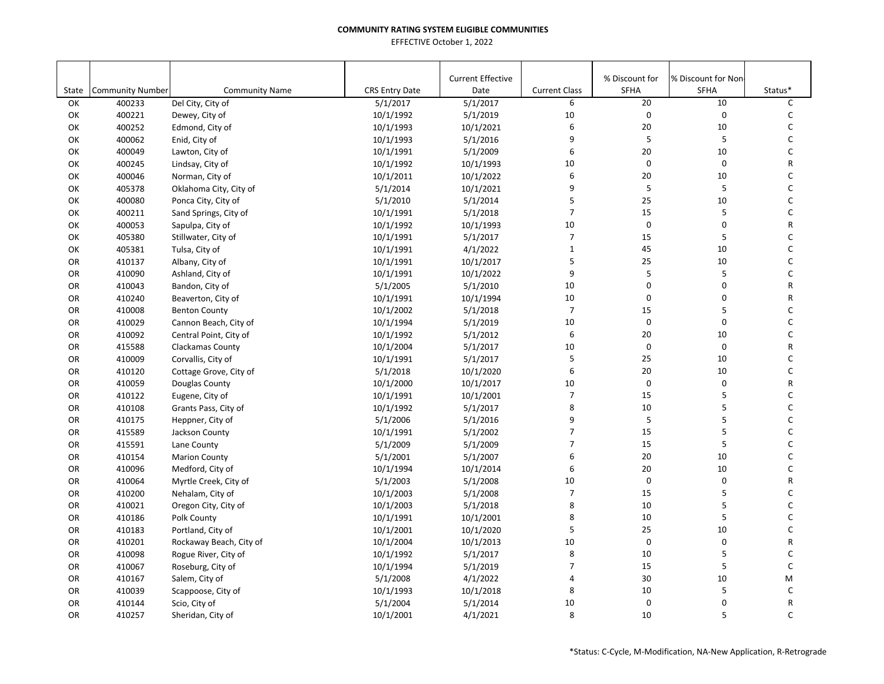**COMMUNITY RATING SYSTEM ELIGIBLE COMMUNITIES**

EFFECTIVE October 1, 2022

| State | Community Number | Community Name | CRS Entry Date | Current Effective Date | Current Class | % Discount for SFHA | % Discount for Non-SFHA | Status* |
|---|---|---|---|---|---|---|---|---|
| OK | 400233 | Del City, City of | 5/1/2017 | 5/1/2017 | 6 | 20 | 10 | C |
| OK | 400221 | Dewey, City of | 10/1/1992 | 5/1/2019 | 10 | 0 | 0 | C |
| OK | 400252 | Edmond, City of | 10/1/1993 | 10/1/2021 | 6 | 20 | 10 | C |
| OK | 400062 | Enid, City of | 10/1/1993 | 5/1/2016 | 9 | 5 | 5 | C |
| OK | 400049 | Lawton, City of | 10/1/1991 | 5/1/2009 | 6 | 20 | 10 | C |
| OK | 400245 | Lindsay, City of | 10/1/1992 | 10/1/1993 | 10 | 0 | 0 | R |
| OK | 400046 | Norman, City of | 10/1/2011 | 10/1/2022 | 6 | 20 | 10 | C |
| OK | 405378 | Oklahoma City, City of | 5/1/2014 | 10/1/2021 | 9 | 5 | 5 | C |
| OK | 400080 | Ponca City, City of | 5/1/2010 | 5/1/2014 | 5 | 25 | 10 | C |
| OK | 400211 | Sand Springs, City of | 10/1/1991 | 5/1/2018 | 7 | 15 | 5 | C |
| OK | 400053 | Sapulpa, City of | 10/1/1992 | 10/1/1993 | 10 | 0 | 0 | R |
| OK | 405380 | Stillwater, City of | 10/1/1991 | 5/1/2017 | 7 | 15 | 5 | C |
| OK | 405381 | Tulsa, City of | 10/1/1991 | 4/1/2022 | 1 | 45 | 10 | C |
| OR | 410137 | Albany, City of | 10/1/1991 | 10/1/2017 | 5 | 25 | 10 | C |
| OR | 410090 | Ashland, City of | 10/1/1991 | 10/1/2022 | 9 | 5 | 5 | C |
| OR | 410043 | Bandon, City of | 5/1/2005 | 5/1/2010 | 10 | 0 | 0 | R |
| OR | 410240 | Beaverton, City of | 10/1/1991 | 10/1/1994 | 10 | 0 | 0 | R |
| OR | 410008 | Benton County | 10/1/2002 | 5/1/2018 | 7 | 15 | 5 | C |
| OR | 410029 | Cannon Beach, City of | 10/1/1994 | 5/1/2019 | 10 | 0 | 0 | C |
| OR | 410092 | Central Point, City of | 10/1/1992 | 5/1/2012 | 6 | 20 | 10 | C |
| OR | 415588 | Clackamas County | 10/1/2004 | 5/1/2017 | 10 | 0 | 0 | R |
| OR | 410009 | Corvallis, City of | 10/1/1991 | 5/1/2017 | 5 | 25 | 10 | C |
| OR | 410120 | Cottage Grove, City of | 5/1/2018 | 10/1/2020 | 6 | 20 | 10 | C |
| OR | 410059 | Douglas County | 10/1/2000 | 10/1/2017 | 10 | 0 | 0 | R |
| OR | 410122 | Eugene, City of | 10/1/1991 | 10/1/2001 | 7 | 15 | 5 | C |
| OR | 410108 | Grants Pass, City of | 10/1/1992 | 5/1/2017 | 8 | 10 | 5 | C |
| OR | 410175 | Heppner, City of | 5/1/2006 | 5/1/2016 | 9 | 5 | 5 | C |
| OR | 415589 | Jackson County | 10/1/1991 | 5/1/2002 | 7 | 15 | 5 | C |
| OR | 415591 | Lane County | 5/1/2009 | 5/1/2009 | 7 | 15 | 5 | C |
| OR | 410154 | Marion County | 5/1/2001 | 5/1/2007 | 6 | 20 | 10 | C |
| OR | 410096 | Medford, City of | 10/1/1994 | 10/1/2014 | 6 | 20 | 10 | C |
| OR | 410064 | Myrtle Creek, City of | 5/1/2003 | 5/1/2008 | 10 | 0 | 0 | R |
| OR | 410200 | Nehalam, City of | 10/1/2003 | 5/1/2008 | 7 | 15 | 5 | C |
| OR | 410021 | Oregon City, City of | 10/1/2003 | 5/1/2018 | 8 | 10 | 5 | C |
| OR | 410186 | Polk County | 10/1/1991 | 10/1/2001 | 8 | 10 | 5 | C |
| OR | 410183 | Portland, City of | 10/1/2001 | 10/1/2020 | 5 | 25 | 10 | C |
| OR | 410201 | Rockaway Beach, City of | 10/1/2004 | 10/1/2013 | 10 | 0 | 0 | R |
| OR | 410098 | Rogue River, City of | 10/1/1992 | 5/1/2017 | 8 | 10 | 5 | C |
| OR | 410067 | Roseburg, City of | 10/1/1994 | 5/1/2019 | 7 | 15 | 5 | C |
| OR | 410167 | Salem, City of | 5/1/2008 | 4/1/2022 | 4 | 30 | 10 | M |
| OR | 410039 | Scappoose, City of | 10/1/1993 | 10/1/2018 | 8 | 10 | 5 | C |
| OR | 410144 | Scio, City of | 5/1/2004 | 5/1/2014 | 10 | 0 | 0 | R |
| OR | 410257 | Sheridan, City of | 10/1/2001 | 4/1/2021 | 8 | 10 | 5 | C |

*Status: C-Cycle, M-Modification, NA-New Application, R-Retrograde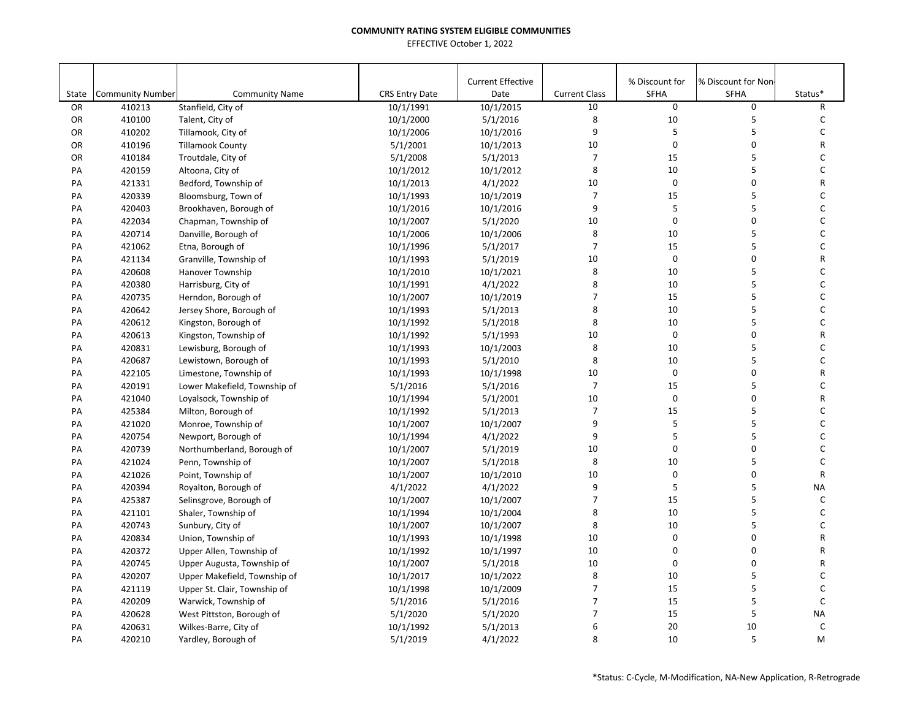**COMMUNITY RATING SYSTEM ELIGIBLE COMMUNITIES**

EFFECTIVE October 1, 2022

| State | Community Number | Community Name | CRS Entry Date | Current Effective Date | Current Class | % Discount for SFHA | % Discount for Non-SFHA | Status* |
|---|---|---|---|---|---|---|---|---|
| OR | 410213 | Stanfield, City of | 10/1/1991 | 10/1/2015 | 10 | 0 | 0 | R |
| OR | 410100 | Talent, City of | 10/1/2000 | 5/1/2016 | 8 | 10 | 5 | C |
| OR | 410202 | Tillamook, City of | 10/1/2006 | 10/1/2016 | 9 | 5 | 5 | C |
| OR | 410196 | Tillamook County | 5/1/2001 | 10/1/2013 | 10 | 0 | 0 | R |
| OR | 410184 | Troutdale, City of | 5/1/2008 | 5/1/2013 | 7 | 15 | 5 | C |
| PA | 420159 | Altoona, City of | 10/1/2012 | 10/1/2012 | 8 | 10 | 5 | C |
| PA | 421331 | Bedford, Township of | 10/1/2013 | 4/1/2022 | 10 | 0 | 0 | R |
| PA | 420339 | Bloomsburg, Town of | 10/1/1993 | 10/1/2019 | 7 | 15 | 5 | C |
| PA | 420403 | Brookhaven, Borough of | 10/1/2016 | 10/1/2016 | 9 | 5 | 5 | C |
| PA | 422034 | Chapman, Township of | 10/1/2007 | 5/1/2020 | 10 | 0 | 0 | C |
| PA | 420714 | Danville, Borough of | 10/1/2006 | 10/1/2006 | 8 | 10 | 5 | C |
| PA | 421062 | Etna, Borough of | 10/1/1996 | 5/1/2017 | 7 | 15 | 5 | C |
| PA | 421134 | Granville, Township of | 10/1/1993 | 5/1/2019 | 10 | 0 | 0 | R |
| PA | 420608 | Hanover Township | 10/1/2010 | 10/1/2021 | 8 | 10 | 5 | C |
| PA | 420380 | Harrisburg, City of | 10/1/1991 | 4/1/2022 | 8 | 10 | 5 | C |
| PA | 420735 | Herndon, Borough of | 10/1/2007 | 10/1/2019 | 7 | 15 | 5 | C |
| PA | 420642 | Jersey Shore, Borough of | 10/1/1993 | 5/1/2013 | 8 | 10 | 5 | C |
| PA | 420612 | Kingston, Borough of | 10/1/1992 | 5/1/2018 | 8 | 10 | 5 | C |
| PA | 420613 | Kingston, Township of | 10/1/1992 | 5/1/1993 | 10 | 0 | 0 | R |
| PA | 420831 | Lewisburg, Borough of | 10/1/1993 | 10/1/2003 | 8 | 10 | 5 | C |
| PA | 420687 | Lewistown, Borough of | 10/1/1993 | 5/1/2010 | 8 | 10 | 5 | C |
| PA | 422105 | Limestone, Township of | 10/1/1993 | 10/1/1998 | 10 | 0 | 0 | R |
| PA | 420191 | Lower Makefield, Township of | 5/1/2016 | 5/1/2016 | 7 | 15 | 5 | C |
| PA | 421040 | Loyalsock, Township of | 10/1/1994 | 5/1/2001 | 10 | 0 | 0 | R |
| PA | 425384 | Milton, Borough of | 10/1/1992 | 5/1/2013 | 7 | 15 | 5 | C |
| PA | 421020 | Monroe, Township of | 10/1/2007 | 10/1/2007 | 9 | 5 | 5 | C |
| PA | 420754 | Newport, Borough of | 10/1/1994 | 4/1/2022 | 9 | 5 | 5 | C |
| PA | 420739 | Northumberland, Borough of | 10/1/2007 | 5/1/2019 | 10 | 0 | 0 | C |
| PA | 421024 | Penn, Township of | 10/1/2007 | 5/1/2018 | 8 | 10 | 5 | C |
| PA | 421026 | Point, Township of | 10/1/2007 | 10/1/2010 | 10 | 0 | 0 | R |
| PA | 420394 | Royalton, Borough of | 4/1/2022 | 4/1/2022 | 9 | 5 | 5 | NA |
| PA | 425387 | Selinsgrove, Borough of | 10/1/2007 | 10/1/2007 | 7 | 15 | 5 | C |
| PA | 421101 | Shaler, Township of | 10/1/1994 | 10/1/2004 | 8 | 10 | 5 | C |
| PA | 420743 | Sunbury, City of | 10/1/2007 | 10/1/2007 | 8 | 10 | 5 | C |
| PA | 420834 | Union, Township of | 10/1/1993 | 10/1/1998 | 10 | 0 | 0 | R |
| PA | 420372 | Upper Allen, Township of | 10/1/1992 | 10/1/1997 | 10 | 0 | 0 | R |
| PA | 420745 | Upper Augusta, Township of | 10/1/2007 | 5/1/2018 | 10 | 0 | 0 | R |
| PA | 420207 | Upper Makefield, Township of | 10/1/2017 | 10/1/2022 | 8 | 10 | 5 | C |
| PA | 421119 | Upper St. Clair, Township of | 10/1/1998 | 10/1/2009 | 7 | 15 | 5 | C |
| PA | 420209 | Warwick, Township of | 5/1/2016 | 5/1/2016 | 7 | 15 | 5 | C |
| PA | 420628 | West Pittston, Borough of | 5/1/2020 | 5/1/2020 | 7 | 15 | 5 | NA |
| PA | 420631 | Wilkes-Barre, City of | 10/1/1992 | 5/1/2013 | 6 | 20 | 10 | C |
| PA | 420210 | Yardley, Borough of | 5/1/2019 | 4/1/2022 | 8 | 10 | 5 | M |

*Status: C-Cycle, M-Modification, NA-New Application, R-Retrograde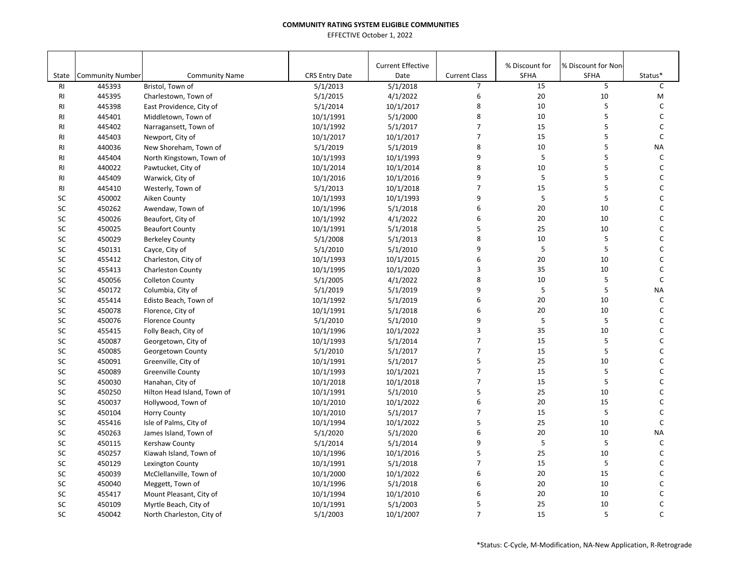**COMMUNITY RATING SYSTEM ELIGIBLE COMMUNITIES**

EFFECTIVE October 1, 2022

| State | Community Number | Community Name | CRS Entry Date | Current Effective Date | Current Class | % Discount for SFHA | % Discount for Non-SFHA | Status* |
|---|---|---|---|---|---|---|---|---|
| RI | 445393 | Bristol, Town of | 5/1/2013 | 5/1/2018 | 7 | 15 | 5 | C |
| RI | 445395 | Charlestown, Town of | 5/1/2015 | 4/1/2022 | 6 | 20 | 10 | M |
| RI | 445398 | East Providence, City of | 5/1/2014 | 10/1/2017 | 8 | 10 | 5 | C |
| RI | 445401 | Middletown, Town of | 10/1/1991 | 5/1/2000 | 8 | 10 | 5 | C |
| RI | 445402 | Narragansett, Town of | 10/1/1992 | 5/1/2017 | 7 | 15 | 5 | C |
| RI | 445403 | Newport, City of | 10/1/2017 | 10/1/2017 | 7 | 15 | 5 | C |
| RI | 440036 | New Shoreham, Town of | 5/1/2019 | 5/1/2019 | 8 | 10 | 5 | NA |
| RI | 445404 | North Kingstown, Town of | 10/1/1993 | 10/1/1993 | 9 | 5 | 5 | C |
| RI | 440022 | Pawtucket, City of | 10/1/2014 | 10/1/2014 | 8 | 10 | 5 | C |
| RI | 445409 | Warwick, City of | 10/1/2016 | 10/1/2016 | 9 | 5 | 5 | C |
| RI | 445410 | Westerly, Town of | 5/1/2013 | 10/1/2018 | 7 | 15 | 5 | C |
| SC | 450002 | Aiken County | 10/1/1993 | 10/1/1993 | 9 | 5 | 5 | C |
| SC | 450262 | Awendaw, Town of | 10/1/1996 | 5/1/2018 | 6 | 20 | 10 | C |
| SC | 450026 | Beaufort, City of | 10/1/1992 | 4/1/2022 | 6 | 20 | 10 | C |
| SC | 450025 | Beaufort County | 10/1/1991 | 5/1/2018 | 5 | 25 | 10 | C |
| SC | 450029 | Berkeley County | 5/1/2008 | 5/1/2013 | 8 | 10 | 5 | C |
| SC | 450131 | Cayce, City of | 5/1/2010 | 5/1/2010 | 9 | 5 | 5 | C |
| SC | 455412 | Charleston, City of | 10/1/1993 | 10/1/2015 | 6 | 20 | 10 | C |
| SC | 455413 | Charleston County | 10/1/1995 | 10/1/2020 | 3 | 35 | 10 | C |
| SC | 450056 | Colleton County | 5/1/2005 | 4/1/2022 | 8 | 10 | 5 | C |
| SC | 450172 | Columbia, City of | 5/1/2019 | 5/1/2019 | 9 | 5 | 5 | NA |
| SC | 455414 | Edisto Beach, Town of | 10/1/1992 | 5/1/2019 | 6 | 20 | 10 | C |
| SC | 450078 | Florence, City of | 10/1/1991 | 5/1/2018 | 6 | 20 | 10 | C |
| SC | 450076 | Florence County | 5/1/2010 | 5/1/2010 | 9 | 5 | 5 | C |
| SC | 455415 | Folly Beach, City of | 10/1/1996 | 10/1/2022 | 3 | 35 | 10 | C |
| SC | 450087 | Georgetown, City of | 10/1/1993 | 5/1/2014 | 7 | 15 | 5 | C |
| SC | 450085 | Georgetown County | 5/1/2010 | 5/1/2017 | 7 | 15 | 5 | C |
| SC | 450091 | Greenville, City of | 10/1/1991 | 5/1/2017 | 5 | 25 | 10 | C |
| SC | 450089 | Greenville County | 10/1/1993 | 10/1/2021 | 7 | 15 | 5 | C |
| SC | 450030 | Hanahan, City of | 10/1/2018 | 10/1/2018 | 7 | 15 | 5 | C |
| SC | 450250 | Hilton Head Island, Town of | 10/1/1991 | 5/1/2010 | 5 | 25 | 10 | C |
| SC | 450037 | Hollywood, Town of | 10/1/2010 | 10/1/2022 | 6 | 20 | 15 | C |
| SC | 450104 | Horry County | 10/1/2010 | 5/1/2017 | 7 | 15 | 5 | C |
| SC | 455416 | Isle of Palms, City of | 10/1/1994 | 10/1/2022 | 5 | 25 | 10 | C |
| SC | 450263 | James Island, Town of | 5/1/2020 | 5/1/2020 | 6 | 20 | 10 | NA |
| SC | 450115 | Kershaw County | 5/1/2014 | 5/1/2014 | 9 | 5 | 5 | C |
| SC | 450257 | Kiawah Island, Town of | 10/1/1996 | 10/1/2016 | 5 | 25 | 10 | C |
| SC | 450129 | Lexington County | 10/1/1991 | 5/1/2018 | 7 | 15 | 5 | C |
| SC | 450039 | McClellanville, Town of | 10/1/2000 | 10/1/2022 | 6 | 20 | 15 | C |
| SC | 450040 | Meggett, Town of | 10/1/1996 | 5/1/2018 | 6 | 20 | 10 | C |
| SC | 455417 | Mount Pleasant, City of | 10/1/1994 | 10/1/2010 | 6 | 20 | 10 | C |
| SC | 450109 | Myrtle Beach, City of | 10/1/1991 | 5/1/2003 | 5 | 25 | 10 | C |
| SC | 450042 | North Charleston, City of | 5/1/2003 | 10/1/2007 | 7 | 15 | 5 | C |

*Status: C-Cycle, M-Modification, NA-New Application, R-Retrograde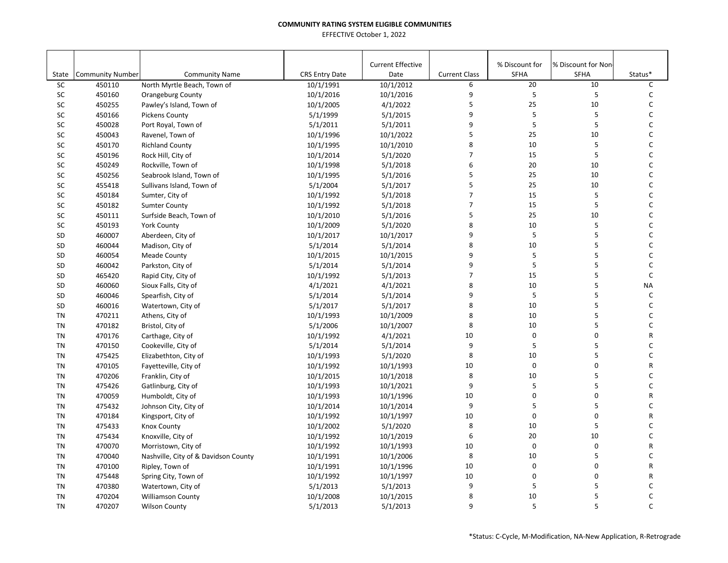**COMMUNITY RATING SYSTEM ELIGIBLE COMMUNITIES**

EFFECTIVE October 1, 2022

| State | Community Number | Community Name | CRS Entry Date | Current Effective Date | Current Class | % Discount for SFHA | % Discount for Non-SFHA | Status* |
|---|---|---|---|---|---|---|---|---|
| SC | 450110 | North Myrtle Beach, Town of | 10/1/1991 | 10/1/2012 | 6 | 20 | 10 | C |
| SC | 450160 | Orangeburg County | 10/1/2016 | 10/1/2016 | 9 | 5 | 5 | C |
| SC | 450255 | Pawley's Island, Town of | 10/1/2005 | 4/1/2022 | 5 | 25 | 10 | C |
| SC | 450166 | Pickens County | 5/1/1999 | 5/1/2015 | 9 | 5 | 5 | C |
| SC | 450028 | Port Royal, Town of | 5/1/2011 | 5/1/2011 | 9 | 5 | 5 | C |
| SC | 450043 | Ravenel, Town of | 10/1/1996 | 10/1/2022 | 5 | 25 | 10 | C |
| SC | 450170 | Richland County | 10/1/1995 | 10/1/2010 | 8 | 10 | 5 | C |
| SC | 450196 | Rock Hill, City of | 10/1/2014 | 5/1/2020 | 7 | 15 | 5 | C |
| SC | 450249 | Rockville, Town of | 10/1/1998 | 5/1/2018 | 6 | 20 | 10 | C |
| SC | 450256 | Seabrook Island, Town of | 10/1/1995 | 5/1/2016 | 5 | 25 | 10 | C |
| SC | 455418 | Sullivans Island, Town of | 5/1/2004 | 5/1/2017 | 5 | 25 | 10 | C |
| SC | 450184 | Sumter, City of | 10/1/1992 | 5/1/2018 | 7 | 15 | 5 | C |
| SC | 450182 | Sumter County | 10/1/1992 | 5/1/2018 | 7 | 15 | 5 | C |
| SC | 450111 | Surfside Beach, Town of | 10/1/2010 | 5/1/2016 | 5 | 25 | 10 | C |
| SC | 450193 | York County | 10/1/2009 | 5/1/2020 | 8 | 10 | 5 | C |
| SD | 460007 | Aberdeen, City of | 10/1/2017 | 10/1/2017 | 9 | 5 | 5 | C |
| SD | 460044 | Madison, City of | 5/1/2014 | 5/1/2014 | 8 | 10 | 5 | C |
| SD | 460054 | Meade County | 10/1/2015 | 10/1/2015 | 9 | 5 | 5 | C |
| SD | 460042 | Parkston, City of | 5/1/2014 | 5/1/2014 | 9 | 5 | 5 | C |
| SD | 465420 | Rapid City, City of | 10/1/1992 | 5/1/2013 | 7 | 15 | 5 | C |
| SD | 460060 | Sioux Falls, City of | 4/1/2021 | 4/1/2021 | 8 | 10 | 5 | NA |
| SD | 460046 | Spearfish, City of | 5/1/2014 | 5/1/2014 | 9 | 5 | 5 | C |
| SD | 460016 | Watertown, City of | 5/1/2017 | 5/1/2017 | 8 | 10 | 5 | C |
| TN | 470211 | Athens, City of | 10/1/1993 | 10/1/2009 | 8 | 10 | 5 | C |
| TN | 470182 | Bristol, City of | 5/1/2006 | 10/1/2007 | 8 | 10 | 5 | C |
| TN | 470176 | Carthage, City of | 10/1/1992 | 4/1/2021 | 10 | 0 | 0 | R |
| TN | 470150 | Cookeville, City of | 5/1/2014 | 5/1/2014 | 9 | 5 | 5 | C |
| TN | 475425 | Elizabethton, City of | 10/1/1993 | 5/1/2020 | 8 | 10 | 5 | C |
| TN | 470105 | Fayetteville, City of | 10/1/1992 | 10/1/1993 | 10 | 0 | 0 | R |
| TN | 470206 | Franklin, City of | 10/1/2015 | 10/1/2018 | 8 | 10 | 5 | C |
| TN | 475426 | Gatlinburg, City of | 10/1/1993 | 10/1/2021 | 9 | 5 | 5 | C |
| TN | 470059 | Humboldt, City of | 10/1/1993 | 10/1/1996 | 10 | 0 | 0 | R |
| TN | 475432 | Johnson City, City of | 10/1/2014 | 10/1/2014 | 9 | 5 | 5 | C |
| TN | 470184 | Kingsport, City of | 10/1/1992 | 10/1/1997 | 10 | 0 | 0 | R |
| TN | 475433 | Knox County | 10/1/2002 | 5/1/2020 | 8 | 10 | 5 | C |
| TN | 475434 | Knoxville, City of | 10/1/1992 | 10/1/2019 | 6 | 20 | 10 | C |
| TN | 470070 | Morristown, City of | 10/1/1992 | 10/1/1993 | 10 | 0 | 0 | R |
| TN | 470040 | Nashville, City of & Davidson County | 10/1/1991 | 10/1/2006 | 8 | 10 | 5 | C |
| TN | 470100 | Ripley, Town of | 10/1/1991 | 10/1/1996 | 10 | 0 | 0 | R |
| TN | 475448 | Spring City, Town of | 10/1/1992 | 10/1/1997 | 10 | 0 | 0 | R |
| TN | 470380 | Watertown, City of | 5/1/2013 | 5/1/2013 | 9 | 5 | 5 | C |
| TN | 470204 | Williamson County | 10/1/2008 | 10/1/2015 | 8 | 10 | 5 | C |
| TN | 470207 | Wilson County | 5/1/2013 | 5/1/2013 | 9 | 5 | 5 | C |

*Status: C-Cycle, M-Modification, NA-New Application, R-Retrograde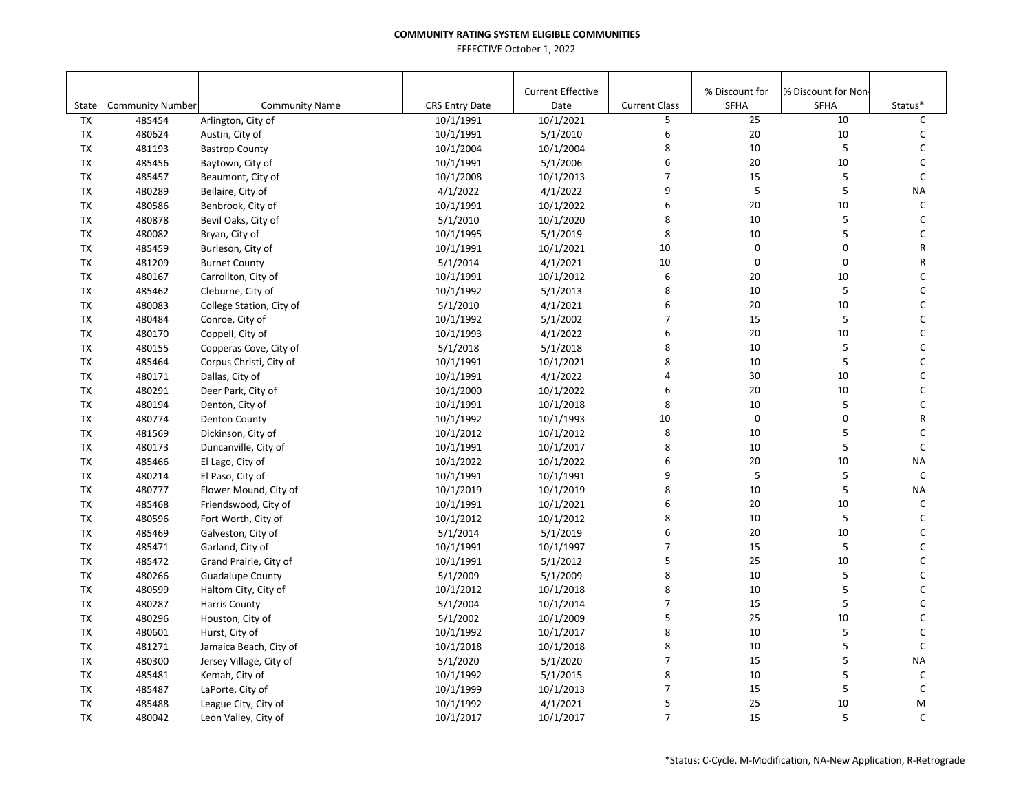**COMMUNITY RATING SYSTEM ELIGIBLE COMMUNITIES**

EFFECTIVE October 1, 2022

| State | Community Number | Community Name | CRS Entry Date | Current Effective Date | Current Class | % Discount for SFHA | % Discount for Non-SFHA | Status* |
|---|---|---|---|---|---|---|---|---|
| TX | 485454 | Arlington, City of | 10/1/1991 | 10/1/2021 | 5 | 25 | 10 | C |
| TX | 480624 | Austin, City of | 10/1/1991 | 5/1/2010 | 6 | 20 | 10 | C |
| TX | 481193 | Bastrop County | 10/1/2004 | 10/1/2004 | 8 | 10 | 5 | C |
| TX | 485456 | Baytown, City of | 10/1/1991 | 5/1/2006 | 6 | 20 | 10 | C |
| TX | 485457 | Beaumont, City of | 10/1/2008 | 10/1/2013 | 7 | 15 | 5 | C |
| TX | 480289 | Bellaire, City of | 4/1/2022 | 4/1/2022 | 9 | 5 | 5 | NA |
| TX | 480586 | Benbrook, City of | 10/1/1991 | 10/1/2022 | 6 | 20 | 10 | C |
| TX | 480878 | Bevil Oaks, City of | 5/1/2010 | 10/1/2020 | 8 | 10 | 5 | C |
| TX | 480082 | Bryan, City of | 10/1/1995 | 5/1/2019 | 8 | 10 | 5 | C |
| TX | 485459 | Burleson, City of | 10/1/1991 | 10/1/2021 | 10 | 0 | 0 | R |
| TX | 481209 | Burnet County | 5/1/2014 | 4/1/2021 | 10 | 0 | 0 | R |
| TX | 480167 | Carrollton, City of | 10/1/1991 | 10/1/2012 | 6 | 20 | 10 | C |
| TX | 485462 | Cleburne, City of | 10/1/1992 | 5/1/2013 | 8 | 10 | 5 | C |
| TX | 480083 | College Station, City of | 5/1/2010 | 4/1/2021 | 6 | 20 | 10 | C |
| TX | 480484 | Conroe, City of | 10/1/1992 | 5/1/2002 | 7 | 15 | 5 | C |
| TX | 480170 | Coppell, City of | 10/1/1993 | 4/1/2022 | 6 | 20 | 10 | C |
| TX | 480155 | Copperas Cove, City of | 5/1/2018 | 5/1/2018 | 8 | 10 | 5 | C |
| TX | 485464 | Corpus Christi, City of | 10/1/1991 | 10/1/2021 | 8 | 10 | 5 | C |
| TX | 480171 | Dallas, City of | 10/1/1991 | 4/1/2022 | 4 | 30 | 10 | C |
| TX | 480291 | Deer Park, City of | 10/1/2000 | 10/1/2022 | 6 | 20 | 10 | C |
| TX | 480194 | Denton, City of | 10/1/1991 | 10/1/2018 | 8 | 10 | 5 | C |
| TX | 480774 | Denton County | 10/1/1992 | 10/1/1993 | 10 | 0 | 0 | R |
| TX | 481569 | Dickinson, City of | 10/1/2012 | 10/1/2012 | 8 | 10 | 5 | C |
| TX | 480173 | Duncanville, City of | 10/1/1991 | 10/1/2017 | 8 | 10 | 5 | C |
| TX | 485466 | El Lago, City of | 10/1/2022 | 10/1/2022 | 6 | 20 | 10 | NA |
| TX | 480214 | El Paso, City of | 10/1/1991 | 10/1/1991 | 9 | 5 | 5 | C |
| TX | 480777 | Flower Mound, City of | 10/1/2019 | 10/1/2019 | 8 | 10 | 5 | NA |
| TX | 485468 | Friendswood, City of | 10/1/1991 | 10/1/2021 | 6 | 20 | 10 | C |
| TX | 480596 | Fort Worth, City of | 10/1/2012 | 10/1/2012 | 8 | 10 | 5 | C |
| TX | 485469 | Galveston, City of | 5/1/2014 | 5/1/2019 | 6 | 20 | 10 | C |
| TX | 485471 | Garland, City of | 10/1/1991 | 10/1/1997 | 7 | 15 | 5 | C |
| TX | 485472 | Grand Prairie, City of | 10/1/1991 | 5/1/2012 | 5 | 25 | 10 | C |
| TX | 480266 | Guadalupe County | 5/1/2009 | 5/1/2009 | 8 | 10 | 5 | C |
| TX | 480599 | Haltom City, City of | 10/1/2012 | 10/1/2018 | 8 | 10 | 5 | C |
| TX | 480287 | Harris County | 5/1/2004 | 10/1/2014 | 7 | 15 | 5 | C |
| TX | 480296 | Houston, City of | 5/1/2002 | 10/1/2009 | 5 | 25 | 10 | C |
| TX | 480601 | Hurst, City of | 10/1/1992 | 10/1/2017 | 8 | 10 | 5 | C |
| TX | 481271 | Jamaica Beach, City of | 10/1/2018 | 10/1/2018 | 8 | 10 | 5 | C |
| TX | 480300 | Jersey Village, City of | 5/1/2020 | 5/1/2020 | 7 | 15 | 5 | NA |
| TX | 485481 | Kemah, City of | 10/1/1992 | 5/1/2015 | 8 | 10 | 5 | C |
| TX | 485487 | LaPorte, City of | 10/1/1999 | 10/1/2013 | 7 | 15 | 5 | C |
| TX | 485488 | League City, City of | 10/1/1992 | 4/1/2021 | 5 | 25 | 10 | M |
| TX | 480042 | Leon Valley, City of | 10/1/2017 | 10/1/2017 | 7 | 15 | 5 | C |

*Status: C-Cycle, M-Modification, NA-New Application, R-Retrograde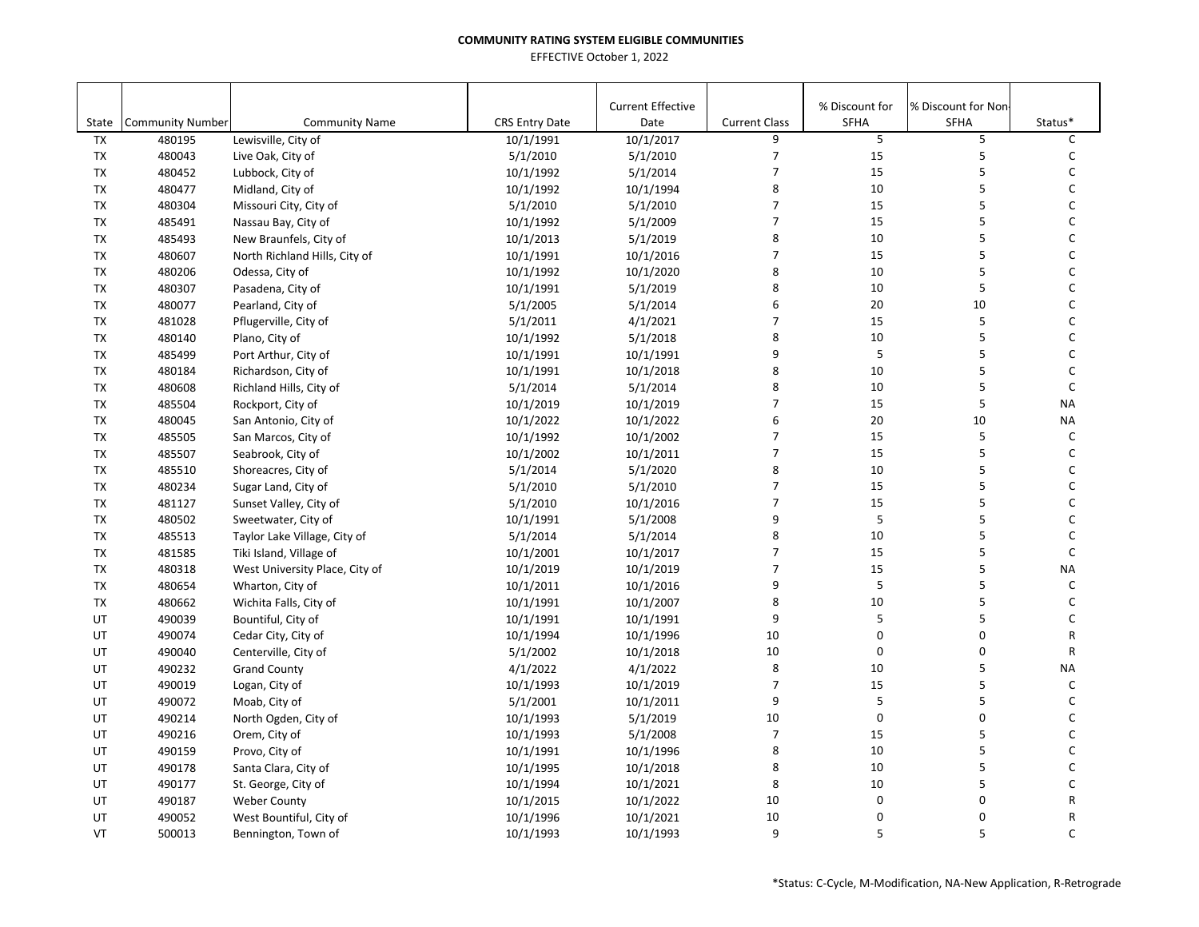**COMMUNITY RATING SYSTEM ELIGIBLE COMMUNITIES**

EFFECTIVE October 1, 2022

| State | Community Number | Community Name | CRS Entry Date | Current Effective Date | Current Class | % Discount for SFHA | % Discount for Non-SFHA | Status* |
|---|---|---|---|---|---|---|---|---|
| TX | 480195 | Lewisville, City of | 10/1/1991 | 10/1/2017 | 9 | 5 | 5 | C |
| TX | 480043 | Live Oak, City of | 5/1/2010 | 5/1/2010 | 7 | 15 | 5 | C |
| TX | 480452 | Lubbock, City of | 10/1/1992 | 5/1/2014 | 7 | 15 | 5 | C |
| TX | 480477 | Midland, City of | 10/1/1992 | 10/1/1994 | 8 | 10 | 5 | C |
| TX | 480304 | Missouri City, City of | 5/1/2010 | 5/1/2010 | 7 | 15 | 5 | C |
| TX | 485491 | Nassau Bay, City of | 10/1/1992 | 5/1/2009 | 7 | 15 | 5 | C |
| TX | 485493 | New Braunfels, City of | 10/1/2013 | 5/1/2019 | 8 | 10 | 5 | C |
| TX | 480607 | North Richland Hills, City of | 10/1/1991 | 10/1/2016 | 7 | 15 | 5 | C |
| TX | 480206 | Odessa, City of | 10/1/1992 | 10/1/2020 | 8 | 10 | 5 | C |
| TX | 480307 | Pasadena, City of | 10/1/1991 | 5/1/2019 | 8 | 10 | 5 | C |
| TX | 480077 | Pearland, City of | 5/1/2005 | 5/1/2014 | 6 | 20 | 10 | C |
| TX | 481028 | Pflugerville, City of | 5/1/2011 | 4/1/2021 | 7 | 15 | 5 | C |
| TX | 480140 | Plano, City of | 10/1/1992 | 5/1/2018 | 8 | 10 | 5 | C |
| TX | 485499 | Port Arthur, City of | 10/1/1991 | 10/1/1991 | 9 | 5 | 5 | C |
| TX | 480184 | Richardson, City of | 10/1/1991 | 10/1/2018 | 8 | 10 | 5 | C |
| TX | 480608 | Richland Hills, City of | 5/1/2014 | 5/1/2014 | 8 | 10 | 5 | C |
| TX | 485504 | Rockport, City of | 10/1/2019 | 10/1/2019 | 7 | 15 | 5 | NA |
| TX | 480045 | San Antonio, City of | 10/1/2022 | 10/1/2022 | 6 | 20 | 10 | NA |
| TX | 485505 | San Marcos, City of | 10/1/1992 | 10/1/2002 | 7 | 15 | 5 | C |
| TX | 485507 | Seabrook, City of | 10/1/2002 | 10/1/2011 | 7 | 15 | 5 | C |
| TX | 485510 | Shoreacres, City of | 5/1/2014 | 5/1/2020 | 8 | 10 | 5 | C |
| TX | 480234 | Sugar Land, City of | 5/1/2010 | 5/1/2010 | 7 | 15 | 5 | C |
| TX | 481127 | Sunset Valley, City of | 5/1/2010 | 10/1/2016 | 7 | 15 | 5 | C |
| TX | 480502 | Sweetwater, City of | 10/1/1991 | 5/1/2008 | 9 | 5 | 5 | C |
| TX | 485513 | Taylor Lake Village, City of | 5/1/2014 | 5/1/2014 | 8 | 10 | 5 | C |
| TX | 481585 | Tiki Island, Village of | 10/1/2001 | 10/1/2017 | 7 | 15 | 5 | C |
| TX | 480318 | West University Place, City of | 10/1/2019 | 10/1/2019 | 7 | 15 | 5 | NA |
| TX | 480654 | Wharton, City of | 10/1/2011 | 10/1/2016 | 9 | 5 | 5 | C |
| TX | 480662 | Wichita Falls, City of | 10/1/1991 | 10/1/2007 | 8 | 10 | 5 | C |
| UT | 490039 | Bountiful, City of | 10/1/1991 | 10/1/1991 | 9 | 5 | 5 | C |
| UT | 490074 | Cedar City, City of | 10/1/1994 | 10/1/1996 | 10 | 0 | 0 | R |
| UT | 490040 | Centerville, City of | 5/1/2002 | 10/1/2018 | 10 | 0 | 0 | R |
| UT | 490232 | Grand County | 4/1/2022 | 4/1/2022 | 8 | 10 | 5 | NA |
| UT | 490019 | Logan, City of | 10/1/1993 | 10/1/2019 | 7 | 15 | 5 | C |
| UT | 490072 | Moab, City of | 5/1/2001 | 10/1/2011 | 9 | 5 | 5 | C |
| UT | 490214 | North Ogden, City of | 10/1/1993 | 5/1/2019 | 10 | 0 | 0 | C |
| UT | 490216 | Orem, City of | 10/1/1993 | 5/1/2008 | 7 | 15 | 5 | C |
| UT | 490159 | Provo, City of | 10/1/1991 | 10/1/1996 | 8 | 10 | 5 | C |
| UT | 490178 | Santa Clara, City of | 10/1/1995 | 10/1/2018 | 8 | 10 | 5 | C |
| UT | 490177 | St. George, City of | 10/1/1994 | 10/1/2021 | 8 | 10 | 5 | C |
| UT | 490187 | Weber County | 10/1/2015 | 10/1/2022 | 10 | 0 | 0 | R |
| UT | 490052 | West Bountiful, City of | 10/1/1996 | 10/1/2021 | 10 | 0 | 0 | R |
| VT | 500013 | Bennington, Town of | 10/1/1993 | 10/1/1993 | 9 | 5 | 5 | C |

*Status: C-Cycle, M-Modification, NA-New Application, R-Retrograde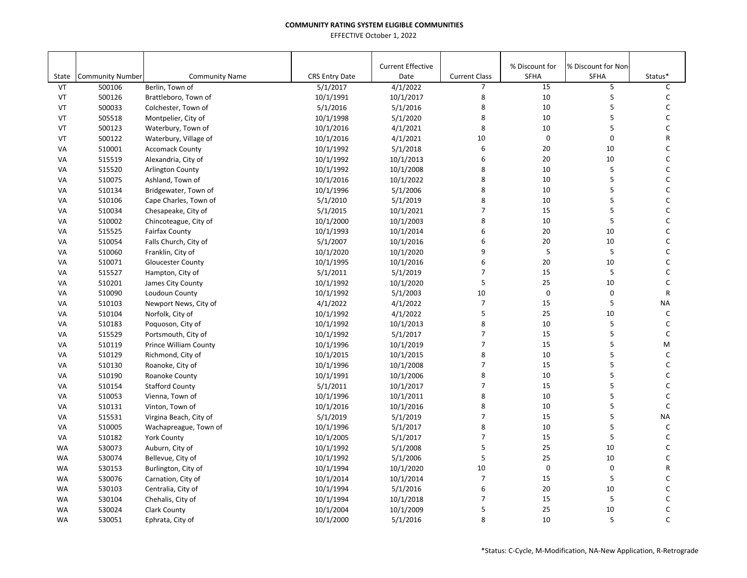**COMMUNITY RATING SYSTEM ELIGIBLE COMMUNITIES**

EFFECTIVE October 1, 2022

| State | Community Number | Community Name | CRS Entry Date | Current Effective Date | Current Class | % Discount for SFHA | % Discount for Non-SFHA | Status* |
|---|---|---|---|---|---|---|---|---|
| VT | 500106 | Berlin, Town of | 5/1/2017 | 4/1/2022 | 7 | 15 | 5 | C |
| VT | 500126 | Brattleboro, Town of | 10/1/1991 | 10/1/2017 | 8 | 10 | 5 | C |
| VT | 500033 | Colchester, Town of | 5/1/2016 | 5/1/2016 | 8 | 10 | 5 | C |
| VT | 505518 | Montpelier, City of | 10/1/1998 | 5/1/2020 | 8 | 10 | 5 | C |
| VT | 500123 | Waterbury, Town of | 10/1/2016 | 4/1/2021 | 8 | 10 | 5 | C |
| VT | 500122 | Waterbury, Village of | 10/1/2016 | 4/1/2021 | 10 | 0 | 0 | R |
| VA | 510001 | Accomack County | 10/1/1992 | 5/1/2018 | 6 | 20 | 10 | C |
| VA | 515519 | Alexandria, City of | 10/1/1992 | 10/1/2013 | 6 | 20 | 10 | C |
| VA | 515520 | Arlington County | 10/1/1992 | 10/1/2008 | 8 | 10 | 5 | C |
| VA | 510075 | Ashland, Town of | 10/1/2016 | 10/1/2022 | 8 | 10 | 5 | C |
| VA | 510134 | Bridgewater, Town of | 10/1/1996 | 5/1/2006 | 8 | 10 | 5 | C |
| VA | 510106 | Cape Charles, Town of | 5/1/2010 | 5/1/2019 | 8 | 10 | 5 | C |
| VA | 510034 | Chesapeake, City of | 5/1/2015 | 10/1/2021 | 7 | 15 | 5 | C |
| VA | 510002 | Chincoteague, City of | 10/1/2000 | 10/1/2003 | 8 | 10 | 5 | C |
| VA | 515525 | Fairfax County | 10/1/1993 | 10/1/2014 | 6 | 20 | 10 | C |
| VA | 510054 | Falls Church, City of | 5/1/2007 | 10/1/2016 | 6 | 20 | 10 | C |
| VA | 510060 | Franklin, City of | 10/1/2020 | 10/1/2020 | 9 | 5 | 5 | C |
| VA | 510071 | Gloucester County | 10/1/1995 | 10/1/2016 | 6 | 20 | 10 | C |
| VA | 515527 | Hampton, City of | 5/1/2011 | 5/1/2019 | 7 | 15 | 5 | C |
| VA | 510201 | James City County | 10/1/1992 | 10/1/2020 | 5 | 25 | 10 | C |
| VA | 510090 | Loudoun County | 10/1/1992 | 5/1/2003 | 10 | 0 | 0 | R |
| VA | 510103 | Newport News, City of | 4/1/2022 | 4/1/2022 | 7 | 15 | 5 | NA |
| VA | 510104 | Norfolk, City of | 10/1/1992 | 4/1/2022 | 5 | 25 | 10 | C |
| VA | 510183 | Poquoson, City of | 10/1/1992 | 10/1/2013 | 8 | 10 | 5 | C |
| VA | 515529 | Portsmouth, City of | 10/1/1992 | 5/1/2017 | 7 | 15 | 5 | C |
| VA | 510119 | Prince William County | 10/1/1996 | 10/1/2019 | 7 | 15 | 5 | M |
| VA | 510129 | Richmond, City of | 10/1/2015 | 10/1/2015 | 8 | 10 | 5 | C |
| VA | 510130 | Roanoke, City of | 10/1/1996 | 10/1/2008 | 7 | 15 | 5 | C |
| VA | 510190 | Roanoke County | 10/1/1991 | 10/1/2006 | 8 | 10 | 5 | C |
| VA | 510154 | Stafford County | 5/1/2011 | 10/1/2017 | 7 | 15 | 5 | C |
| VA | 510053 | Vienna, Town of | 10/1/1996 | 10/1/2011 | 8 | 10 | 5 | C |
| VA | 510131 | Vinton, Town of | 10/1/2016 | 10/1/2016 | 8 | 10 | 5 | C |
| VA | 515531 | Virgina Beach, City of | 5/1/2019 | 5/1/2019 | 7 | 15 | 5 | NA |
| VA | 510005 | Wachapreague, Town of | 10/1/1996 | 5/1/2017 | 8 | 10 | 5 | C |
| VA | 510182 | York County | 10/1/2005 | 5/1/2017 | 7 | 15 | 5 | C |
| WA | 530073 | Auburn, City of | 10/1/1992 | 5/1/2008 | 5 | 25 | 10 | C |
| WA | 530074 | Bellevue, City of | 10/1/1992 | 5/1/2006 | 5 | 25 | 10 | C |
| WA | 530153 | Burlington, City of | 10/1/1994 | 10/1/2020 | 10 | 0 | 0 | R |
| WA | 530076 | Carnation, City of | 10/1/2014 | 10/1/2014 | 7 | 15 | 5 | C |
| WA | 530103 | Centralia, City of | 10/1/1994 | 5/1/2016 | 6 | 20 | 10 | C |
| WA | 530104 | Chehalis, City of | 10/1/1994 | 10/1/2018 | 7 | 15 | 5 | C |
| WA | 530024 | Clark County | 10/1/2004 | 10/1/2009 | 5 | 25 | 10 | C |
| WA | 530051 | Ephrata, City of | 10/1/2000 | 5/1/2016 | 8 | 10 | 5 | C |

*Status: C-Cycle, M-Modification, NA-New Application, R-Retrograde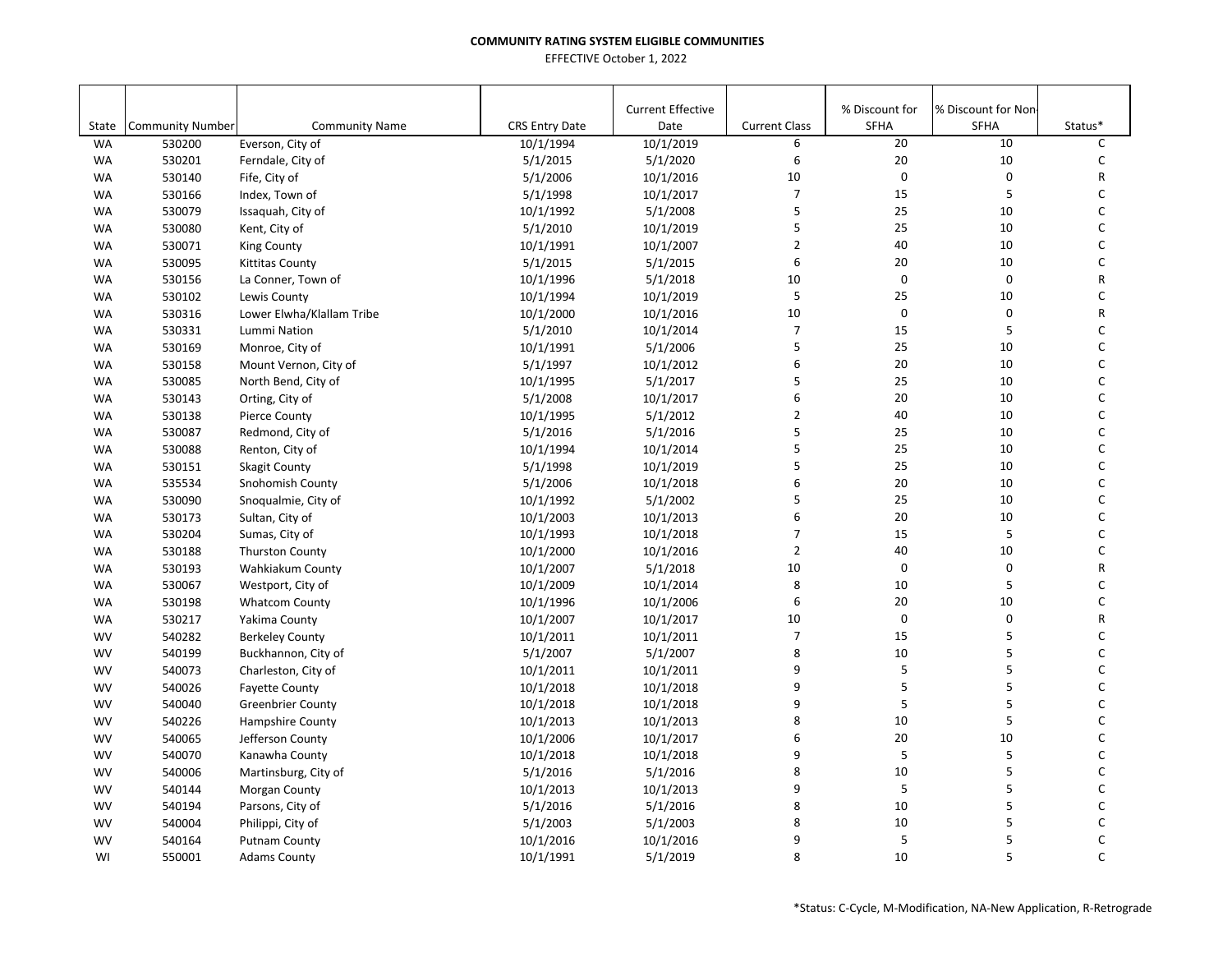**COMMUNITY RATING SYSTEM ELIGIBLE COMMUNITIES**

EFFECTIVE October 1, 2022

| State | Community Number | Community Name | CRS Entry Date | Current Effective Date | Current Class | % Discount for SFHA | % Discount for Non-SFHA | Status* |
|---|---|---|---|---|---|---|---|---|
| WA | 530200 | Everson, City of | 10/1/1994 | 10/1/2019 | 6 | 20 | 10 | C |
| WA | 530201 | Ferndale, City of | 5/1/2015 | 5/1/2020 | 6 | 20 | 10 | C |
| WA | 530140 | Fife, City of | 5/1/2006 | 10/1/2016 | 10 | 0 | 0 | R |
| WA | 530166 | Index, Town of | 5/1/1998 | 10/1/2017 | 7 | 15 | 5 | C |
| WA | 530079 | Issaquah, City of | 10/1/1992 | 5/1/2008 | 5 | 25 | 10 | C |
| WA | 530080 | Kent, City of | 5/1/2010 | 10/1/2019 | 5 | 25 | 10 | C |
| WA | 530071 | King County | 10/1/1991 | 10/1/2007 | 2 | 40 | 10 | C |
| WA | 530095 | Kittitas County | 5/1/2015 | 5/1/2015 | 6 | 20 | 10 | C |
| WA | 530156 | La Conner, Town of | 10/1/1996 | 5/1/2018 | 10 | 0 | 0 | R |
| WA | 530102 | Lewis County | 10/1/1994 | 10/1/2019 | 5 | 25 | 10 | C |
| WA | 530316 | Lower Elwha/Klallam Tribe | 10/1/2000 | 10/1/2016 | 10 | 0 | 0 | R |
| WA | 530331 | Lummi Nation | 5/1/2010 | 10/1/2014 | 7 | 15 | 5 | C |
| WA | 530169 | Monroe, City of | 10/1/1991 | 5/1/2006 | 5 | 25 | 10 | C |
| WA | 530158 | Mount Vernon, City of | 5/1/1997 | 10/1/2012 | 6 | 20 | 10 | C |
| WA | 530085 | North Bend, City of | 10/1/1995 | 5/1/2017 | 5 | 25 | 10 | C |
| WA | 530143 | Orting, City of | 5/1/2008 | 10/1/2017 | 6 | 20 | 10 | C |
| WA | 530138 | Pierce County | 10/1/1995 | 5/1/2012 | 2 | 40 | 10 | C |
| WA | 530087 | Redmond, City of | 5/1/2016 | 5/1/2016 | 5 | 25 | 10 | C |
| WA | 530088 | Renton, City of | 10/1/1994 | 10/1/2014 | 5 | 25 | 10 | C |
| WA | 530151 | Skagit County | 5/1/1998 | 10/1/2019 | 5 | 25 | 10 | C |
| WA | 535534 | Snohomish County | 5/1/2006 | 10/1/2018 | 6 | 20 | 10 | C |
| WA | 530090 | Snoqualmie, City of | 10/1/1992 | 5/1/2002 | 5 | 25 | 10 | C |
| WA | 530173 | Sultan, City of | 10/1/2003 | 10/1/2013 | 6 | 20 | 10 | C |
| WA | 530204 | Sumas, City of | 10/1/1993 | 10/1/2018 | 7 | 15 | 5 | C |
| WA | 530188 | Thurston County | 10/1/2000 | 10/1/2016 | 2 | 40 | 10 | C |
| WA | 530193 | Wahkiakum County | 10/1/2007 | 5/1/2018 | 10 | 0 | 0 | R |
| WA | 530067 | Westport, City of | 10/1/2009 | 10/1/2014 | 8 | 10 | 5 | C |
| WA | 530198 | Whatcom County | 10/1/1996 | 10/1/2006 | 6 | 20 | 10 | C |
| WA | 530217 | Yakima County | 10/1/2007 | 10/1/2017 | 10 | 0 | 0 | R |
| WV | 540282 | Berkeley County | 10/1/2011 | 10/1/2011 | 7 | 15 | 5 | C |
| WV | 540199 | Buckhannon, City of | 5/1/2007 | 5/1/2007 | 8 | 10 | 5 | C |
| WV | 540073 | Charleston, City of | 10/1/2011 | 10/1/2011 | 9 | 5 | 5 | C |
| WV | 540026 | Fayette County | 10/1/2018 | 10/1/2018 | 9 | 5 | 5 | C |
| WV | 540040 | Greenbrier County | 10/1/2018 | 10/1/2018 | 9 | 5 | 5 | C |
| WV | 540226 | Hampshire County | 10/1/2013 | 10/1/2013 | 8 | 10 | 5 | C |
| WV | 540065 | Jefferson County | 10/1/2006 | 10/1/2017 | 6 | 20 | 10 | C |
| WV | 540070 | Kanawha County | 10/1/2018 | 10/1/2018 | 9 | 5 | 5 | C |
| WV | 540006 | Martinsburg, City of | 5/1/2016 | 5/1/2016 | 8 | 10 | 5 | C |
| WV | 540144 | Morgan County | 10/1/2013 | 10/1/2013 | 9 | 5 | 5 | C |
| WV | 540194 | Parsons, City of | 5/1/2016 | 5/1/2016 | 8 | 10 | 5 | C |
| WV | 540004 | Philippi, City of | 5/1/2003 | 5/1/2003 | 8 | 10 | 5 | C |
| WV | 540164 | Putnam County | 10/1/2016 | 10/1/2016 | 9 | 5 | 5 | C |
| WI | 550001 | Adams County | 10/1/1991 | 5/1/2019 | 8 | 10 | 5 | C |

*Status: C-Cycle, M-Modification, NA-New Application, R-Retrograde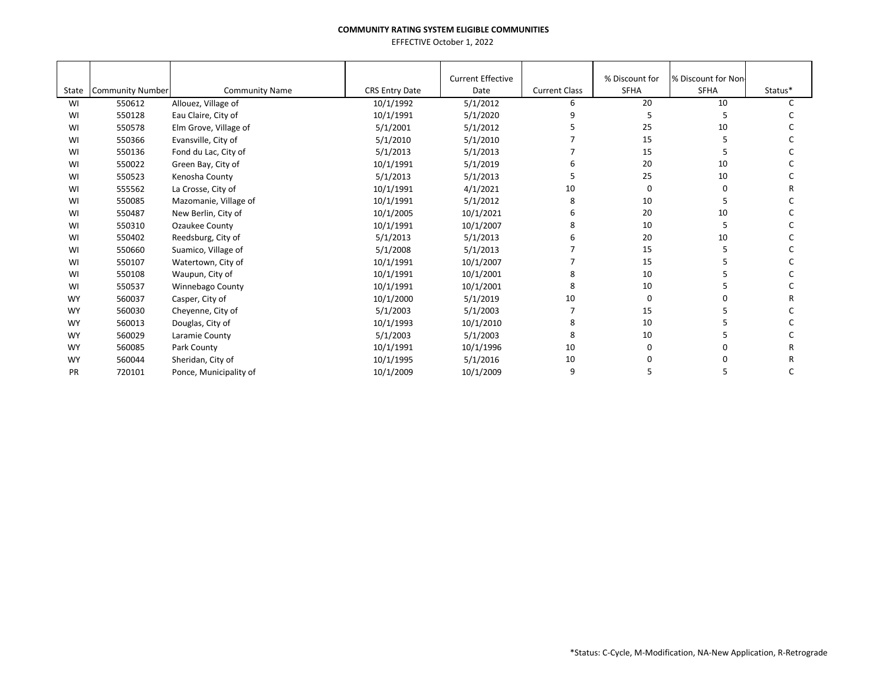**COMMUNITY RATING SYSTEM ELIGIBLE COMMUNITIES**

EFFECTIVE October 1, 2022

| State | Community Number | Community Name | CRS Entry Date | Current Effective Date | Current Class | % Discount for SFHA | % Discount for Non-SFHA | Status* |
|---|---|---|---|---|---|---|---|---|
| WI | 550612 | Allouez, Village of | 10/1/1992 | 5/1/2012 | 6 | 20 | 10 | C |
| WI | 550128 | Eau Claire, City of | 10/1/1991 | 5/1/2020 | 9 | 5 | 5 | C |
| WI | 550578 | Elm Grove, Village of | 5/1/2001 | 5/1/2012 | 5 | 25 | 10 | C |
| WI | 550366 | Evansville, City of | 5/1/2010 | 5/1/2010 | 7 | 15 | 5 | C |
| WI | 550136 | Fond du Lac, City of | 5/1/2013 | 5/1/2013 | 7 | 15 | 5 | C |
| WI | 550022 | Green Bay, City of | 10/1/1991 | 5/1/2019 | 6 | 20 | 10 | C |
| WI | 550523 | Kenosha County | 5/1/2013 | 5/1/2013 | 5 | 25 | 10 | C |
| WI | 555562 | La Crosse, City of | 10/1/1991 | 4/1/2021 | 10 | 0 | 0 | R |
| WI | 550085 | Mazomanie, Village of | 10/1/1991 | 5/1/2012 | 8 | 10 | 5 | C |
| WI | 550487 | New Berlin, City of | 10/1/2005 | 10/1/2021 | 6 | 20 | 10 | C |
| WI | 550310 | Ozaukee County | 10/1/1991 | 10/1/2007 | 8 | 10 | 5 | C |
| WI | 550402 | Reedsburg, City of | 5/1/2013 | 5/1/2013 | 6 | 20 | 10 | C |
| WI | 550660 | Suamico, Village of | 5/1/2008 | 5/1/2013 | 7 | 15 | 5 | C |
| WI | 550107 | Watertown, City of | 10/1/1991 | 10/1/2007 | 7 | 15 | 5 | C |
| WI | 550108 | Waupun, City of | 10/1/1991 | 10/1/2001 | 8 | 10 | 5 | C |
| WI | 550537 | Winnebago County | 10/1/1991 | 10/1/2001 | 8 | 10 | 5 | C |
| WY | 560037 | Casper, City of | 10/1/2000 | 5/1/2019 | 10 | 0 | 0 | R |
| WY | 560030 | Cheyenne, City of | 5/1/2003 | 5/1/2003 | 7 | 15 | 5 | C |
| WY | 560013 | Douglas, City of | 10/1/1993 | 10/1/2010 | 8 | 10 | 5 | C |
| WY | 560029 | Laramie County | 5/1/2003 | 5/1/2003 | 8 | 10 | 5 | C |
| WY | 560085 | Park County | 10/1/1991 | 10/1/1996 | 10 | 0 | 0 | R |
| WY | 560044 | Sheridan, City of | 10/1/1995 | 5/1/2016 | 10 | 0 | 0 | R |
| PR | 720101 | Ponce, Municipality of | 10/1/2009 | 10/1/2009 | 9 | 5 | 5 | C |

*Status: C-Cycle, M-Modification, NA-New Application, R-Retrograde